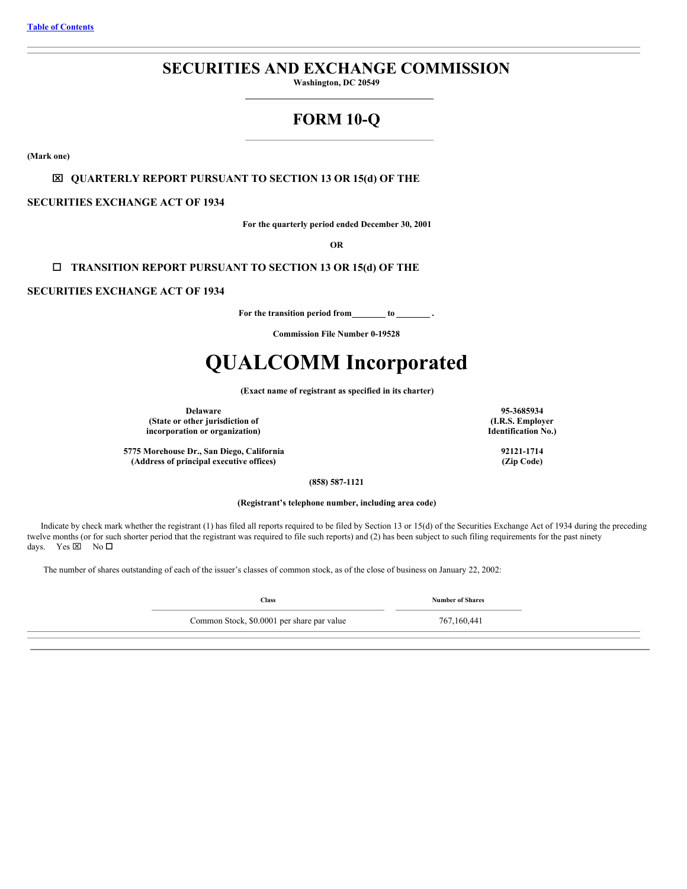[Table of Contents](#)

# SECURITIES AND EXCHANGE COMMISSION

**Washington, DC 20549**

# FORM 10-Q

**(Mark one)**

☒ **QUARTERLY REPORT PURSUANT TO SECTION 13 OR 15(d) OF THE SECURITIES EXCHANGE ACT OF 1934**

**For the quarterly period ended December 30, 2001**

**OR**

☐ **TRANSITION REPORT PURSUANT TO SECTION 13 OR 15(d) OF THE SECURITIES EXCHANGE ACT OF 1934**

**For the transition period from\_\_\_\_\_\_\_ to \_\_\_\_\_\_\_ .**

**Commission File Number 0-19528**

# QUALCOMM Incorporated

**(Exact name of registrant as specified in its charter)**

| | |
|---|---|
| **Delaware**<br>**(State or other jurisdiction of incorporation or organization)** | **95-3685934**<br>**(I.R.S. Employer Identification No.)** |
| **5775 Morehouse Dr., San Diego, California**<br>**(Address of principal executive offices)** | **92121-1714**<br>**(Zip Code)** |

**(858) 587-1121**

**(Registrant's telephone number, including area code)**

Indicate by check mark whether the registrant (1) has filed all reports required to be filed by Section 13 or 15(d) of the Securities Exchange Act of 1934 during the preceding twelve months (or for such shorter period that the registrant was required to file such reports) and (2) has been subject to such filing requirements for the past ninety days. Yes ☒ No ☐

The number of shares outstanding of each of the issuer's classes of common stock, as of the close of business on January 22, 2002:

| Class | Number of Shares |
|---|---|
| Common Stock, $0.0001 per share par value | 767,160,441 |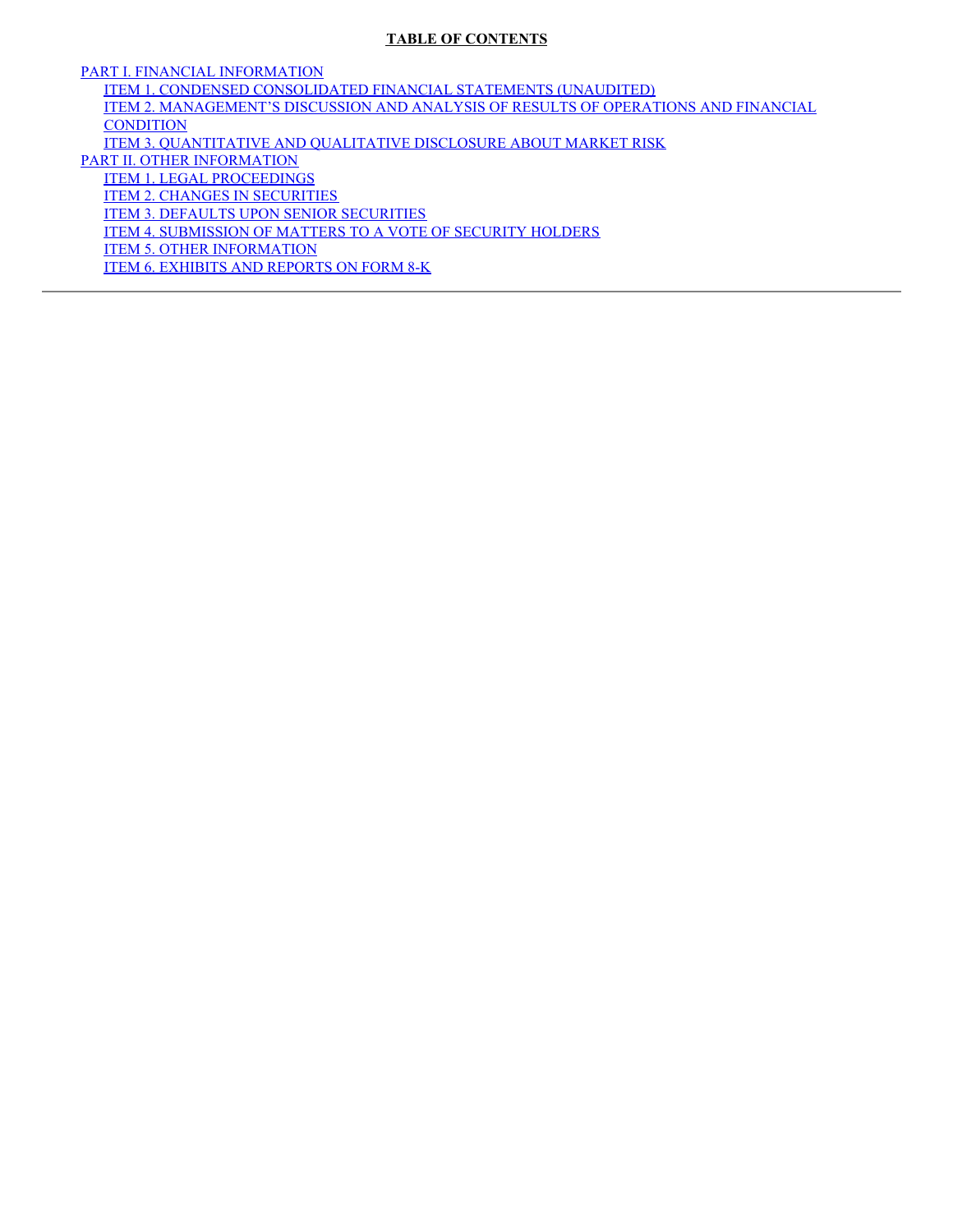**TABLE OF CONTENTS**

- PART I. FINANCIAL INFORMATION
  - ITEM 1. CONDENSED CONSOLIDATED FINANCIAL STATEMENTS (UNAUDITED)
  - ITEM 2. MANAGEMENT'S DISCUSSION AND ANALYSIS OF RESULTS OF OPERATIONS AND FINANCIAL CONDITION
  - ITEM 3. QUANTITATIVE AND QUALITATIVE DISCLOSURE ABOUT MARKET RISK
- PART II. OTHER INFORMATION
  - ITEM 1. LEGAL PROCEEDINGS
  - ITEM 2. CHANGES IN SECURITIES
  - ITEM 3. DEFAULTS UPON SENIOR SECURITIES
  - ITEM 4. SUBMISSION OF MATTERS TO A VOTE OF SECURITY HOLDERS
  - ITEM 5. OTHER INFORMATION
  - ITEM 6. EXHIBITS AND REPORTS ON FORM 8-K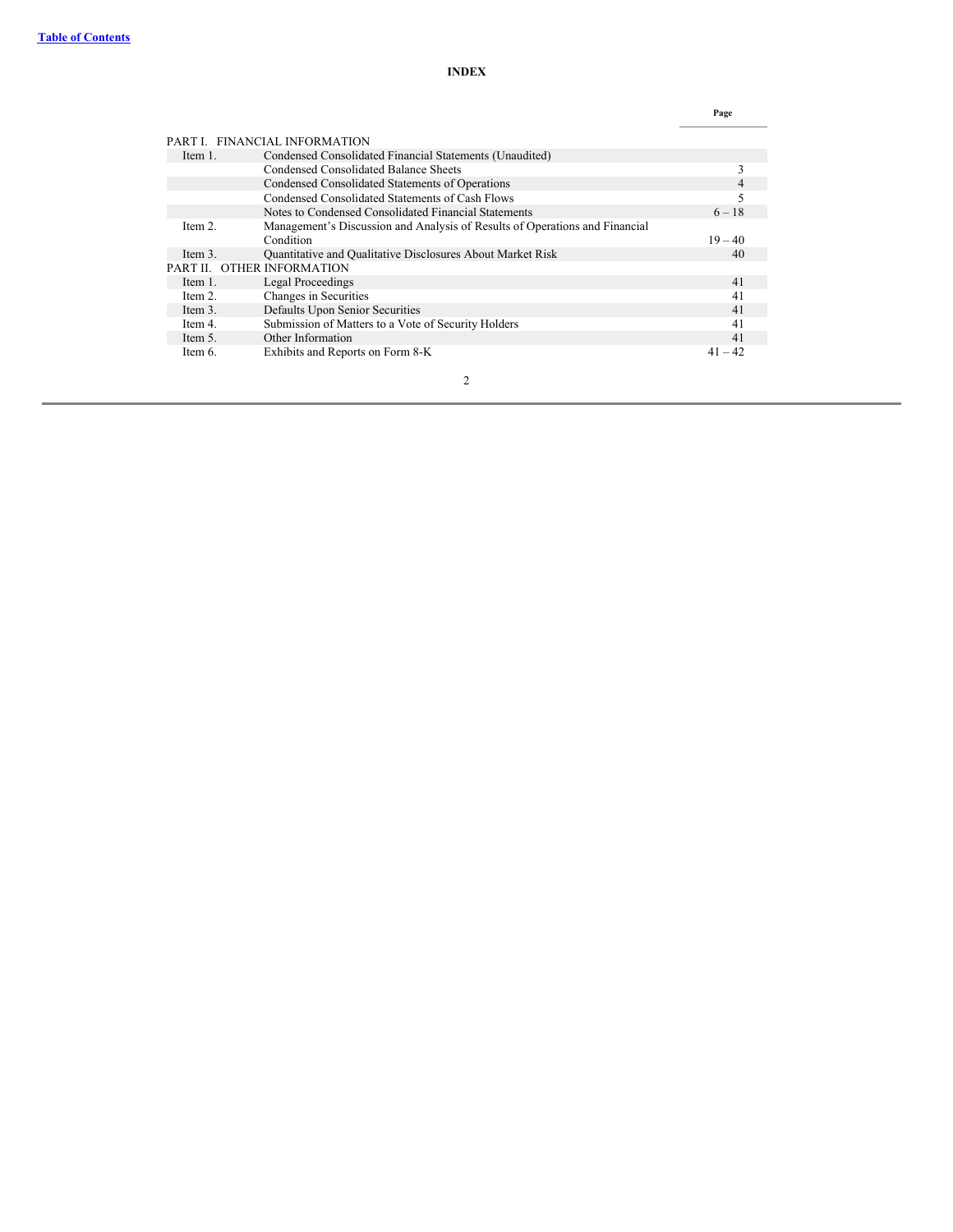[Table of Contents](#)

**INDEX**

| | | Page |
|---|---|---|
| PART I. FINANCIAL INFORMATION | | |
| Item 1. | Condensed Consolidated Financial Statements (Unaudited) | |
| | Condensed Consolidated Balance Sheets | 3 |
| | Condensed Consolidated Statements of Operations | 4 |
| | Condensed Consolidated Statements of Cash Flows | 5 |
| | Notes to Condensed Consolidated Financial Statements | 6 – 18 |
| Item 2. | Management’s Discussion and Analysis of Results of Operations and Financial Condition | 19 – 40 |
| Item 3. | Quantitative and Qualitative Disclosures About Market Risk | 40 |
| PART II. OTHER INFORMATION | | |
| Item 1. | Legal Proceedings | 41 |
| Item 2. | Changes in Securities | 41 |
| Item 3. | Defaults Upon Senior Securities | 41 |
| Item 4. | Submission of Matters to a Vote of Security Holders | 41 |
| Item 5. | Other Information | 41 |
| Item 6. | Exhibits and Reports on Form 8-K | 41 – 42 |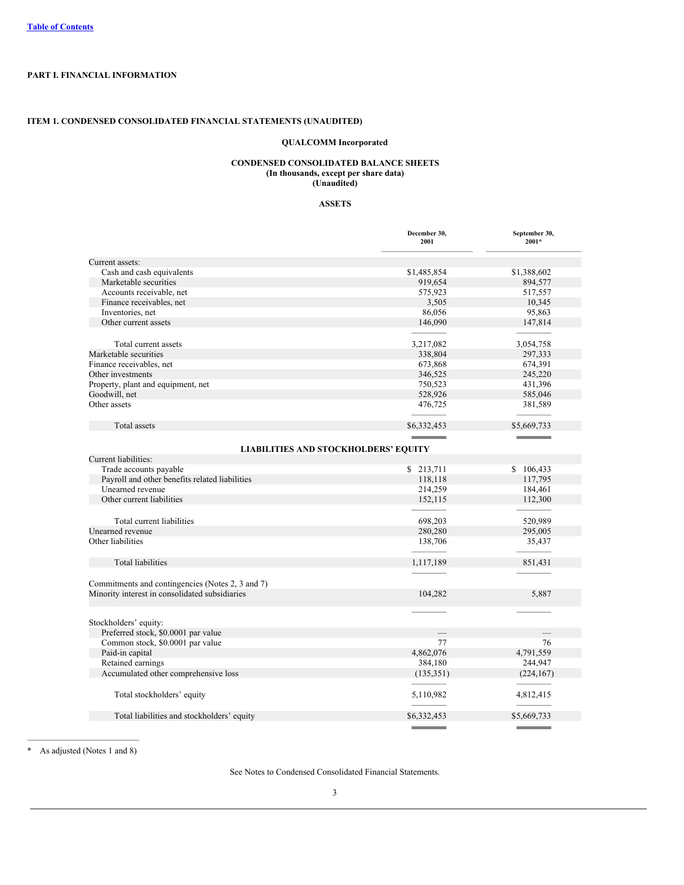Table of Contents

# PART I. FINANCIAL INFORMATION

## ITEM 1. CONDENSED CONSOLIDATED FINANCIAL STATEMENTS (UNAUDITED)

### QUALCOMM Incorporated

### CONDENSED CONSOLIDATED BALANCE SHEETS
**(In thousands, except per share data)**
**(Unaudited)**

**ASSETS**

| | December 30, 2001 | September 30, 2001* |
|---|---|---|
| Current assets: | | |
| Cash and cash equivalents | $1,485,854 | $1,388,602 |
| Marketable securities | 919,654 | 894,577 |
| Accounts receivable, net | 575,923 | 517,557 |
| Finance receivables, net | 3,505 | 10,345 |
| Inventories, net | 86,056 | 95,863 |
| Other current assets | 146,090 | 147,814 |
| Total current assets | 3,217,082 | 3,054,758 |
| Marketable securities | 338,804 | 297,333 |
| Finance receivables, net | 673,868 | 674,391 |
| Other investments | 346,525 | 245,220 |
| Property, plant and equipment, net | 750,523 | 431,396 |
| Goodwill, net | 528,926 | 585,046 |
| Other assets | 476,725 | 381,589 |
| Total assets | $6,332,453 | $5,669,733 |

**LIABILITIES AND STOCKHOLDERS' EQUITY**

| | December 30, 2001 | September 30, 2001* |
|---|---|---|
| Current liabilities: | | |
| Trade accounts payable | $ 213,711 | $ 106,433 |
| Payroll and other benefits related liabilities | 118,118 | 117,795 |
| Unearned revenue | 214,259 | 184,461 |
| Other current liabilities | 152,115 | 112,300 |
| Total current liabilities | 698,203 | 520,989 |
| Unearned revenue | 280,280 | 295,005 |
| Other liabilities | 138,706 | 35,437 |
| Total liabilities | 1,117,189 | 851,431 |
| Commitments and contingencies (Notes 2, 3 and 7) | | |
| Minority interest in consolidated subsidiaries | 104,282 | 5,887 |
| Stockholders' equity: | | |
| Preferred stock, $0.0001 par value | — | — |
| Common stock, $0.0001 par value | 77 | 76 |
| Paid-in capital | 4,862,076 | 4,791,559 |
| Retained earnings | 384,180 | 244,947 |
| Accumulated other comprehensive loss | (135,351) | (224,167) |
| Total stockholders' equity | 5,110,982 | 4,812,415 |
| Total liabilities and stockholders' equity | $6,332,453 | $5,669,733 |

* As adjusted (Notes 1 and 8)

See Notes to Condensed Consolidated Financial Statements.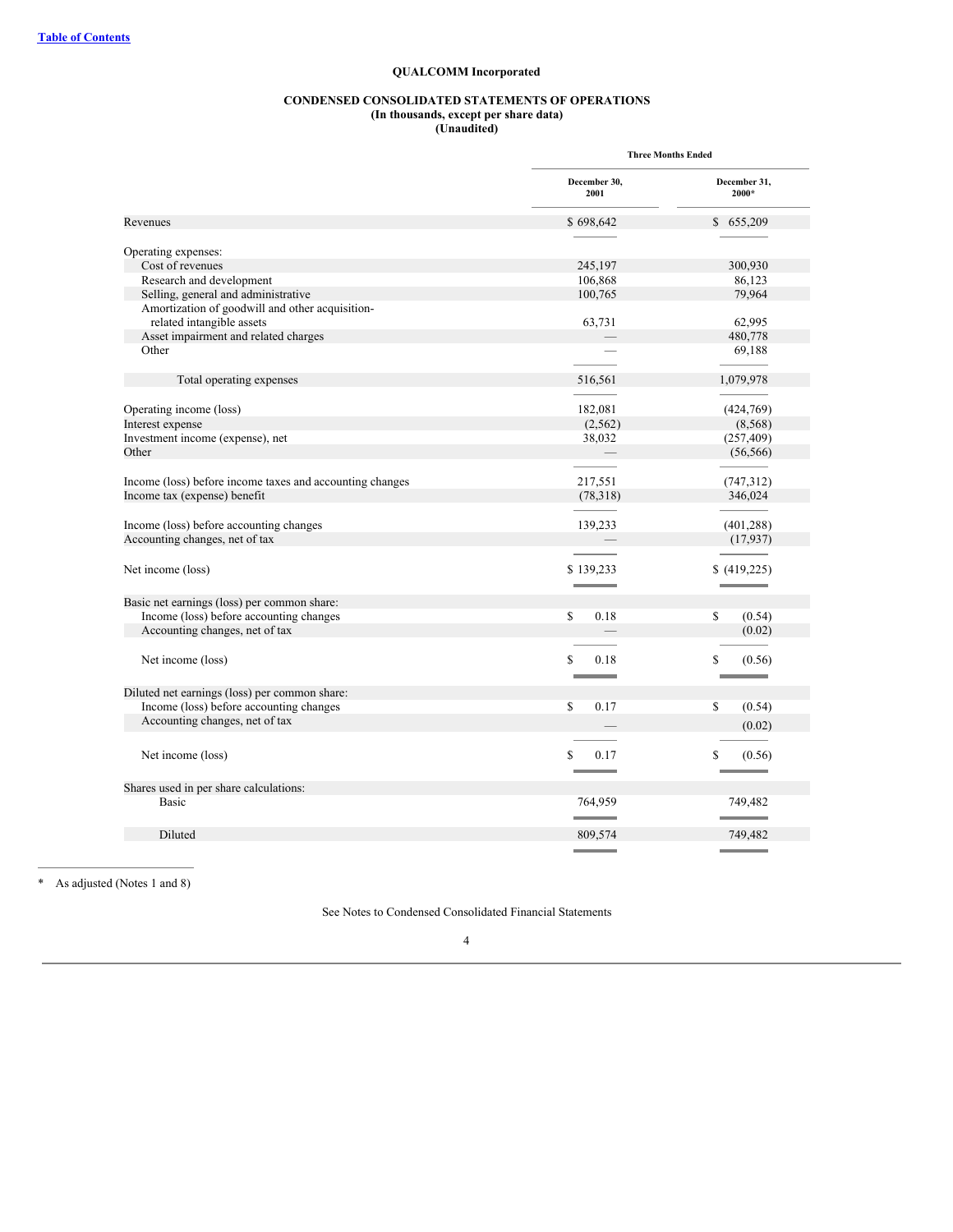[Table of Contents](#)

**QUALCOMM Incorporated**

**CONDENSED CONSOLIDATED STATEMENTS OF OPERATIONS**
**(In thousands, except per share data)**
**(Unaudited)**

| | Three Months Ended | |
|---|---|---|
| | December 30, 2001 | December 31, 2000* |
| Revenues | $ 698,642 | $ 655,209 |
| Operating expenses: | | |
| Cost of revenues | 245,197 | 300,930 |
| Research and development | 106,868 | 86,123 |
| Selling, general and administrative | 100,765 | 79,964 |
| Amortization of goodwill and other acquisition-related intangible assets | 63,731 | 62,995 |
| Asset impairment and related charges | — | 480,778 |
| Other | — | 69,188 |
| Total operating expenses | 516,561 | 1,079,978 |
| Operating income (loss) | 182,081 | (424,769) |
| Interest expense | (2,562) | (8,568) |
| Investment income (expense), net | 38,032 | (257,409) |
| Other | — | (56,566) |
| Income (loss) before income taxes and accounting changes | 217,551 | (747,312) |
| Income tax (expense) benefit | (78,318) | 346,024 |
| Income (loss) before accounting changes | 139,233 | (401,288) |
| Accounting changes, net of tax | — | (17,937) |
| Net income (loss) | $ 139,233 | $ (419,225) |
| Basic net earnings (loss) per common share: | | |
| Income (loss) before accounting changes | $ 0.18 | $ (0.54) |
| Accounting changes, net of tax | — | (0.02) |
| Net income (loss) | $ 0.18 | $ (0.56) |
| Diluted net earnings (loss) per common share: | | |
| Income (loss) before accounting changes | $ 0.17 | $ (0.54) |
| Accounting changes, net of tax | — | (0.02) |
| Net income (loss) | $ 0.17 | $ (0.56) |
| Shares used in per share calculations: | | |
| Basic | 764,959 | 749,482 |
| Diluted | 809,574 | 749,482 |

\* As adjusted (Notes 1 and 8)

See Notes to Condensed Consolidated Financial Statements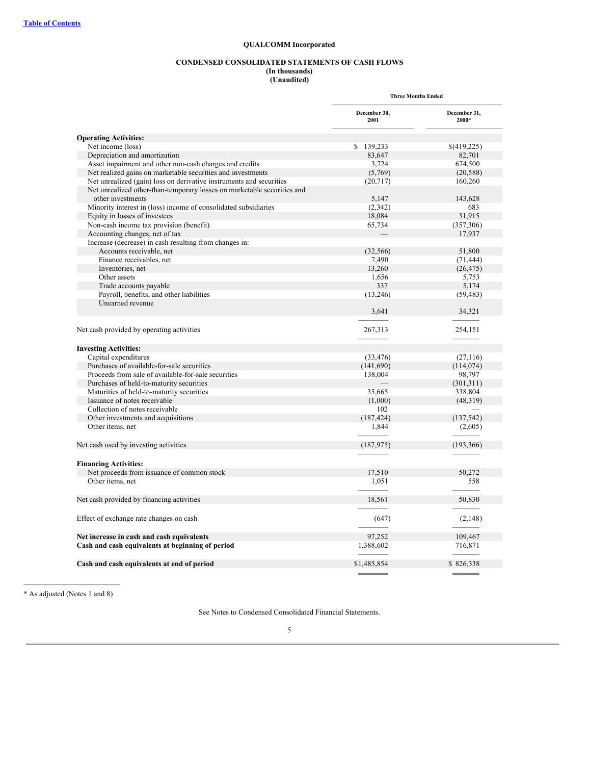[Table of Contents](#)

**QUALCOMM Incorporated**

**CONDENSED CONSOLIDATED STATEMENTS OF CASH FLOWS**
**(In thousands)**
**(Unaudited)**

| | Three Months Ended | |
|---|---|---|
| | December 30, 2001 | December 31, 2000* |
| **Operating Activities:** | | |
| Net income (loss) | $ 139,233 | $(419,225) |
| Depreciation and amortization | 83,647 | 82,701 |
| Asset impairment and other non-cash charges and credits | 3,724 | 674,500 |
| Net realized gains on marketable securities and investments | (5,769) | (20,588) |
| Net unrealized (gain) loss on derivative instruments and securities | (20,717) | 160,260 |
| Net unrealized other-than-temporary losses on marketable securities and other investments | 5,147 | 143,628 |
| Minority interest in (loss) income of consolidated subsidiaries | (2,342) | 683 |
| Equity in losses of investees | 18,084 | 31,915 |
| Non-cash income tax provision (benefit) | 65,734 | (357,306) |
| Accounting changes, net of tax | — | 17,937 |
| Increase (decrease) in cash resulting from changes in: | | |
| Accounts receivable, net | (32,566) | 51,800 |
| Finance receivables, net | 7,490 | (71,444) |
| Inventories, net | 13,260 | (26,475) |
| Other assets | 1,656 | 5,753 |
| Trade accounts payable | 337 | 5,174 |
| Payroll, benefits, and other liabilities | (13,246) | (59,483) |
| Unearned revenue | 3,641 | 34,321 |
| Net cash provided by operating activities | 267,313 | 254,151 |
| **Investing Activities:** | | |
| Capital expenditures | (33,476) | (27,116) |
| Purchases of available-for-sale securities | (141,690) | (114,074) |
| Proceeds from sale of available-for-sale securities | 138,004 | 98,797 |
| Purchases of held-to-maturity securities | — | (301,311) |
| Maturities of held-to-maturity securities | 35,665 | 338,804 |
| Issuance of notes receivable | (1,000) | (48,319) |
| Collection of notes receivable | 102 | — |
| Other investments and acquisitions | (187,424) | (137,542) |
| Other items, net | 1,844 | (2,605) |
| Net cash used by investing activities | (187,975) | (193,366) |
| **Financing Activities:** | | |
| Net proceeds from issuance of common stock | 17,510 | 50,272 |
| Other items, net | 1,051 | 558 |
| Net cash provided by financing activities | 18,561 | 50,830 |
| Effect of exchange rate changes on cash | (647) | (2,148) |
| **Net increase in cash and cash equivalents** | 97,252 | 109,467 |
| **Cash and cash equivalents at beginning of period** | 1,388,602 | 716,871 |
| **Cash and cash equivalents at end of period** | $1,485,854 | $ 826,338 |

\* As adjusted (Notes 1 and 8)

See Notes to Condensed Consolidated Financial Statements.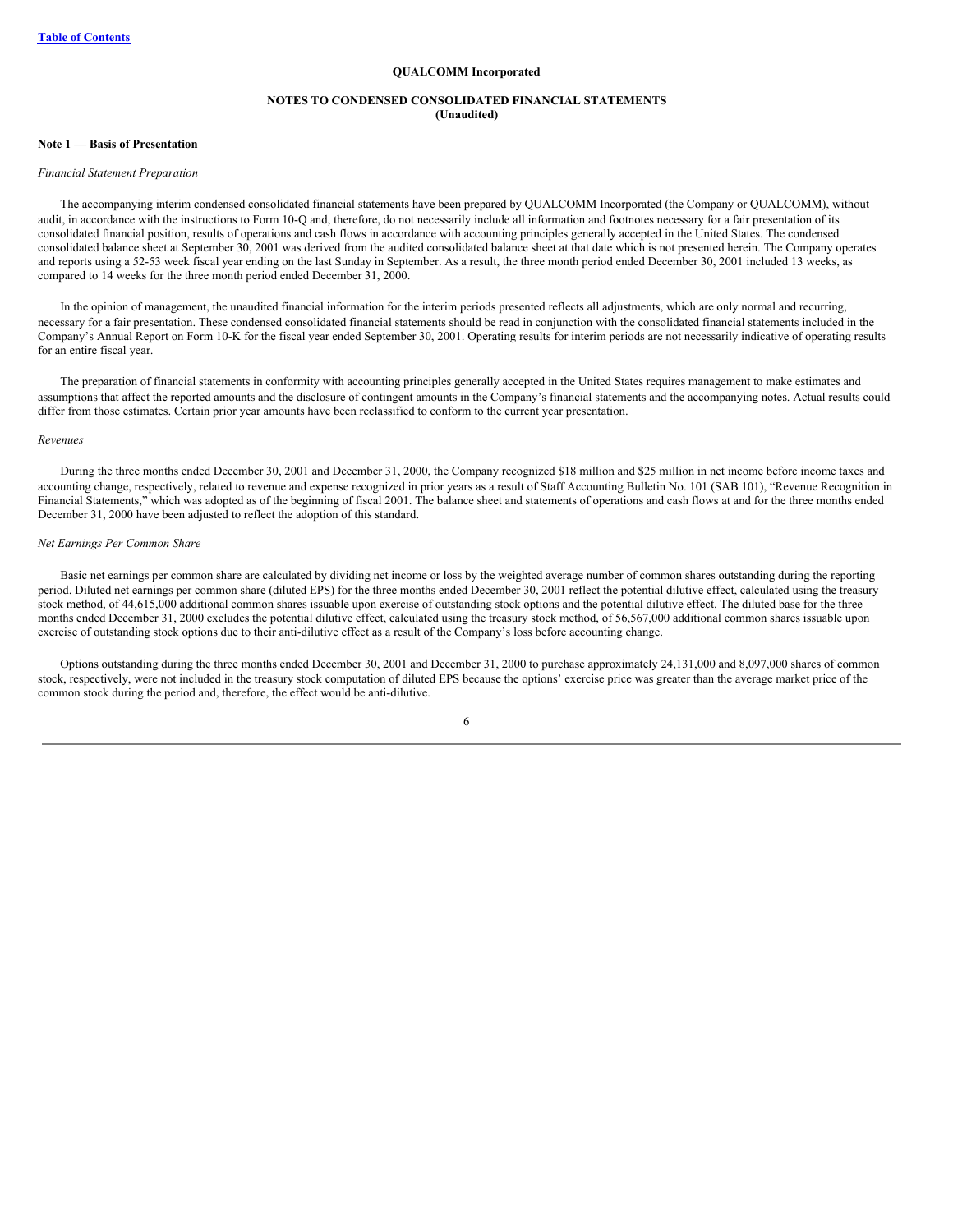[Table of Contents](#)

**QUALCOMM Incorporated**

**NOTES TO CONDENSED CONSOLIDATED FINANCIAL STATEMENTS**
**(Unaudited)**

**Note 1 — Basis of Presentation**

*Financial Statement Preparation*

The accompanying interim condensed consolidated financial statements have been prepared by QUALCOMM Incorporated (the Company or QUALCOMM), without audit, in accordance with the instructions to Form 10-Q and, therefore, do not necessarily include all information and footnotes necessary for a fair presentation of its consolidated financial position, results of operations and cash flows in accordance with accounting principles generally accepted in the United States. The condensed consolidated balance sheet at September 30, 2001 was derived from the audited consolidated balance sheet at that date which is not presented herein. The Company operates and reports using a 52-53 week fiscal year ending on the last Sunday in September. As a result, the three month period ended December 30, 2001 included 13 weeks, as compared to 14 weeks for the three month period ended December 31, 2000.

In the opinion of management, the unaudited financial information for the interim periods presented reflects all adjustments, which are only normal and recurring, necessary for a fair presentation. These condensed consolidated financial statements should be read in conjunction with the consolidated financial statements included in the Company's Annual Report on Form 10-K for the fiscal year ended September 30, 2001. Operating results for interim periods are not necessarily indicative of operating results for an entire fiscal year.

The preparation of financial statements in conformity with accounting principles generally accepted in the United States requires management to make estimates and assumptions that affect the reported amounts and the disclosure of contingent amounts in the Company's financial statements and the accompanying notes. Actual results could differ from those estimates. Certain prior year amounts have been reclassified to conform to the current year presentation.

*Revenues*

During the three months ended December 30, 2001 and December 31, 2000, the Company recognized $18 million and $25 million in net income before income taxes and accounting change, respectively, related to revenue and expense recognized in prior years as a result of Staff Accounting Bulletin No. 101 (SAB 101), "Revenue Recognition in Financial Statements," which was adopted as of the beginning of fiscal 2001. The balance sheet and statements of operations and cash flows at and for the three months ended December 31, 2000 have been adjusted to reflect the adoption of this standard.

*Net Earnings Per Common Share*

Basic net earnings per common share are calculated by dividing net income or loss by the weighted average number of common shares outstanding during the reporting period. Diluted net earnings per common share (diluted EPS) for the three months ended December 30, 2001 reflect the potential dilutive effect, calculated using the treasury stock method, of 44,615,000 additional common shares issuable upon exercise of outstanding stock options and the potential dilutive effect. The diluted base for the three months ended December 31, 2000 excludes the potential dilutive effect, calculated using the treasury stock method, of 56,567,000 additional common shares issuable upon exercise of outstanding stock options due to their anti-dilutive effect as a result of the Company's loss before accounting change.

Options outstanding during the three months ended December 30, 2001 and December 31, 2000 to purchase approximately 24,131,000 and 8,097,000 shares of common stock, respectively, were not included in the treasury stock computation of diluted EPS because the options' exercise price was greater than the average market price of the common stock during the period and, therefore, the effect would be anti-dilutive.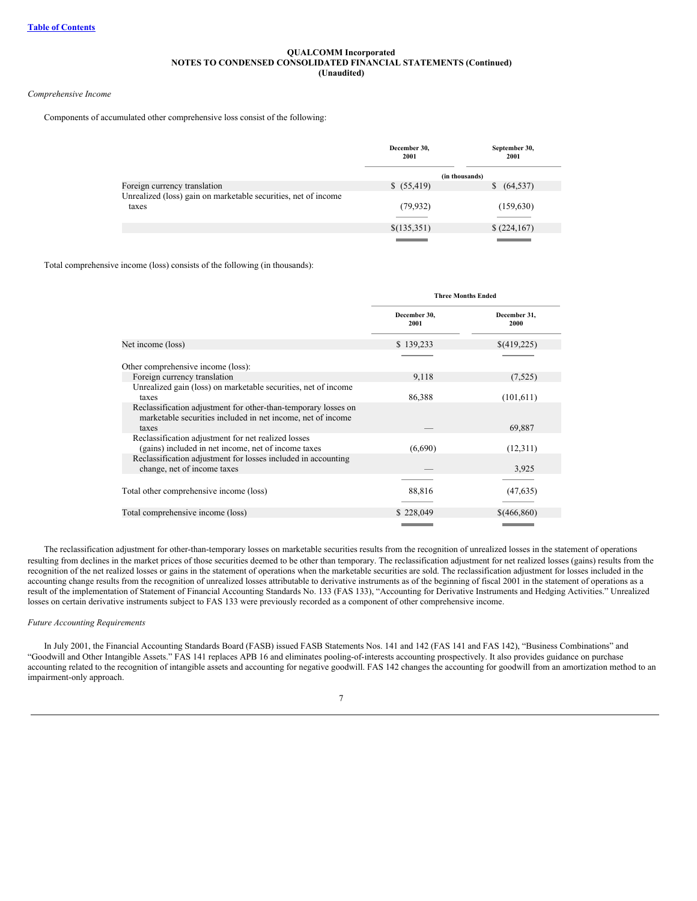**QUALCOMM Incorporated**
**NOTES TO CONDENSED CONSOLIDATED FINANCIAL STATEMENTS (Continued)**
**(Unaudited)**

*Comprehensive Income*

Components of accumulated other comprehensive loss consist of the following:

| | December 30, 2001 | September 30, 2001 |
|---|---|---|
| | (in thousands) | |
| Foreign currency translation | $ (55,419) | $ (64,537) |
| Unrealized (loss) gain on marketable securities, net of income taxes | (79,932) | (159,630) |
| | $(135,351) | $ (224,167) |

Total comprehensive income (loss) consists of the following (in thousands):

| | Three Months Ended | |
|---|---|---|
| | December 30, 2001 | December 31, 2000 |
| Net income (loss) | $ 139,233 | $(419,225) |
| Other comprehensive income (loss): | | |
| Foreign currency translation | 9,118 | (7,525) |
| Unrealized gain (loss) on marketable securities, net of income taxes | 86,388 | (101,611) |
| Reclassification adjustment for other-than-temporary losses on marketable securities included in net income, net of income taxes | — | 69,887 |
| Reclassification adjustment for net realized losses (gains) included in net income, net of income taxes | (6,690) | (12,311) |
| Reclassification adjustment for losses included in accounting change, net of income taxes | — | 3,925 |
| Total other comprehensive income (loss) | 88,816 | (47,635) |
| Total comprehensive income (loss) | $ 228,049 | $(466,860) |

The reclassification adjustment for other-than-temporary losses on marketable securities results from the recognition of unrealized losses in the statement of operations resulting from declines in the market prices of those securities deemed to be other than temporary. The reclassification adjustment for net realized losses (gains) results from the recognition of the net realized losses or gains in the statement of operations when the marketable securities are sold. The reclassification adjustment for losses included in the accounting change results from the recognition of unrealized losses attributable to derivative instruments as of the beginning of fiscal 2001 in the statement of operations as a result of the implementation of Statement of Financial Accounting Standards No. 133 (FAS 133), "Accounting for Derivative Instruments and Hedging Activities." Unrealized losses on certain derivative instruments subject to FAS 133 were previously recorded as a component of other comprehensive income.

*Future Accounting Requirements*

In July 2001, the Financial Accounting Standards Board (FASB) issued FASB Statements Nos. 141 and 142 (FAS 141 and FAS 142), "Business Combinations" and "Goodwill and Other Intangible Assets." FAS 141 replaces APB 16 and eliminates pooling-of-interests accounting prospectively. It also provides guidance on purchase accounting related to the recognition of intangible assets and accounting for negative goodwill. FAS 142 changes the accounting for goodwill from an amortization method to an impairment-only approach.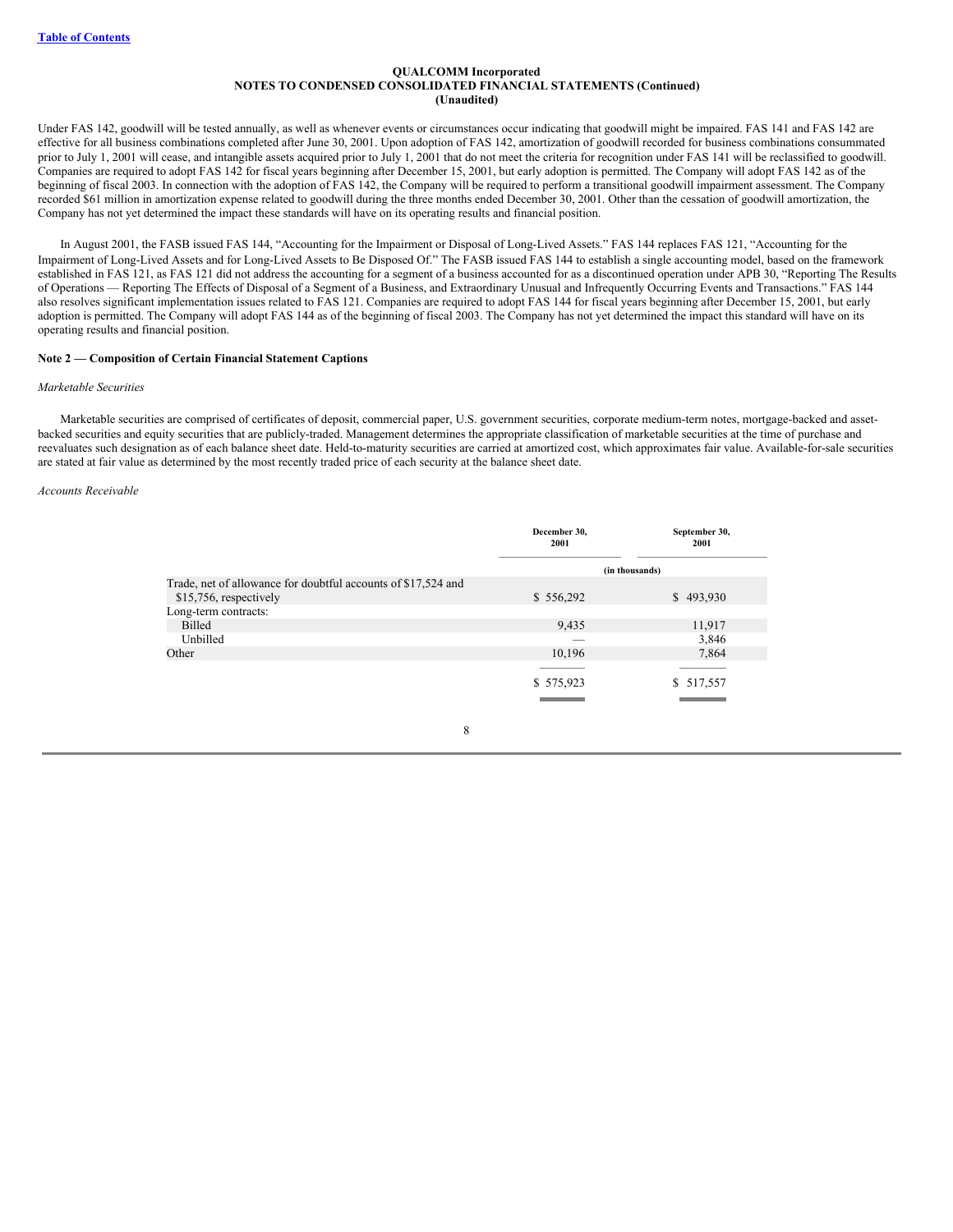**QUALCOMM Incorporated**
**NOTES TO CONDENSED CONSOLIDATED FINANCIAL STATEMENTS (Continued)**
**(Unaudited)**

Under FAS 142, goodwill will be tested annually, as well as whenever events or circumstances occur indicating that goodwill might be impaired. FAS 141 and FAS 142 are effective for all business combinations completed after June 30, 2001. Upon adoption of FAS 142, amortization of goodwill recorded for business combinations consummated prior to July 1, 2001 will cease, and intangible assets acquired prior to July 1, 2001 that do not meet the criteria for recognition under FAS 141 will be reclassified to goodwill. Companies are required to adopt FAS 142 for fiscal years beginning after December 15, 2001, but early adoption is permitted. The Company will adopt FAS 142 as of the beginning of fiscal 2003. In connection with the adoption of FAS 142, the Company will be required to perform a transitional goodwill impairment assessment. The Company recorded $61 million in amortization expense related to goodwill during the three months ended December 30, 2001. Other than the cessation of goodwill amortization, the Company has not yet determined the impact these standards will have on its operating results and financial position.

In August 2001, the FASB issued FAS 144, "Accounting for the Impairment or Disposal of Long-Lived Assets." FAS 144 replaces FAS 121, "Accounting for the Impairment of Long-Lived Assets and for Long-Lived Assets to Be Disposed Of." The FASB issued FAS 144 to establish a single accounting model, based on the framework established in FAS 121, as FAS 121 did not address the accounting for a segment of a business accounted for as a discontinued operation under APB 30, "Reporting The Results of Operations — Reporting The Effects of Disposal of a Segment of a Business, and Extraordinary Unusual and Infrequently Occurring Events and Transactions." FAS 144 also resolves significant implementation issues related to FAS 121. Companies are required to adopt FAS 144 for fiscal years beginning after December 15, 2001, but early adoption is permitted. The Company will adopt FAS 144 as of the beginning of fiscal 2003. The Company has not yet determined the impact this standard will have on its operating results and financial position.

**Note 2 — Composition of Certain Financial Statement Captions**

*Marketable Securities*

Marketable securities are comprised of certificates of deposit, commercial paper, U.S. government securities, corporate medium-term notes, mortgage-backed and asset-backed securities and equity securities that are publicly-traded. Management determines the appropriate classification of marketable securities at the time of purchase and reevaluates such designation as of each balance sheet date. Held-to-maturity securities are carried at amortized cost, which approximates fair value. Available-for-sale securities are stated at fair value as determined by the most recently traded price of each security at the balance sheet date.

*Accounts Receivable*

| | December 30, 2001 | September 30, 2001 |
|---|---|---|
| | (in thousands) | |
| Trade, net of allowance for doubtful accounts of $17,524 and $15,756, respectively | $ 556,292 | $ 493,930 |
| Long-term contracts: | | |
| Billed | 9,435 | 11,917 |
| Unbilled | — | 3,846 |
| Other | 10,196 | 7,864 |
| | $ 575,923 | $ 517,557 |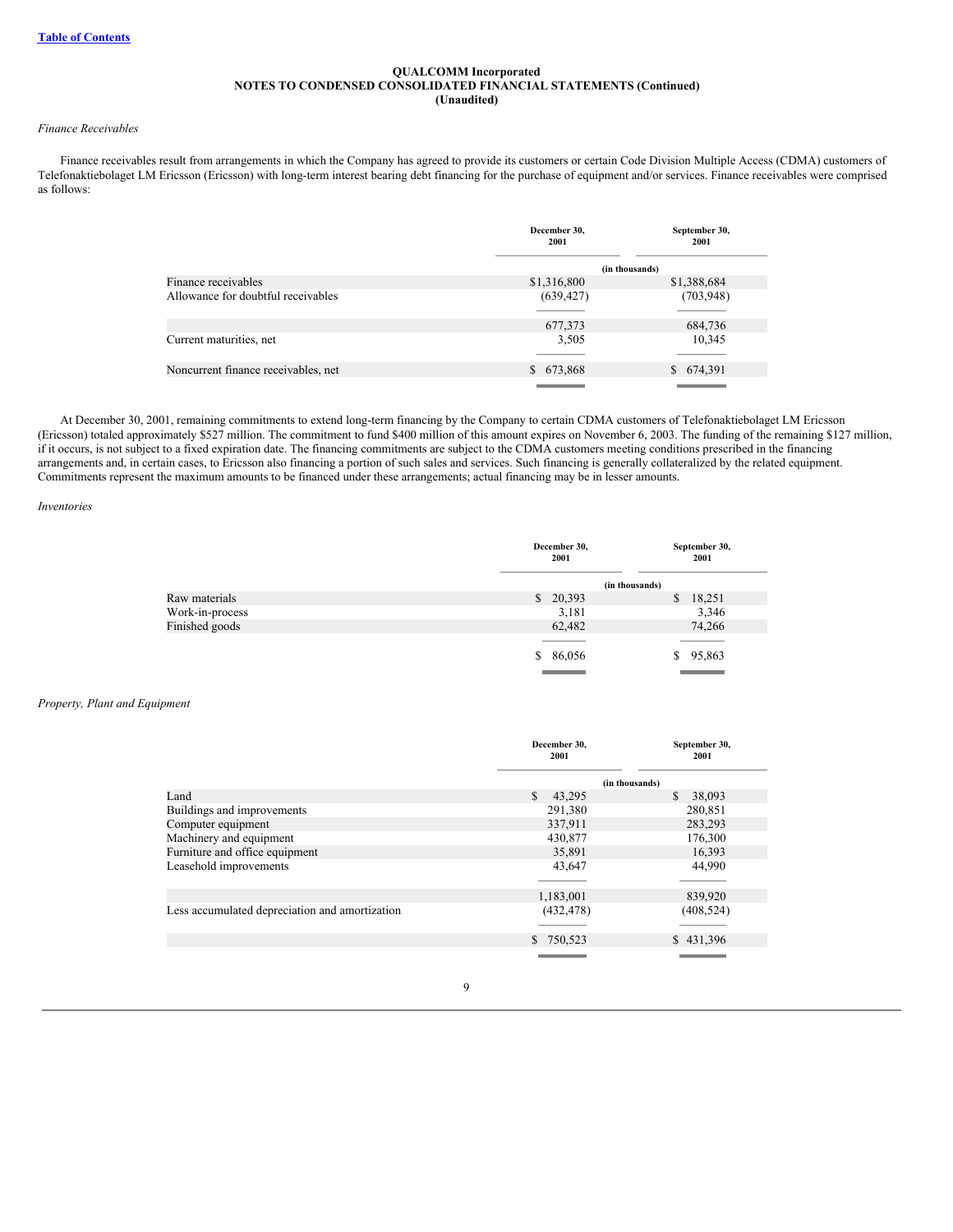[Table of Contents](#)

**QUALCOMM Incorporated**
**NOTES TO CONDENSED CONSOLIDATED FINANCIAL STATEMENTS (Continued)**
**(Unaudited)**

*Finance Receivables*

Finance receivables result from arrangements in which the Company has agreed to provide its customers or certain Code Division Multiple Access (CDMA) customers of Telefonaktiebolaget LM Ericsson (Ericsson) with long-term interest bearing debt financing for the purchase of equipment and/or services. Finance receivables were comprised as follows:

| | December 30, 2001 | September 30, 2001 |
|---|---|---|
| | (in thousands) | |
| Finance receivables | $1,316,800 | $1,388,684 |
| Allowance for doubtful receivables | (639,427) | (703,948) |
| | 677,373 | 684,736 |
| Current maturities, net | 3,505 | 10,345 |
| Noncurrent finance receivables, net | $ 673,868 | $ 674,391 |

At December 30, 2001, remaining commitments to extend long-term financing by the Company to certain CDMA customers of Telefonaktiebolaget LM Ericsson (Ericsson) totaled approximately $527 million. The commitment to fund $400 million of this amount expires on November 6, 2003. The funding of the remaining $127 million, if it occurs, is not subject to a fixed expiration date. The financing commitments are subject to the CDMA customers meeting conditions prescribed in the financing arrangements and, in certain cases, to Ericsson also financing a portion of such sales and services. Such financing is generally collateralized by the related equipment. Commitments represent the maximum amounts to be financed under these arrangements; actual financing may be in lesser amounts.

*Inventories*

| | December 30, 2001 | September 30, 2001 |
|---|---|---|
| | (in thousands) | |
| Raw materials | $ 20,393 | $ 18,251 |
| Work-in-process | 3,181 | 3,346 |
| Finished goods | 62,482 | 74,266 |
| | $ 86,056 | $ 95,863 |

*Property, Plant and Equipment*

| | December 30, 2001 | September 30, 2001 |
|---|---|---|
| | (in thousands) | |
| Land | $ 43,295 | $ 38,093 |
| Buildings and improvements | 291,380 | 280,851 |
| Computer equipment | 337,911 | 283,293 |
| Machinery and equipment | 430,877 | 176,300 |
| Furniture and office equipment | 35,891 | 16,393 |
| Leasehold improvements | 43,647 | 44,990 |
| | 1,183,001 | 839,920 |
| Less accumulated depreciation and amortization | (432,478) | (408,524) |
| | $ 750,523 | $ 431,396 |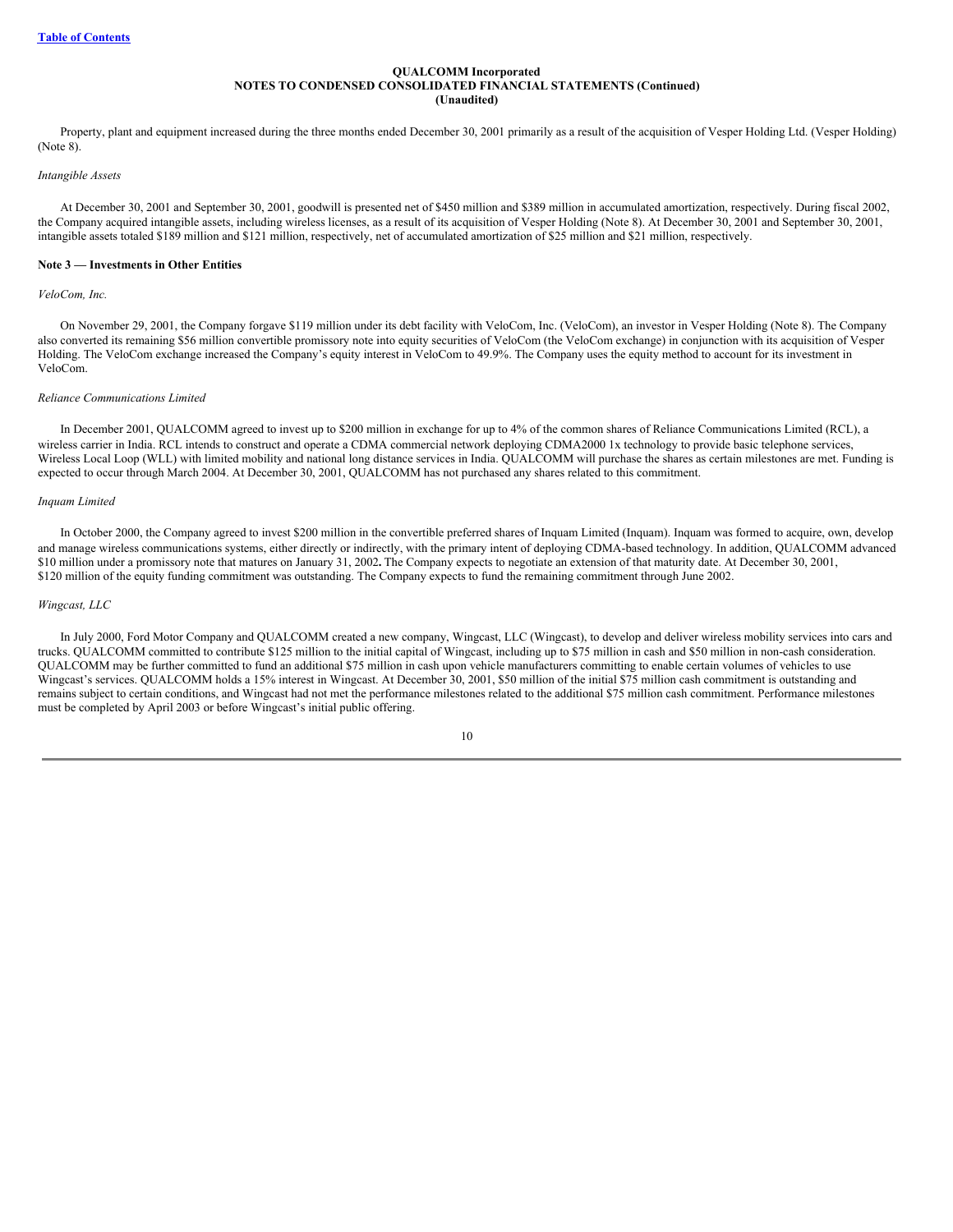**QUALCOMM Incorporated**
**NOTES TO CONDENSED CONSOLIDATED FINANCIAL STATEMENTS (Continued)**
**(Unaudited)**

Property, plant and equipment increased during the three months ended December 30, 2001 primarily as a result of the acquisition of Vesper Holding Ltd. (Vesper Holding) (Note 8).

*Intangible Assets*

At December 30, 2001 and September 30, 2001, goodwill is presented net of $450 million and $389 million in accumulated amortization, respectively. During fiscal 2002, the Company acquired intangible assets, including wireless licenses, as a result of its acquisition of Vesper Holding (Note 8). At December 30, 2001 and September 30, 2001, intangible assets totaled $189 million and $121 million, respectively, net of accumulated amortization of $25 million and $21 million, respectively.

**Note 3 — Investments in Other Entities**

*VeloCom, Inc.*

On November 29, 2001, the Company forgave $119 million under its debt facility with VeloCom, Inc. (VeloCom), an investor in Vesper Holding (Note 8). The Company also converted its remaining $56 million convertible promissory note into equity securities of VeloCom (the VeloCom exchange) in conjunction with its acquisition of Vesper Holding. The VeloCom exchange increased the Company's equity interest in VeloCom to 49.9%. The Company uses the equity method to account for its investment in VeloCom.

*Reliance Communications Limited*

In December 2001, QUALCOMM agreed to invest up to $200 million in exchange for up to 4% of the common shares of Reliance Communications Limited (RCL), a wireless carrier in India. RCL intends to construct and operate a CDMA commercial network deploying CDMA2000 1x technology to provide basic telephone services, Wireless Local Loop (WLL) with limited mobility and national long distance services in India. QUALCOMM will purchase the shares as certain milestones are met. Funding is expected to occur through March 2004. At December 30, 2001, QUALCOMM has not purchased any shares related to this commitment.

*Inquam Limited*

In October 2000, the Company agreed to invest $200 million in the convertible preferred shares of Inquam Limited (Inquam). Inquam was formed to acquire, own, develop and manage wireless communications systems, either directly or indirectly, with the primary intent of deploying CDMA-based technology. In addition, QUALCOMM advanced $10 million under a promissory note that matures on January 31, 2002**.** The Company expects to negotiate an extension of that maturity date. At December 30, 2001, $120 million of the equity funding commitment was outstanding. The Company expects to fund the remaining commitment through June 2002.

*Wingcast, LLC*

In July 2000, Ford Motor Company and QUALCOMM created a new company, Wingcast, LLC (Wingcast), to develop and deliver wireless mobility services into cars and trucks. QUALCOMM committed to contribute $125 million to the initial capital of Wingcast, including up to $75 million in cash and $50 million in non-cash consideration. QUALCOMM may be further committed to fund an additional $75 million in cash upon vehicle manufacturers committing to enable certain volumes of vehicles to use Wingcast's services. QUALCOMM holds a 15% interest in Wingcast. At December 30, 2001, $50 million of the initial $75 million cash commitment is outstanding and remains subject to certain conditions, and Wingcast had not met the performance milestones related to the additional $75 million cash commitment. Performance milestones must be completed by April 2003 or before Wingcast's initial public offering.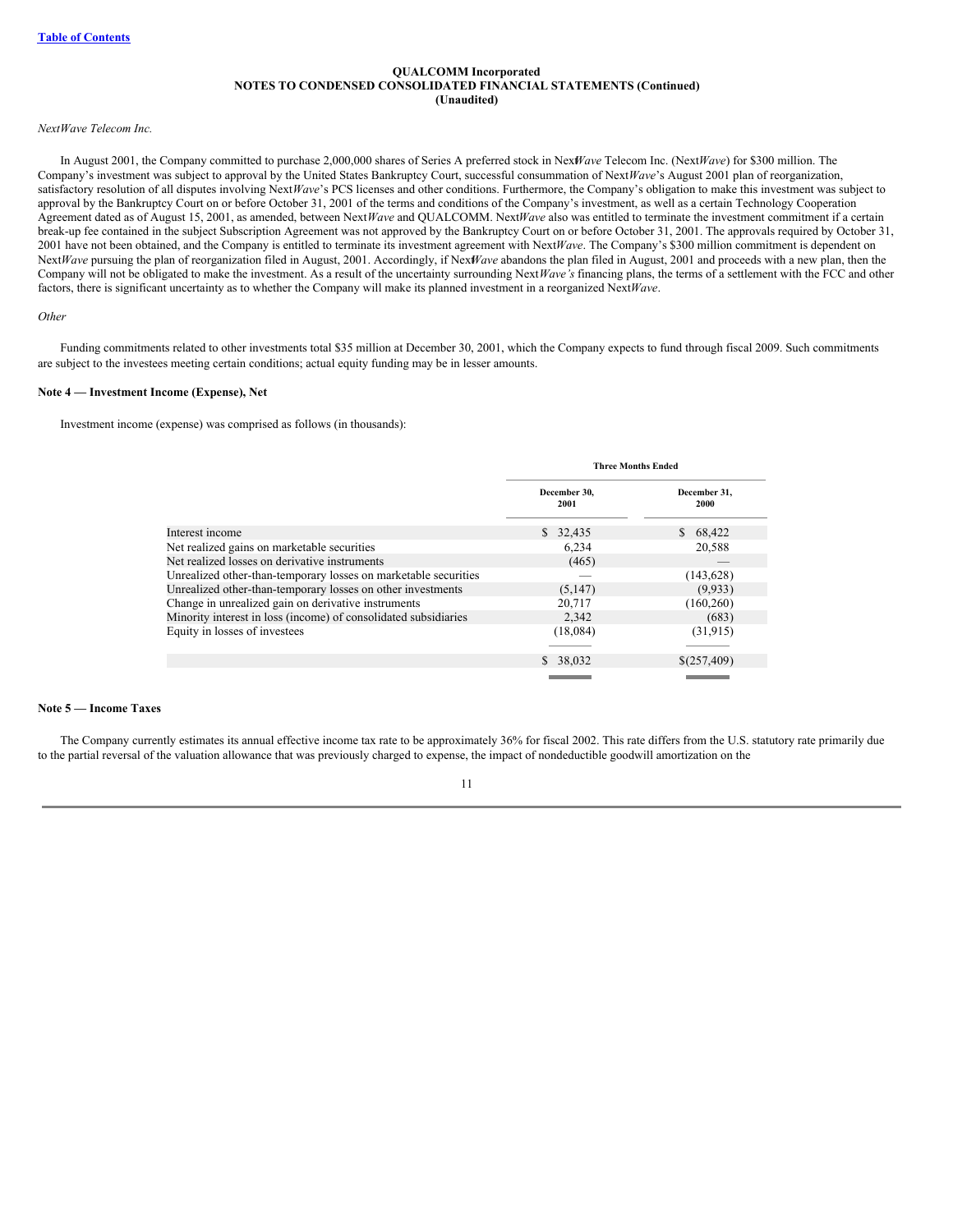**QUALCOMM Incorporated**
**NOTES TO CONDENSED CONSOLIDATED FINANCIAL STATEMENTS (Continued)**
**(Unaudited)**

*NextWave Telecom Inc.*

In August 2001, the Company committed to purchase 2,000,000 shares of Series A preferred stock in Next*Wave* Telecom Inc. (Next*Wave*) for $300 million. The Company's investment was subject to approval by the United States Bankruptcy Court, successful consummation of Next*Wave*'s August 2001 plan of reorganization, satisfactory resolution of all disputes involving Next*Wave*'s PCS licenses and other conditions. Furthermore, the Company's obligation to make this investment was subject to approval by the Bankruptcy Court on or before October 31, 2001 of the terms and conditions of the Company's investment, as well as a certain Technology Cooperation Agreement dated as of August 15, 2001, as amended, between Next*Wave* and QUALCOMM. Next*Wave* also was entitled to terminate the investment commitment if a certain break-up fee contained in the subject Subscription Agreement was not approved by the Bankruptcy Court on or before October 31, 2001. The approvals required by October 31, 2001 have not been obtained, and the Company is entitled to terminate its investment agreement with Next*Wave*. The Company's $300 million commitment is dependent on Next*Wave* pursuing the plan of reorganization filed in August, 2001. Accordingly, if Next*Wave* abandons the plan filed in August, 2001 and proceeds with a new plan, then the Company will not be obligated to make the investment. As a result of the uncertainty surrounding Next*Wave's* financing plans, the terms of a settlement with the FCC and other factors, there is significant uncertainty as to whether the Company will make its planned investment in a reorganized Next*Wave*.

*Other*

Funding commitments related to other investments total $35 million at December 30, 2001, which the Company expects to fund through fiscal 2009. Such commitments are subject to the investees meeting certain conditions; actual equity funding may be in lesser amounts.

**Note 4 — Investment Income (Expense), Net**

Investment income (expense) was comprised as follows (in thousands):

| | Three Months Ended | |
|---|---|---|
| | December 30, 2001 | December 31, 2000 |
| Interest income | $ 32,435 | $ 68,422 |
| Net realized gains on marketable securities | 6,234 | 20,588 |
| Net realized losses on derivative instruments | (465) | — |
| Unrealized other-than-temporary losses on marketable securities | — | (143,628) |
| Unrealized other-than-temporary losses on other investments | (5,147) | (9,933) |
| Change in unrealized gain on derivative instruments | 20,717 | (160,260) |
| Minority interest in loss (income) of consolidated subsidiaries | 2,342 | (683) |
| Equity in losses of investees | (18,084) | (31,915) |
| | $ 38,032 | $(257,409) |

**Note 5 — Income Taxes**

The Company currently estimates its annual effective income tax rate to be approximately 36% for fiscal 2002. This rate differs from the U.S. statutory rate primarily due to the partial reversal of the valuation allowance that was previously charged to expense, the impact of nondeductible goodwill amortization on the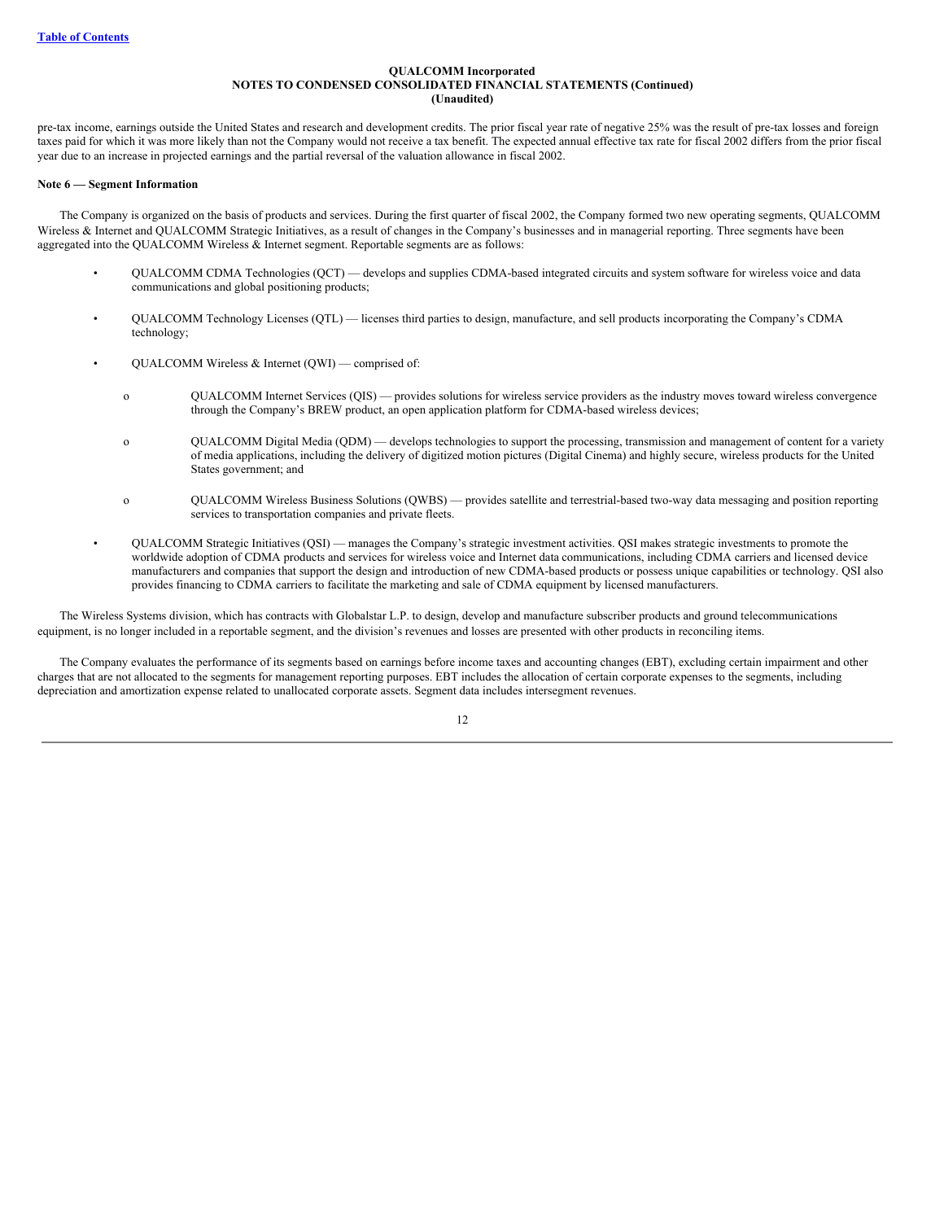pre-tax income, earnings outside the United States and research and development credits. The prior fiscal year rate of negative 25% was the result of pre-tax losses and foreign taxes paid for which it was more likely than not the Company would not receive a tax benefit. The expected annual effective tax rate for fiscal 2002 differs from the prior fiscal year due to an increase in projected earnings and the partial reversal of the valuation allowance in fiscal 2002.

**Note 6 — Segment Information**

The Company is organized on the basis of products and services. During the first quarter of fiscal 2002, the Company formed two new operating segments, QUALCOMM Wireless & Internet and QUALCOMM Strategic Initiatives, as a result of changes in the Company's businesses and in managerial reporting. Three segments have been aggregated into the QUALCOMM Wireless & Internet segment. Reportable segments are as follows:

- QUALCOMM CDMA Technologies (QCT) — develops and supplies CDMA-based integrated circuits and system software for wireless voice and data communications and global positioning products;
- QUALCOMM Technology Licenses (QTL) — licenses third parties to design, manufacture, and sell products incorporating the Company's CDMA technology;
- QUALCOMM Wireless & Internet (QWI) — comprised of:
  - QUALCOMM Internet Services (QIS) — provides solutions for wireless service providers as the industry moves toward wireless convergence through the Company's BREW product, an open application platform for CDMA-based wireless devices;
  - QUALCOMM Digital Media (QDM) — develops technologies to support the processing, transmission and management of content for a variety of media applications, including the delivery of digitized motion pictures (Digital Cinema) and highly secure, wireless products for the United States government; and
  - QUALCOMM Wireless Business Solutions (QWBS) — provides satellite and terrestrial-based two-way data messaging and position reporting services to transportation companies and private fleets.
- QUALCOMM Strategic Initiatives (QSI) — manages the Company's strategic investment activities. QSI makes strategic investments to promote the worldwide adoption of CDMA products and services for wireless voice and Internet data communications, including CDMA carriers and licensed device manufacturers and companies that support the design and introduction of new CDMA-based products or possess unique capabilities or technology. QSI also provides financing to CDMA carriers to facilitate the marketing and sale of CDMA equipment by licensed manufacturers.

The Wireless Systems division, which has contracts with Globalstar L.P. to design, develop and manufacture subscriber products and ground telecommunications equipment, is no longer included in a reportable segment, and the division's revenues and losses are presented with other products in reconciling items.

The Company evaluates the performance of its segments based on earnings before income taxes and accounting changes (EBT), excluding certain impairment and other charges that are not allocated to the segments for management reporting purposes. EBT includes the allocation of certain corporate expenses to the segments, including depreciation and amortization expense related to unallocated corporate assets. Segment data includes intersegment revenues.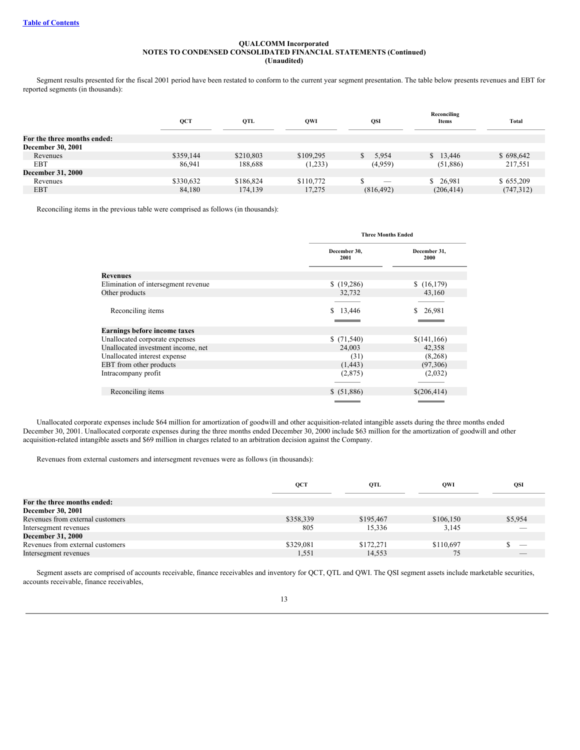Table of Contents

**QUALCOMM Incorporated**
**NOTES TO CONDENSED CONSOLIDATED FINANCIAL STATEMENTS (Continued)**
**(Unaudited)**

Segment results presented for the fiscal 2001 period have been restated to conform to the current year segment presentation. The table below presents revenues and EBT for reported segments (in thousands):

| | QCT | QTL | QWI | QSI | Reconciling Items | Total |
|---|---|---|---|---|---|---|
| **For the three months ended:** | | | | | | |
| **December 30, 2001** | | | | | | |
| Revenues | $359,144 | $210,803 | $109,295 | $ 5,954 | $ 13,446 | $ 698,642 |
| EBT | 86,941 | 188,688 | (1,233) | (4,959) | (51,886) | 217,551 |
| **December 31, 2000** | | | | | | |
| Revenues | $330,632 | $186,824 | $110,772 | $ — | $ 26,981 | $ 655,209 |
| EBT | 84,180 | 174,139 | 17,275 | (816,492) | (206,414) | (747,312) |

Reconciling items in the previous table were comprised as follows (in thousands):

| | Three Months Ended | |
|---|---|---|
| | December 30, 2001 | December 31, 2000 |
| **Revenues** | | |
| Elimination of intersegment revenue | $ (19,286) | $ (16,179) |
| Other products | 32,732 | 43,160 |
| Reconciling items | $ 13,446 | $ 26,981 |
| **Earnings before income taxes** | | |
| Unallocated corporate expenses | $ (71,540) | $(141,166) |
| Unallocated investment income, net | 24,003 | 42,358 |
| Unallocated interest expense | (31) | (8,268) |
| EBT from other products | (1,443) | (97,306) |
| Intracompany profit | (2,875) | (2,032) |
| Reconciling items | $ (51,886) | $(206,414) |

Unallocated corporate expenses include $64 million for amortization of goodwill and other acquisition-related intangible assets during the three months ended December 30, 2001. Unallocated corporate expenses during the three months ended December 30, 2000 include $63 million for the amortization of goodwill and other acquisition-related intangible assets and $69 million in charges related to an arbitration decision against the Company.

Revenues from external customers and intersegment revenues were as follows (in thousands):

| | QCT | QTL | QWI | QSI |
|---|---|---|---|---|
| **For the three months ended:** | | | | |
| **December 30, 2001** | | | | |
| Revenues from external customers | $358,339 | $195,467 | $106,150 | $5,954 |
| Intersegment revenues | 805 | 15,336 | 3,145 | — |
| **December 31, 2000** | | | | |
| Revenues from external customers | $329,081 | $172,271 | $110,697 | $ — |
| Intersegment revenues | 1,551 | 14,553 | 75 | — |

Segment assets are comprised of accounts receivable, finance receivables and inventory for QCT, QTL and QWI. The QSI segment assets include marketable securities, accounts receivable, finance receivables,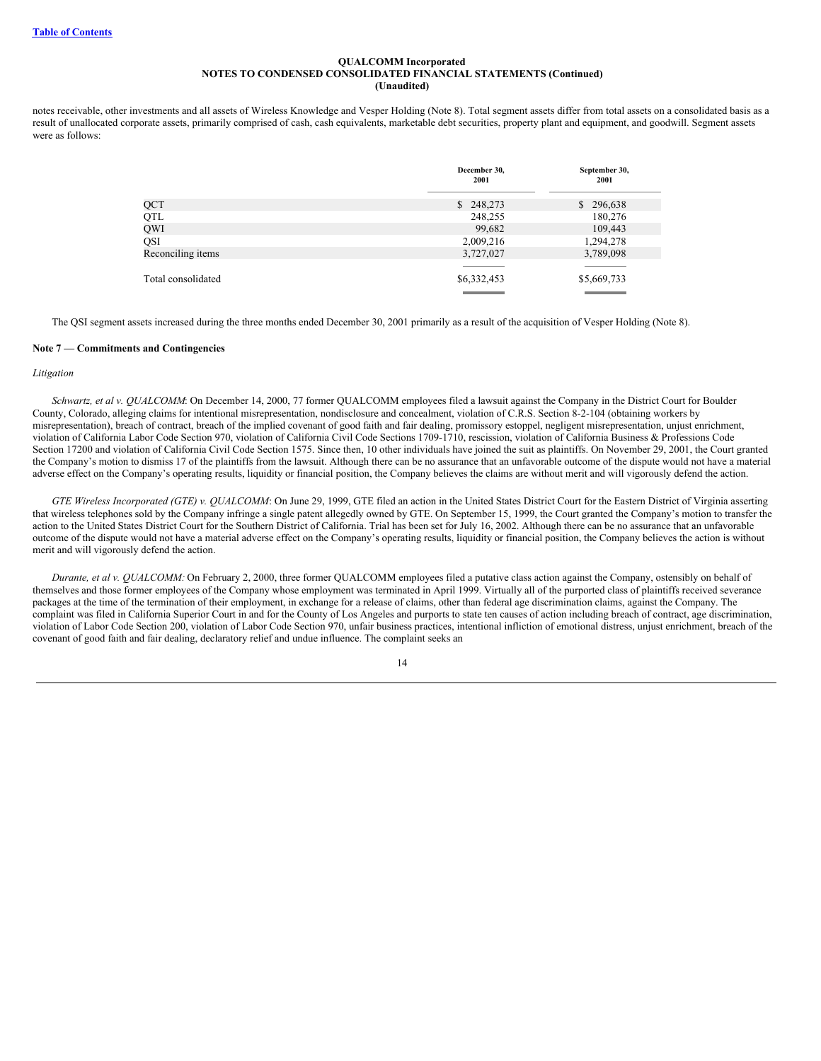notes receivable, other investments and all assets of Wireless Knowledge and Vesper Holding (Note 8). Total segment assets differ from total assets on a consolidated basis as a result of unallocated corporate assets, primarily comprised of cash, cash equivalents, marketable debt securities, property plant and equipment, and goodwill. Segment assets were as follows:

| | December 30, 2001 | September 30, 2001 |
|---|---|---|
| QCT | $ 248,273 | $ 296,638 |
| QTL | 248,255 | 180,276 |
| QWI | 99,682 | 109,443 |
| QSI | 2,009,216 | 1,294,278 |
| Reconciling items | 3,727,027 | 3,789,098 |
| Total consolidated | $6,332,453 | $5,669,733 |

The QSI segment assets increased during the three months ended December 30, 2001 primarily as a result of the acquisition of Vesper Holding (Note 8).

**Note 7 — Commitments and Contingencies**

*Litigation*

*Schwartz, et al v. QUALCOMM*: On December 14, 2000, 77 former QUALCOMM employees filed a lawsuit against the Company in the District Court for Boulder County, Colorado, alleging claims for intentional misrepresentation, nondisclosure and concealment, violation of C.R.S. Section 8-2-104 (obtaining workers by misrepresentation), breach of contract, breach of the implied covenant of good faith and fair dealing, promissory estoppel, negligent misrepresentation, unjust enrichment, violation of California Labor Code Section 970, violation of California Civil Code Sections 1709-1710, rescission, violation of California Business & Professions Code Section 17200 and violation of California Civil Code Section 1575. Since then, 10 other individuals have joined the suit as plaintiffs. On November 29, 2001, the Court granted the Company's motion to dismiss 17 of the plaintiffs from the lawsuit. Although there can be no assurance that an unfavorable outcome of the dispute would not have a material adverse effect on the Company's operating results, liquidity or financial position, the Company believes the claims are without merit and will vigorously defend the action.

*GTE Wireless Incorporated (GTE) v. QUALCOMM*: On June 29, 1999, GTE filed an action in the United States District Court for the Eastern District of Virginia asserting that wireless telephones sold by the Company infringe a single patent allegedly owned by GTE. On September 15, 1999, the Court granted the Company's motion to transfer the action to the United States District Court for the Southern District of California. Trial has been set for July 16, 2002. Although there can be no assurance that an unfavorable outcome of the dispute would not have a material adverse effect on the Company's operating results, liquidity or financial position, the Company believes the action is without merit and will vigorously defend the action.

*Durante, et al v. QUALCOMM:* On February 2, 2000, three former QUALCOMM employees filed a putative class action against the Company, ostensibly on behalf of themselves and those former employees of the Company whose employment was terminated in April 1999. Virtually all of the purported class of plaintiffs received severance packages at the time of the termination of their employment, in exchange for a release of claims, other than federal age discrimination claims, against the Company. The complaint was filed in California Superior Court in and for the County of Los Angeles and purports to state ten causes of action including breach of contract, age discrimination, violation of Labor Code Section 200, violation of Labor Code Section 970, unfair business practices, intentional infliction of emotional distress, unjust enrichment, breach of the covenant of good faith and fair dealing, declaratory relief and undue influence. The complaint seeks an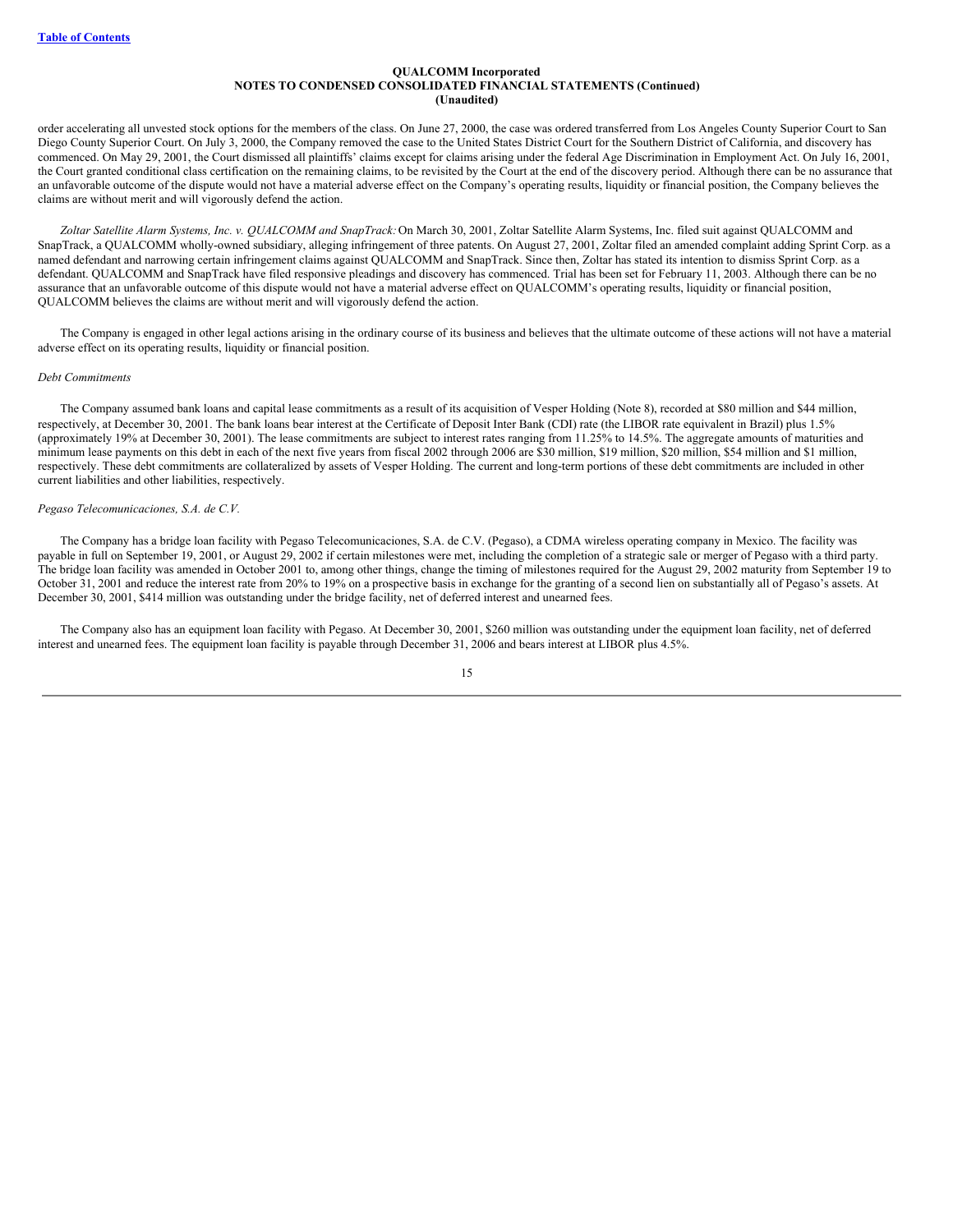order accelerating all unvested stock options for the members of the class. On June 27, 2000, the case was ordered transferred from Los Angeles County Superior Court to San Diego County Superior Court. On July 3, 2000, the Company removed the case to the United States District Court for the Southern District of California, and discovery has commenced. On May 29, 2001, the Court dismissed all plaintiffs' claims except for claims arising under the federal Age Discrimination in Employment Act. On July 16, 2001, the Court granted conditional class certification on the remaining claims, to be revisited by the Court at the end of the discovery period. Although there can be no assurance that an unfavorable outcome of the dispute would not have a material adverse effect on the Company's operating results, liquidity or financial position, the Company believes the claims are without merit and will vigorously defend the action.

*Zoltar Satellite Alarm Systems, Inc. v. QUALCOMM and SnapTrack:* On March 30, 2001, Zoltar Satellite Alarm Systems, Inc. filed suit against QUALCOMM and SnapTrack, a QUALCOMM wholly-owned subsidiary, alleging infringement of three patents. On August 27, 2001, Zoltar filed an amended complaint adding Sprint Corp. as a named defendant and narrowing certain infringement claims against QUALCOMM and SnapTrack. Since then, Zoltar has stated its intention to dismiss Sprint Corp. as a defendant. QUALCOMM and SnapTrack have filed responsive pleadings and discovery has commenced. Trial has been set for February 11, 2003. Although there can be no assurance that an unfavorable outcome of this dispute would not have a material adverse effect on QUALCOMM's operating results, liquidity or financial position, QUALCOMM believes the claims are without merit and will vigorously defend the action.

The Company is engaged in other legal actions arising in the ordinary course of its business and believes that the ultimate outcome of these actions will not have a material adverse effect on its operating results, liquidity or financial position.

*Debt Commitments*

The Company assumed bank loans and capital lease commitments as a result of its acquisition of Vesper Holding (Note 8), recorded at $80 million and $44 million, respectively, at December 30, 2001. The bank loans bear interest at the Certificate of Deposit Inter Bank (CDI) rate (the LIBOR rate equivalent in Brazil) plus 1.5% (approximately 19% at December 30, 2001). The lease commitments are subject to interest rates ranging from 11.25% to 14.5%. The aggregate amounts of maturities and minimum lease payments on this debt in each of the next five years from fiscal 2002 through 2006 are $30 million, $19 million, $20 million, $54 million and $1 million, respectively. These debt commitments are collateralized by assets of Vesper Holding. The current and long-term portions of these debt commitments are included in other current liabilities and other liabilities, respectively.

*Pegaso Telecomunicaciones, S.A. de C.V.*

The Company has a bridge loan facility with Pegaso Telecomunicaciones, S.A. de C.V. (Pegaso), a CDMA wireless operating company in Mexico. The facility was payable in full on September 19, 2001, or August 29, 2002 if certain milestones were met, including the completion of a strategic sale or merger of Pegaso with a third party. The bridge loan facility was amended in October 2001 to, among other things, change the timing of milestones required for the August 29, 2002 maturity from September 19 to October 31, 2001 and reduce the interest rate from 20% to 19% on a prospective basis in exchange for the granting of a second lien on substantially all of Pegaso's assets. At December 30, 2001, $414 million was outstanding under the bridge facility, net of deferred interest and unearned fees.

The Company also has an equipment loan facility with Pegaso. At December 30, 2001, $260 million was outstanding under the equipment loan facility, net of deferred interest and unearned fees. The equipment loan facility is payable through December 31, 2006 and bears interest at LIBOR plus 4.5%.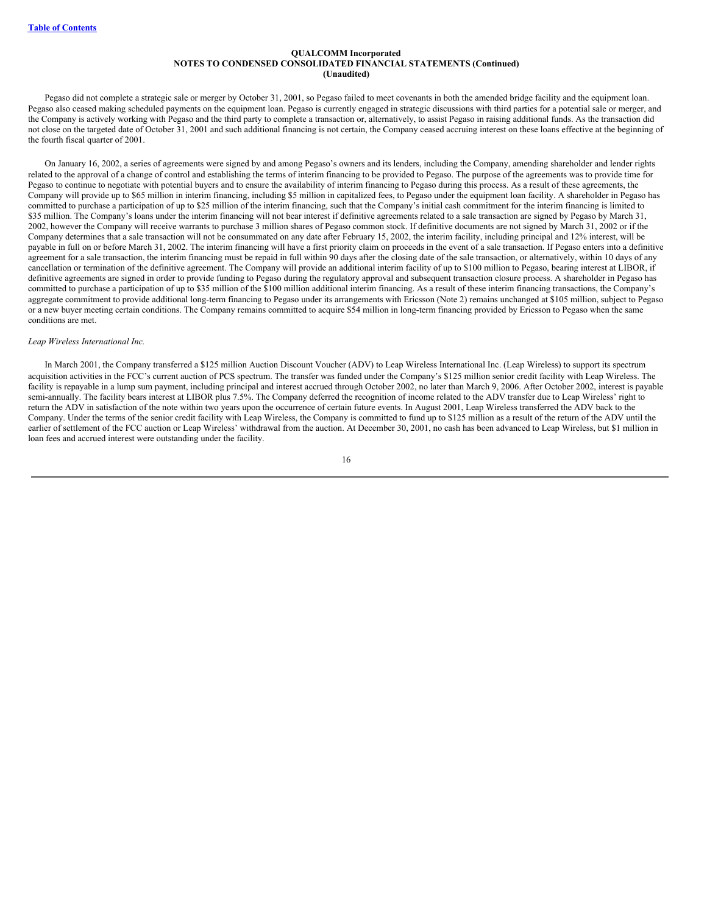**QUALCOMM Incorporated**
**NOTES TO CONDENSED CONSOLIDATED FINANCIAL STATEMENTS (Continued)**
**(Unaudited)**

Pegaso did not complete a strategic sale or merger by October 31, 2001, so Pegaso failed to meet covenants in both the amended bridge facility and the equipment loan. Pegaso also ceased making scheduled payments on the equipment loan. Pegaso is currently engaged in strategic discussions with third parties for a potential sale or merger, and the Company is actively working with Pegaso and the third party to complete a transaction or, alternatively, to assist Pegaso in raising additional funds. As the transaction did not close on the targeted date of October 31, 2001 and such additional financing is not certain, the Company ceased accruing interest on these loans effective at the beginning of the fourth fiscal quarter of 2001.

On January 16, 2002, a series of agreements were signed by and among Pegaso's owners and its lenders, including the Company, amending shareholder and lender rights related to the approval of a change of control and establishing the terms of interim financing to be provided to Pegaso. The purpose of the agreements was to provide time for Pegaso to continue to negotiate with potential buyers and to ensure the availability of interim financing to Pegaso during this process. As a result of these agreements, the Company will provide up to $65 million in interim financing, including $5 million in capitalized fees, to Pegaso under the equipment loan facility. A shareholder in Pegaso has committed to purchase a participation of up to $25 million of the interim financing, such that the Company's initial cash commitment for the interim financing is limited to $35 million. The Company's loans under the interim financing will not bear interest if definitive agreements related to a sale transaction are signed by Pegaso by March 31, 2002, however the Company will receive warrants to purchase 3 million shares of Pegaso common stock. If definitive documents are not signed by March 31, 2002 or if the Company determines that a sale transaction will not be consummated on any date after February 15, 2002, the interim facility, including principal and 12% interest, will be payable in full on or before March 31, 2002. The interim financing will have a first priority claim on proceeds in the event of a sale transaction. If Pegaso enters into a definitive agreement for a sale transaction, the interim financing must be repaid in full within 90 days after the closing date of the sale transaction, or alternatively, within 10 days of any cancellation or termination of the definitive agreement. The Company will provide an additional interim facility of up to $100 million to Pegaso, bearing interest at LIBOR, if definitive agreements are signed in order to provide funding to Pegaso during the regulatory approval and subsequent transaction closure process. A shareholder in Pegaso has committed to purchase a participation of up to $35 million of the $100 million additional interim financing. As a result of these interim financing transactions, the Company's aggregate commitment to provide additional long-term financing to Pegaso under its arrangements with Ericsson (Note 2) remains unchanged at $105 million, subject to Pegaso or a new buyer meeting certain conditions. The Company remains committed to acquire $54 million in long-term financing provided by Ericsson to Pegaso when the same conditions are met.

*Leap Wireless International Inc.*

In March 2001, the Company transferred a $125 million Auction Discount Voucher (ADV) to Leap Wireless International Inc. (Leap Wireless) to support its spectrum acquisition activities in the FCC's current auction of PCS spectrum. The transfer was funded under the Company's $125 million senior credit facility with Leap Wireless. The facility is repayable in a lump sum payment, including principal and interest accrued through October 2002, no later than March 9, 2006. After October 2002, interest is payable semi-annually. The facility bears interest at LIBOR plus 7.5%. The Company deferred the recognition of income related to the ADV transfer due to Leap Wireless' right to return the ADV in satisfaction of the note within two years upon the occurrence of certain future events. In August 2001, Leap Wireless transferred the ADV back to the Company. Under the terms of the senior credit facility with Leap Wireless, the Company is committed to fund up to $125 million as a result of the return of the ADV until the earlier of settlement of the FCC auction or Leap Wireless' withdrawal from the auction. At December 30, 2001, no cash has been advanced to Leap Wireless, but $1 million in loan fees and accrued interest were outstanding under the facility.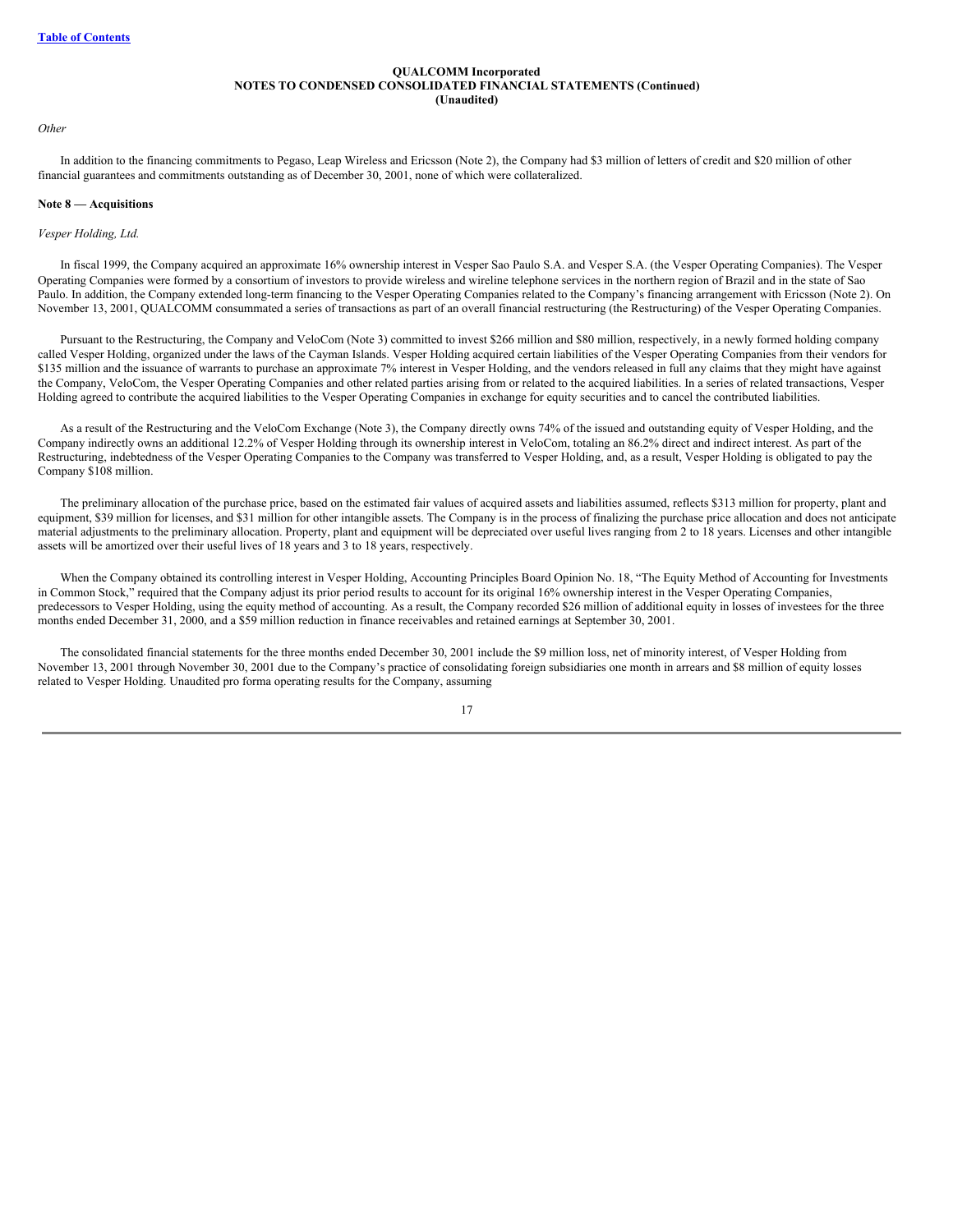*Other*

In addition to the financing commitments to Pegaso, Leap Wireless and Ericsson (Note 2), the Company had $3 million of letters of credit and $20 million of other financial guarantees and commitments outstanding as of December 30, 2001, none of which were collateralized.

**Note 8 — Acquisitions**

*Vesper Holding, Ltd.*

In fiscal 1999, the Company acquired an approximate 16% ownership interest in Vesper Sao Paulo S.A. and Vesper S.A. (the Vesper Operating Companies). The Vesper Operating Companies were formed by a consortium of investors to provide wireless and wireline telephone services in the northern region of Brazil and in the state of Sao Paulo. In addition, the Company extended long-term financing to the Vesper Operating Companies related to the Company's financing arrangement with Ericsson (Note 2). On November 13, 2001, QUALCOMM consummated a series of transactions as part of an overall financial restructuring (the Restructuring) of the Vesper Operating Companies.

Pursuant to the Restructuring, the Company and VeloCom (Note 3) committed to invest $266 million and $80 million, respectively, in a newly formed holding company called Vesper Holding, organized under the laws of the Cayman Islands. Vesper Holding acquired certain liabilities of the Vesper Operating Companies from their vendors for $135 million and the issuance of warrants to purchase an approximate 7% interest in Vesper Holding, and the vendors released in full any claims that they might have against the Company, VeloCom, the Vesper Operating Companies and other related parties arising from or related to the acquired liabilities. In a series of related transactions, Vesper Holding agreed to contribute the acquired liabilities to the Vesper Operating Companies in exchange for equity securities and to cancel the contributed liabilities.

As a result of the Restructuring and the VeloCom Exchange (Note 3), the Company directly owns 74% of the issued and outstanding equity of Vesper Holding, and the Company indirectly owns an additional 12.2% of Vesper Holding through its ownership interest in VeloCom, totaling an 86.2% direct and indirect interest. As part of the Restructuring, indebtedness of the Vesper Operating Companies to the Company was transferred to Vesper Holding, and, as a result, Vesper Holding is obligated to pay the Company $108 million.

The preliminary allocation of the purchase price, based on the estimated fair values of acquired assets and liabilities assumed, reflects $313 million for property, plant and equipment, $39 million for licenses, and $31 million for other intangible assets. The Company is in the process of finalizing the purchase price allocation and does not anticipate material adjustments to the preliminary allocation. Property, plant and equipment will be depreciated over useful lives ranging from 2 to 18 years. Licenses and other intangible assets will be amortized over their useful lives of 18 years and 3 to 18 years, respectively.

When the Company obtained its controlling interest in Vesper Holding, Accounting Principles Board Opinion No. 18, "The Equity Method of Accounting for Investments in Common Stock," required that the Company adjust its prior period results to account for its original 16% ownership interest in the Vesper Operating Companies, predecessors to Vesper Holding, using the equity method of accounting. As a result, the Company recorded $26 million of additional equity in losses of investees for the three months ended December 31, 2000, and a $59 million reduction in finance receivables and retained earnings at September 30, 2001.

The consolidated financial statements for the three months ended December 30, 2001 include the $9 million loss, net of minority interest, of Vesper Holding from November 13, 2001 through November 30, 2001 due to the Company's practice of consolidating foreign subsidiaries one month in arrears and $8 million of equity losses related to Vesper Holding. Unaudited pro forma operating results for the Company, assuming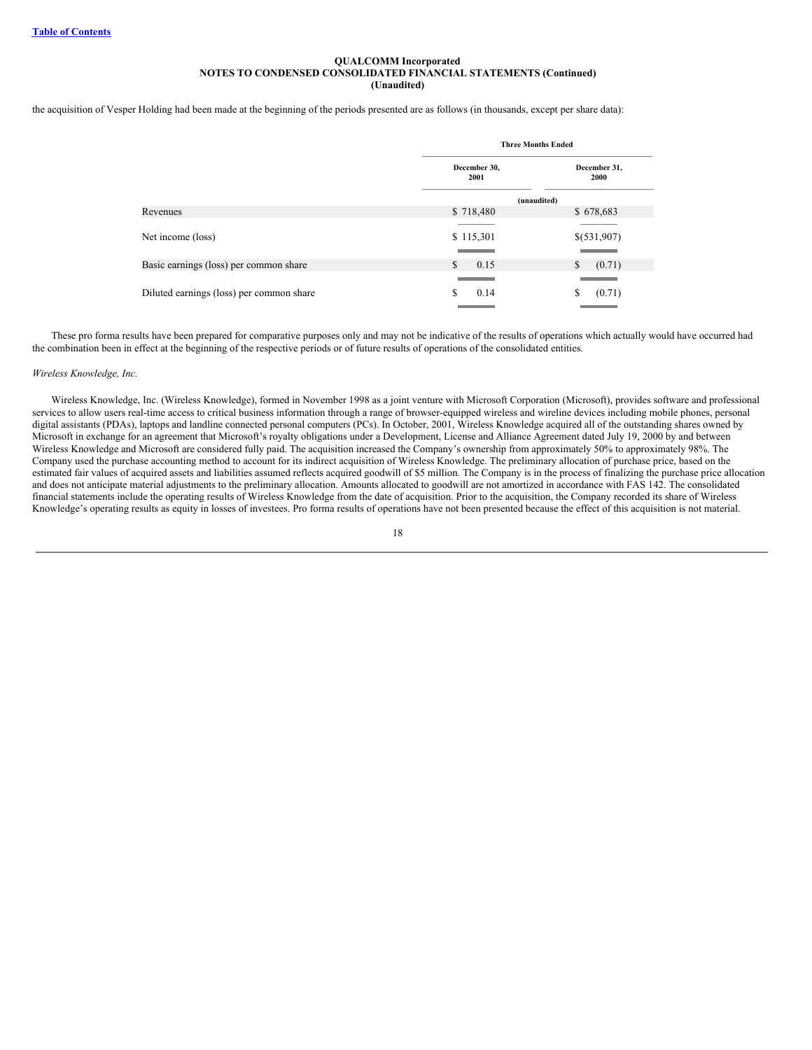the acquisition of Vesper Holding had been made at the beginning of the periods presented are as follows (in thousands, except per share data):

| | Three Months Ended | |
|---|---|---|
| | December 30, 2001 | December 31, 2000 |
| | (unaudited) | |
| Revenues | $ 718,480 | $ 678,683 |
| Net income (loss) | $ 115,301 | $(531,907) |
| Basic earnings (loss) per common share | $ 0.15 | $ (0.71) |
| Diluted earnings (loss) per common share | $ 0.14 | $ (0.71) |

These pro forma results have been prepared for comparative purposes only and may not be indicative of the results of operations which actually would have occurred had the combination been in effect at the beginning of the respective periods or of future results of operations of the consolidated entities.

*Wireless Knowledge, Inc.*

Wireless Knowledge, Inc. (Wireless Knowledge), formed in November 1998 as a joint venture with Microsoft Corporation (Microsoft), provides software and professional services to allow users real-time access to critical business information through a range of browser-equipped wireless and wireline devices including mobile phones, personal digital assistants (PDAs), laptops and landline connected personal computers (PCs). In October, 2001, Wireless Knowledge acquired all of the outstanding shares owned by Microsoft in exchange for an agreement that Microsoft's royalty obligations under a Development, License and Alliance Agreement dated July 19, 2000 by and between Wireless Knowledge and Microsoft are considered fully paid. The acquisition increased the Company's ownership from approximately 50% to approximately 98%. The Company used the purchase accounting method to account for its indirect acquisition of Wireless Knowledge. The preliminary allocation of purchase price, based on the estimated fair values of acquired assets and liabilities assumed reflects acquired goodwill of $5 million. The Company is in the process of finalizing the purchase price allocation and does not anticipate material adjustments to the preliminary allocation. Amounts allocated to goodwill are not amortized in accordance with FAS 142. The consolidated financial statements include the operating results of Wireless Knowledge from the date of acquisition. Prior to the acquisition, the Company recorded its share of Wireless Knowledge's operating results as equity in losses of investees. Pro forma results of operations have not been presented because the effect of this acquisition is not material.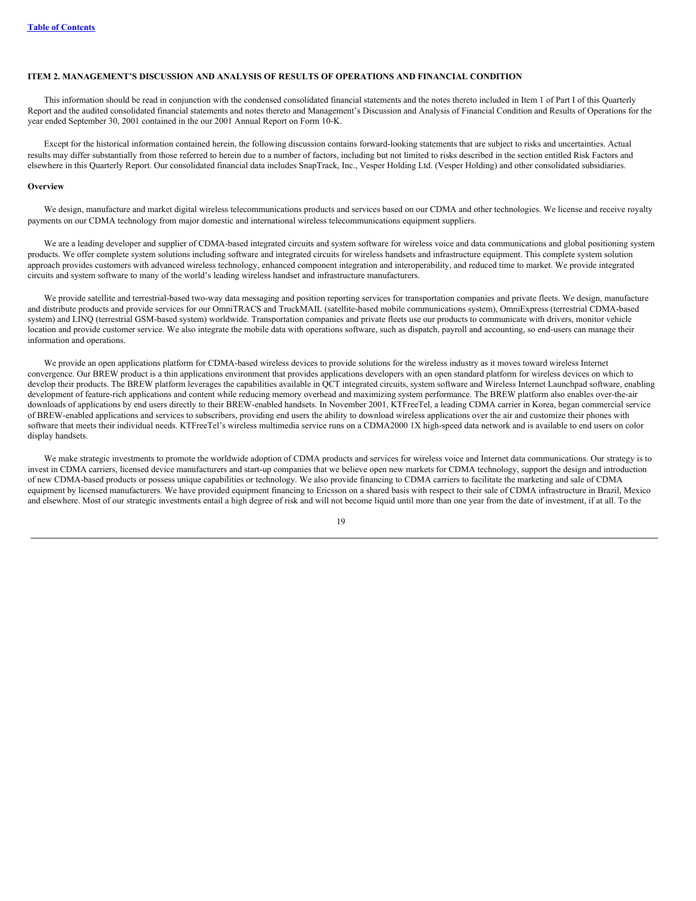## ITEM 2. MANAGEMENT'S DISCUSSION AND ANALYSIS OF RESULTS OF OPERATIONS AND FINANCIAL CONDITION

This information should be read in conjunction with the condensed consolidated financial statements and the notes thereto included in Item 1 of Part I of this Quarterly Report and the audited consolidated financial statements and notes thereto and Management's Discussion and Analysis of Financial Condition and Results of Operations for the year ended September 30, 2001 contained in the our 2001 Annual Report on Form 10-K.

Except for the historical information contained herein, the following discussion contains forward-looking statements that are subject to risks and uncertainties. Actual results may differ substantially from those referred to herein due to a number of factors, including but not limited to risks described in the section entitled Risk Factors and elsewhere in this Quarterly Report. Our consolidated financial data includes SnapTrack, Inc., Vesper Holding Ltd. (Vesper Holding) and other consolidated subsidiaries.

### Overview

We design, manufacture and market digital wireless telecommunications products and services based on our CDMA and other technologies. We license and receive royalty payments on our CDMA technology from major domestic and international wireless telecommunications equipment suppliers.

We are a leading developer and supplier of CDMA-based integrated circuits and system software for wireless voice and data communications and global positioning system products. We offer complete system solutions including software and integrated circuits for wireless handsets and infrastructure equipment. This complete system solution approach provides customers with advanced wireless technology, enhanced component integration and interoperability, and reduced time to market. We provide integrated circuits and system software to many of the world's leading wireless handset and infrastructure manufacturers.

We provide satellite and terrestrial-based two-way data messaging and position reporting services for transportation companies and private fleets. We design, manufacture and distribute products and provide services for our OmniTRACS and TruckMAIL (satellite-based mobile communications system), OmniExpress (terrestrial CDMA-based system) and LINQ (terrestrial GSM-based system) worldwide. Transportation companies and private fleets use our products to communicate with drivers, monitor vehicle location and provide customer service. We also integrate the mobile data with operations software, such as dispatch, payroll and accounting, so end-users can manage their information and operations.

We provide an open applications platform for CDMA-based wireless devices to provide solutions for the wireless industry as it moves toward wireless Internet convergence. Our BREW product is a thin applications environment that provides applications developers with an open standard platform for wireless devices on which to develop their products. The BREW platform leverages the capabilities available in QCT integrated circuits, system software and Wireless Internet Launchpad software, enabling development of feature-rich applications and content while reducing memory overhead and maximizing system performance. The BREW platform also enables over-the-air downloads of applications by end users directly to their BREW-enabled handsets. In November 2001, KTFreeTel, a leading CDMA carrier in Korea, began commercial service of BREW-enabled applications and services to subscribers, providing end users the ability to download wireless applications over the air and customize their phones with software that meets their individual needs. KTFreeTel's wireless multimedia service runs on a CDMA2000 1X high-speed data network and is available to end users on color display handsets.

We make strategic investments to promote the worldwide adoption of CDMA products and services for wireless voice and Internet data communications. Our strategy is to invest in CDMA carriers, licensed device manufacturers and start-up companies that we believe open new markets for CDMA technology, support the design and introduction of new CDMA-based products or possess unique capabilities or technology. We also provide financing to CDMA carriers to facilitate the marketing and sale of CDMA equipment by licensed manufacturers. We have provided equipment financing to Ericsson on a shared basis with respect to their sale of CDMA infrastructure in Brazil, Mexico and elsewhere. Most of our strategic investments entail a high degree of risk and will not become liquid until more than one year from the date of investment, if at all. To the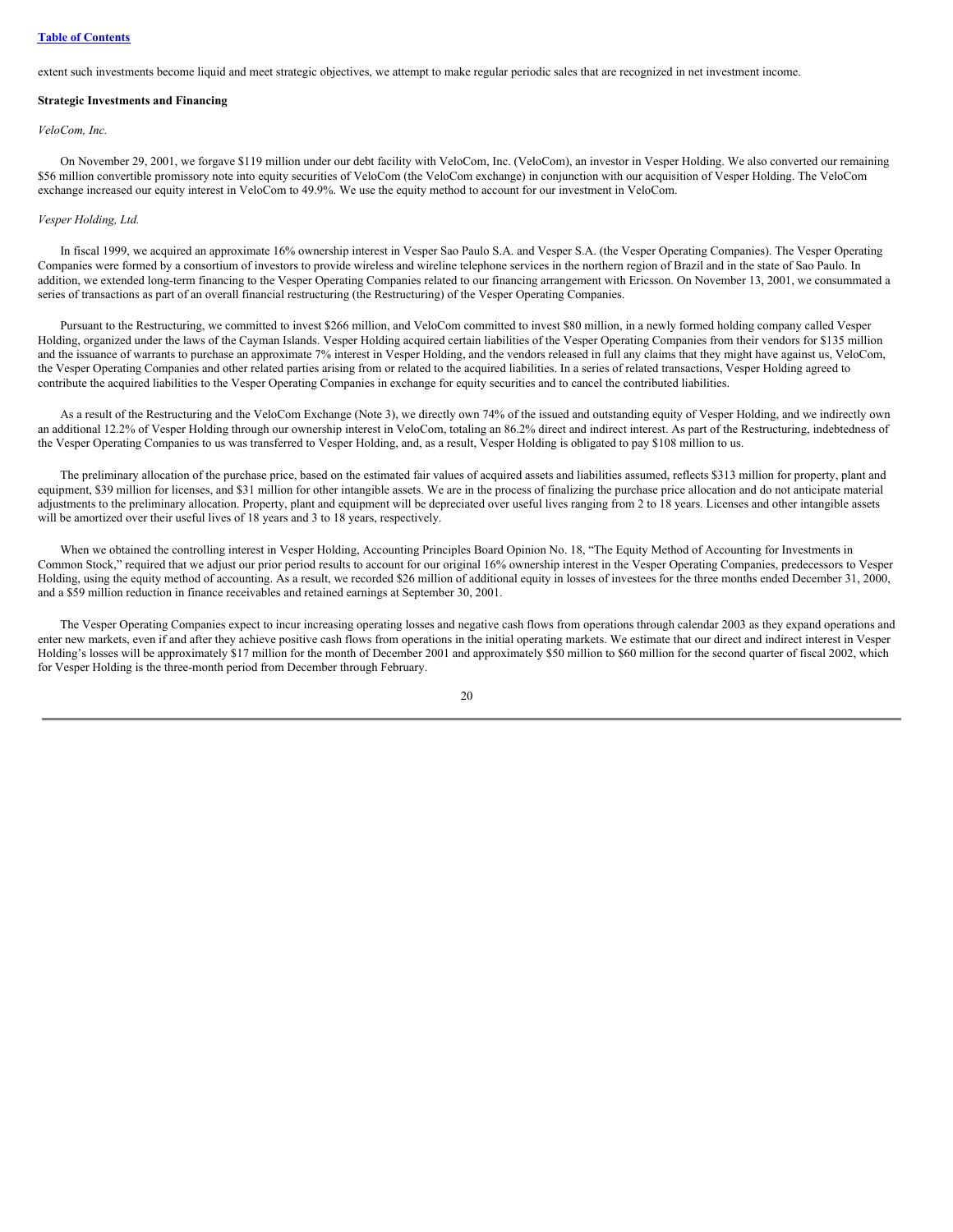extent such investments become liquid and meet strategic objectives, we attempt to make regular periodic sales that are recognized in net investment income.

**Strategic Investments and Financing**

*VeloCom, Inc.*

On November 29, 2001, we forgave $119 million under our debt facility with VeloCom, Inc. (VeloCom), an investor in Vesper Holding. We also converted our remaining $56 million convertible promissory note into equity securities of VeloCom (the VeloCom exchange) in conjunction with our acquisition of Vesper Holding. The VeloCom exchange increased our equity interest in VeloCom to 49.9%. We use the equity method to account for our investment in VeloCom.

*Vesper Holding, Ltd.*

In fiscal 1999, we acquired an approximate 16% ownership interest in Vesper Sao Paulo S.A. and Vesper S.A. (the Vesper Operating Companies). The Vesper Operating Companies were formed by a consortium of investors to provide wireless and wireline telephone services in the northern region of Brazil and in the state of Sao Paulo. In addition, we extended long-term financing to the Vesper Operating Companies related to our financing arrangement with Ericsson. On November 13, 2001, we consummated a series of transactions as part of an overall financial restructuring (the Restructuring) of the Vesper Operating Companies.

Pursuant to the Restructuring, we committed to invest $266 million, and VeloCom committed to invest $80 million, in a newly formed holding company called Vesper Holding, organized under the laws of the Cayman Islands. Vesper Holding acquired certain liabilities of the Vesper Operating Companies from their vendors for $135 million and the issuance of warrants to purchase an approximate 7% interest in Vesper Holding, and the vendors released in full any claims that they might have against us, VeloCom, the Vesper Operating Companies and other related parties arising from or related to the acquired liabilities. In a series of related transactions, Vesper Holding agreed to contribute the acquired liabilities to the Vesper Operating Companies in exchange for equity securities and to cancel the contributed liabilities.

As a result of the Restructuring and the VeloCom Exchange (Note 3), we directly own 74% of the issued and outstanding equity of Vesper Holding, and we indirectly own an additional 12.2% of Vesper Holding through our ownership interest in VeloCom, totaling an 86.2% direct and indirect interest. As part of the Restructuring, indebtedness of the Vesper Operating Companies to us was transferred to Vesper Holding, and, as a result, Vesper Holding is obligated to pay $108 million to us.

The preliminary allocation of the purchase price, based on the estimated fair values of acquired assets and liabilities assumed, reflects $313 million for property, plant and equipment, $39 million for licenses, and $31 million for other intangible assets. We are in the process of finalizing the purchase price allocation and do not anticipate material adjustments to the preliminary allocation. Property, plant and equipment will be depreciated over useful lives ranging from 2 to 18 years. Licenses and other intangible assets will be amortized over their useful lives of 18 years and 3 to 18 years, respectively.

When we obtained the controlling interest in Vesper Holding, Accounting Principles Board Opinion No. 18, "The Equity Method of Accounting for Investments in Common Stock," required that we adjust our prior period results to account for our original 16% ownership interest in the Vesper Operating Companies, predecessors to Vesper Holding, using the equity method of accounting. As a result, we recorded $26 million of additional equity in losses of investees for the three months ended December 31, 2000, and a $59 million reduction in finance receivables and retained earnings at September 30, 2001.

The Vesper Operating Companies expect to incur increasing operating losses and negative cash flows from operations through calendar 2003 as they expand operations and enter new markets, even if and after they achieve positive cash flows from operations in the initial operating markets. We estimate that our direct and indirect interest in Vesper Holding's losses will be approximately $17 million for the month of December 2001 and approximately $50 million to $60 million for the second quarter of fiscal 2002, which for Vesper Holding is the three-month period from December through February.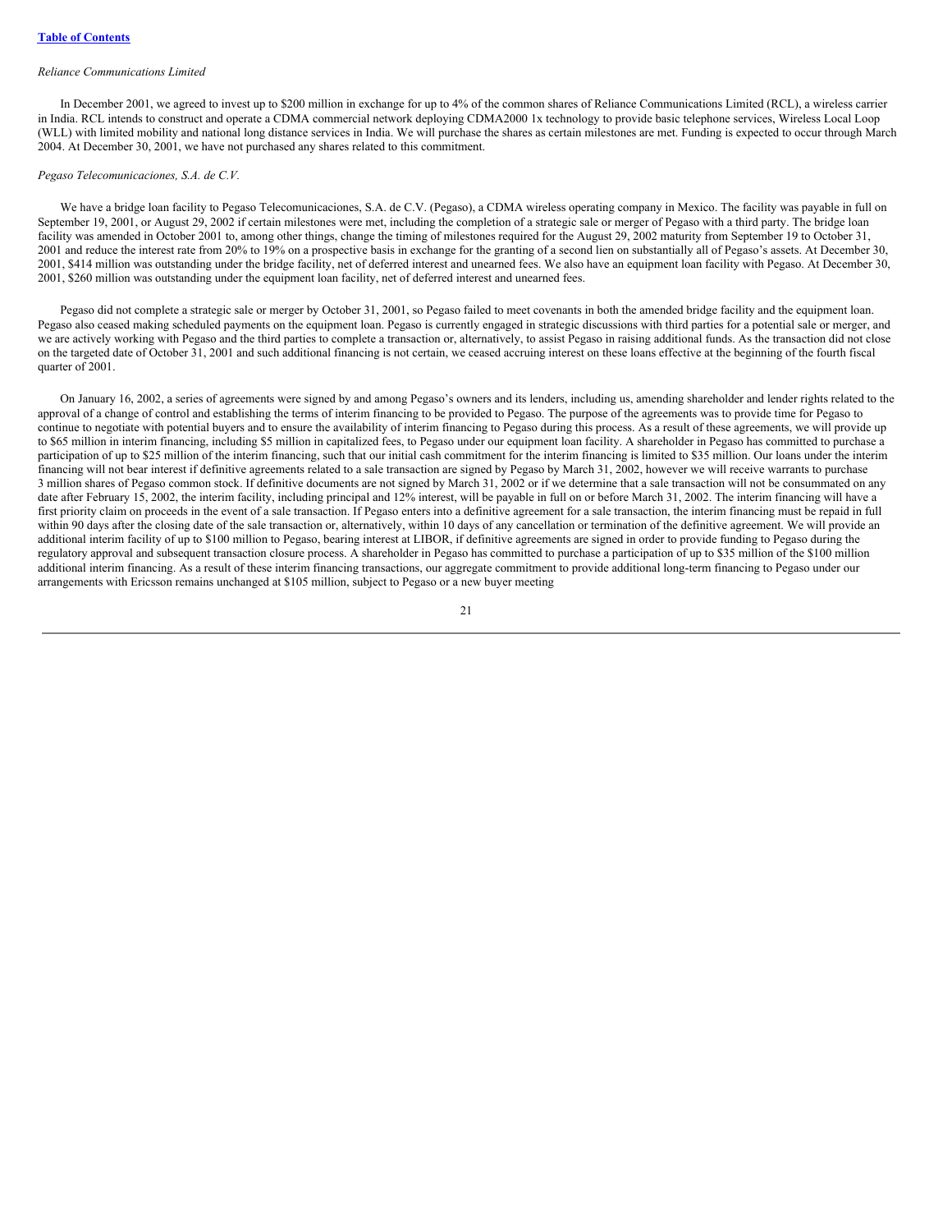*Reliance Communications Limited*

In December 2001, we agreed to invest up to $200 million in exchange for up to 4% of the common shares of Reliance Communications Limited (RCL), a wireless carrier in India. RCL intends to construct and operate a CDMA commercial network deploying CDMA2000 1x technology to provide basic telephone services, Wireless Local Loop (WLL) with limited mobility and national long distance services in India. We will purchase the shares as certain milestones are met. Funding is expected to occur through March 2004. At December 30, 2001, we have not purchased any shares related to this commitment.

*Pegaso Telecomunicaciones, S.A. de C.V.*

We have a bridge loan facility to Pegaso Telecomunicaciones, S.A. de C.V. (Pegaso), a CDMA wireless operating company in Mexico. The facility was payable in full on September 19, 2001, or August 29, 2002 if certain milestones were met, including the completion of a strategic sale or merger of Pegaso with a third party. The bridge loan facility was amended in October 2001 to, among other things, change the timing of milestones required for the August 29, 2002 maturity from September 19 to October 31, 2001 and reduce the interest rate from 20% to 19% on a prospective basis in exchange for the granting of a second lien on substantially all of Pegaso's assets. At December 30, 2001, $414 million was outstanding under the bridge facility, net of deferred interest and unearned fees. We also have an equipment loan facility with Pegaso. At December 30, 2001, $260 million was outstanding under the equipment loan facility, net of deferred interest and unearned fees.

Pegaso did not complete a strategic sale or merger by October 31, 2001, so Pegaso failed to meet covenants in both the amended bridge facility and the equipment loan. Pegaso also ceased making scheduled payments on the equipment loan. Pegaso is currently engaged in strategic discussions with third parties for a potential sale or merger, and we are actively working with Pegaso and the third parties to complete a transaction or, alternatively, to assist Pegaso in raising additional funds. As the transaction did not close on the targeted date of October 31, 2001 and such additional financing is not certain, we ceased accruing interest on these loans effective at the beginning of the fourth fiscal quarter of 2001.

On January 16, 2002, a series of agreements were signed by and among Pegaso's owners and its lenders, including us, amending shareholder and lender rights related to the approval of a change of control and establishing the terms of interim financing to be provided to Pegaso. The purpose of the agreements was to provide time for Pegaso to continue to negotiate with potential buyers and to ensure the availability of interim financing to Pegaso during this process. As a result of these agreements, we will provide up to $65 million in interim financing, including $5 million in capitalized fees, to Pegaso under our equipment loan facility. A shareholder in Pegaso has committed to purchase a participation of up to $25 million of the interim financing, such that our initial cash commitment for the interim financing is limited to $35 million. Our loans under the interim financing will not bear interest if definitive agreements related to a sale transaction are signed by Pegaso by March 31, 2002, however we will receive warrants to purchase 3 million shares of Pegaso common stock. If definitive documents are not signed by March 31, 2002 or if we determine that a sale transaction will not be consummated on any date after February 15, 2002, the interim facility, including principal and 12% interest, will be payable in full on or before March 31, 2002. The interim financing will have a first priority claim on proceeds in the event of a sale transaction. If Pegaso enters into a definitive agreement for a sale transaction, the interim financing must be repaid in full within 90 days after the closing date of the sale transaction or, alternatively, within 10 days of any cancellation or termination of the definitive agreement. We will provide an additional interim facility of up to $100 million to Pegaso, bearing interest at LIBOR, if definitive agreements are signed in order to provide funding to Pegaso during the regulatory approval and subsequent transaction closure process. A shareholder in Pegaso has committed to purchase a participation of up to $35 million of the $100 million additional interim financing. As a result of these interim financing transactions, our aggregate commitment to provide additional long-term financing to Pegaso under our arrangements with Ericsson remains unchanged at $105 million, subject to Pegaso or a new buyer meeting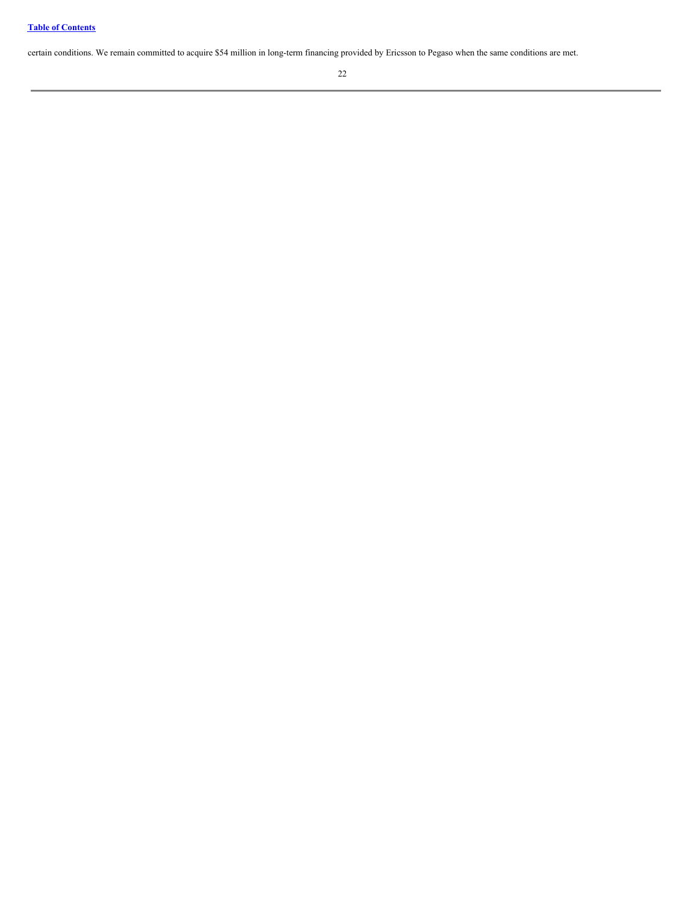certain conditions. We remain committed to acquire $54 million in long-term financing provided by Ericsson to Pegaso when the same conditions are met.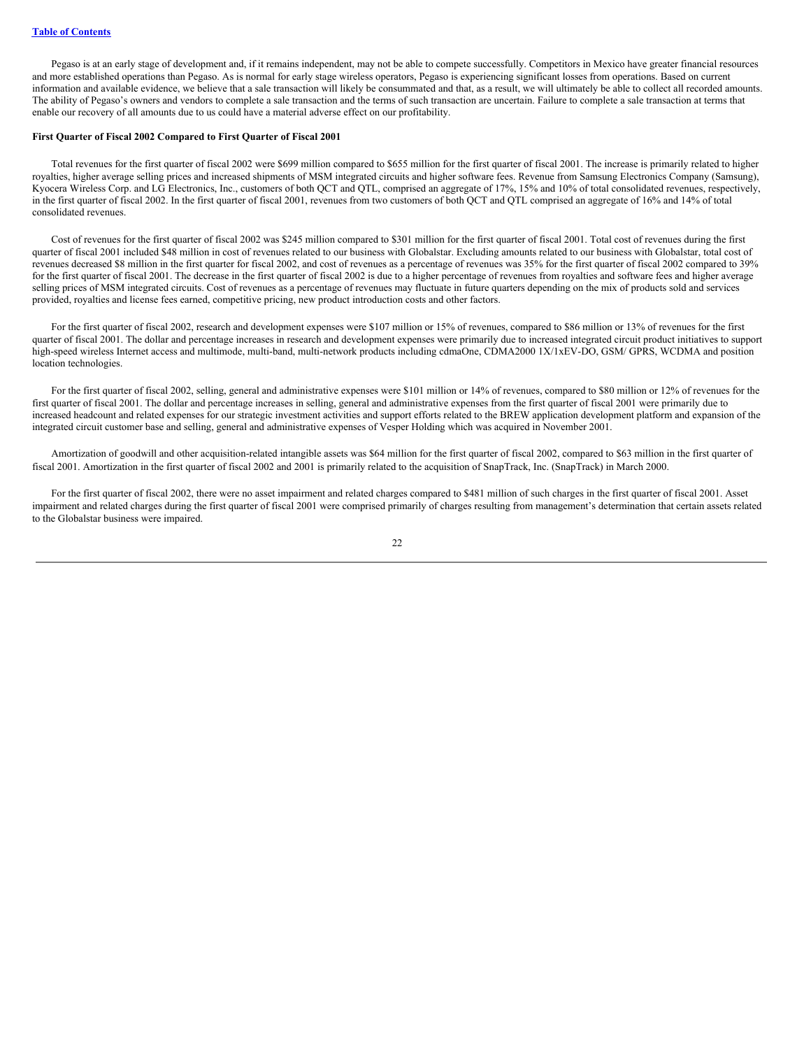Pegaso is at an early stage of development and, if it remains independent, may not be able to compete successfully. Competitors in Mexico have greater financial resources and more established operations than Pegaso. As is normal for early stage wireless operators, Pegaso is experiencing significant losses from operations. Based on current information and available evidence, we believe that a sale transaction will likely be consummated and that, as a result, we will ultimately be able to collect all recorded amounts. The ability of Pegaso's owners and vendors to complete a sale transaction and the terms of such transaction are uncertain. Failure to complete a sale transaction at terms that enable our recovery of all amounts due to us could have a material adverse effect on our profitability.

**First Quarter of Fiscal 2002 Compared to First Quarter of Fiscal 2001**

Total revenues for the first quarter of fiscal 2002 were $699 million compared to $655 million for the first quarter of fiscal 2001. The increase is primarily related to higher royalties, higher average selling prices and increased shipments of MSM integrated circuits and higher software fees. Revenue from Samsung Electronics Company (Samsung), Kyocera Wireless Corp. and LG Electronics, Inc., customers of both QCT and QTL, comprised an aggregate of 17%, 15% and 10% of total consolidated revenues, respectively, in the first quarter of fiscal 2002. In the first quarter of fiscal 2001, revenues from two customers of both QCT and QTL comprised an aggregate of 16% and 14% of total consolidated revenues.

Cost of revenues for the first quarter of fiscal 2002 was $245 million compared to $301 million for the first quarter of fiscal 2001. Total cost of revenues during the first quarter of fiscal 2001 included $48 million in cost of revenues related to our business with Globalstar. Excluding amounts related to our business with Globalstar, total cost of revenues decreased $8 million in the first quarter for fiscal 2002, and cost of revenues as a percentage of revenues was 35% for the first quarter of fiscal 2002 compared to 39% for the first quarter of fiscal 2001. The decrease in the first quarter of fiscal 2002 is due to a higher percentage of revenues from royalties and software fees and higher average selling prices of MSM integrated circuits. Cost of revenues as a percentage of revenues may fluctuate in future quarters depending on the mix of products sold and services provided, royalties and license fees earned, competitive pricing, new product introduction costs and other factors.

For the first quarter of fiscal 2002, research and development expenses were $107 million or 15% of revenues, compared to $86 million or 13% of revenues for the first quarter of fiscal 2001. The dollar and percentage increases in research and development expenses were primarily due to increased integrated circuit product initiatives to support high-speed wireless Internet access and multimode, multi-band, multi-network products including cdmaOne, CDMA2000 1X/1xEV-DO, GSM/ GPRS, WCDMA and position location technologies.

For the first quarter of fiscal 2002, selling, general and administrative expenses were $101 million or 14% of revenues, compared to $80 million or 12% of revenues for the first quarter of fiscal 2001. The dollar and percentage increases in selling, general and administrative expenses from the first quarter of fiscal 2001 were primarily due to increased headcount and related expenses for our strategic investment activities and support efforts related to the BREW application development platform and expansion of the integrated circuit customer base and selling, general and administrative expenses of Vesper Holding which was acquired in November 2001.

Amortization of goodwill and other acquisition-related intangible assets was $64 million for the first quarter of fiscal 2002, compared to $63 million in the first quarter of fiscal 2001. Amortization in the first quarter of fiscal 2002 and 2001 is primarily related to the acquisition of SnapTrack, Inc. (SnapTrack) in March 2000.

For the first quarter of fiscal 2002, there were no asset impairment and related charges compared to $481 million of such charges in the first quarter of fiscal 2001. Asset impairment and related charges during the first quarter of fiscal 2001 were comprised primarily of charges resulting from management's determination that certain assets related to the Globalstar business were impaired.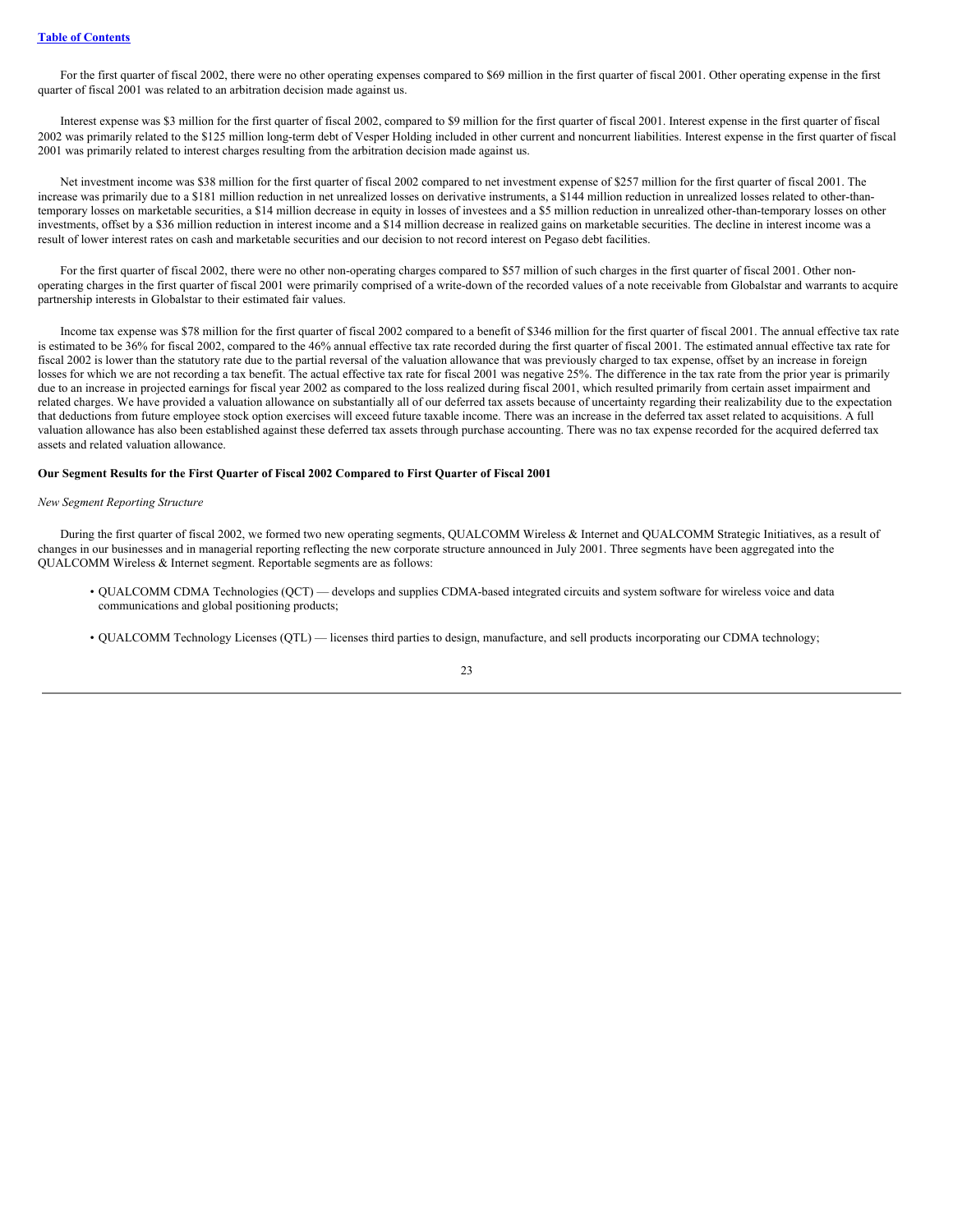For the first quarter of fiscal 2002, there were no other operating expenses compared to $69 million in the first quarter of fiscal 2001. Other operating expense in the first quarter of fiscal 2001 was related to an arbitration decision made against us.

Interest expense was $3 million for the first quarter of fiscal 2002, compared to $9 million for the first quarter of fiscal 2001. Interest expense in the first quarter of fiscal 2002 was primarily related to the $125 million long-term debt of Vesper Holding included in other current and noncurrent liabilities. Interest expense in the first quarter of fiscal 2001 was primarily related to interest charges resulting from the arbitration decision made against us.

Net investment income was $38 million for the first quarter of fiscal 2002 compared to net investment expense of $257 million for the first quarter of fiscal 2001. The increase was primarily due to a $181 million reduction in net unrealized losses on derivative instruments, a $144 million reduction in unrealized losses related to other-than-temporary losses on marketable securities, a $14 million decrease in equity in losses of investees and a $5 million reduction in unrealized other-than-temporary losses on other investments, offset by a $36 million reduction in interest income and a $14 million decrease in realized gains on marketable securities. The decline in interest income was a result of lower interest rates on cash and marketable securities and our decision to not record interest on Pegaso debt facilities.

For the first quarter of fiscal 2002, there were no other non-operating charges compared to $57 million of such charges in the first quarter of fiscal 2001. Other non-operating charges in the first quarter of fiscal 2001 were primarily comprised of a write-down of the recorded values of a note receivable from Globalstar and warrants to acquire partnership interests in Globalstar to their estimated fair values.

Income tax expense was $78 million for the first quarter of fiscal 2002 compared to a benefit of $346 million for the first quarter of fiscal 2001. The annual effective tax rate is estimated to be 36% for fiscal 2002, compared to the 46% annual effective tax rate recorded during the first quarter of fiscal 2001. The estimated annual effective tax rate for fiscal 2002 is lower than the statutory rate due to the partial reversal of the valuation allowance that was previously charged to tax expense, offset by an increase in foreign losses for which we are not recording a tax benefit. The actual effective tax rate for fiscal 2001 was negative 25%. The difference in the tax rate from the prior year is primarily due to an increase in projected earnings for fiscal year 2002 as compared to the loss realized during fiscal 2001, which resulted primarily from certain asset impairment and related charges. We have provided a valuation allowance on substantially all of our deferred tax assets because of uncertainty regarding their realizability due to the expectation that deductions from future employee stock option exercises will exceed future taxable income. There was an increase in the deferred tax asset related to acquisitions. A full valuation allowance has also been established against these deferred tax assets through purchase accounting. There was no tax expense recorded for the acquired deferred tax assets and related valuation allowance.

**Our Segment Results for the First Quarter of Fiscal 2002 Compared to First Quarter of Fiscal 2001**

*New Segment Reporting Structure*

During the first quarter of fiscal 2002, we formed two new operating segments, QUALCOMM Wireless & Internet and QUALCOMM Strategic Initiatives, as a result of changes in our businesses and in managerial reporting reflecting the new corporate structure announced in July 2001. Three segments have been aggregated into the QUALCOMM Wireless & Internet segment. Reportable segments are as follows:

- QUALCOMM CDMA Technologies (QCT) — develops and supplies CDMA-based integrated circuits and system software for wireless voice and data communications and global positioning products;

- QUALCOMM Technology Licenses (QTL) — licenses third parties to design, manufacture, and sell products incorporating our CDMA technology;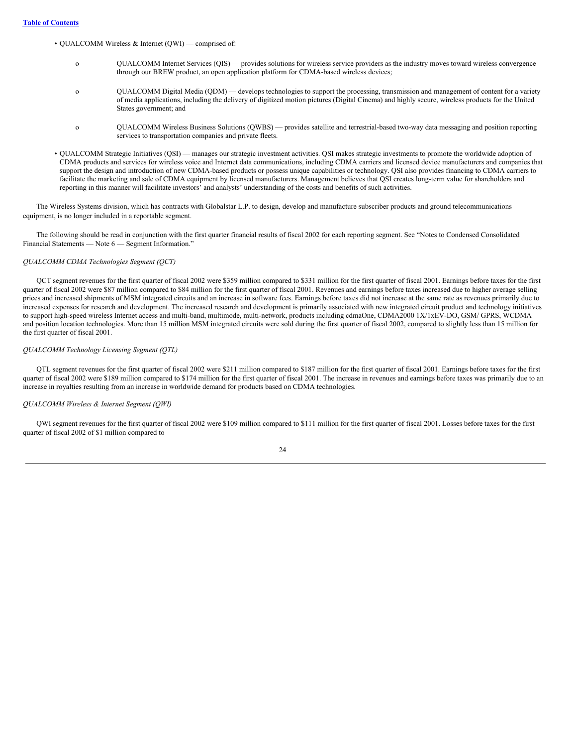- QUALCOMM Wireless & Internet (QWI) — comprised of:
  - QUALCOMM Internet Services (QIS) — provides solutions for wireless service providers as the industry moves toward wireless convergence through our BREW product, an open application platform for CDMA-based wireless devices;
  - QUALCOMM Digital Media (QDM) — develops technologies to support the processing, transmission and management of content for a variety of media applications, including the delivery of digitized motion pictures (Digital Cinema) and highly secure, wireless products for the United States government; and
  - QUALCOMM Wireless Business Solutions (QWBS) — provides satellite and terrestrial-based two-way data messaging and position reporting services to transportation companies and private fleets.
- QUALCOMM Strategic Initiatives (QSI) — manages our strategic investment activities. QSI makes strategic investments to promote the worldwide adoption of CDMA products and services for wireless voice and Internet data communications, including CDMA carriers and licensed device manufacturers and companies that support the design and introduction of new CDMA-based products or possess unique capabilities or technology. QSI also provides financing to CDMA carriers to facilitate the marketing and sale of CDMA equipment by licensed manufacturers. Management believes that QSI creates long-term value for shareholders and reporting in this manner will facilitate investors' and analysts' understanding of the costs and benefits of such activities.

The Wireless Systems division, which has contracts with Globalstar L.P. to design, develop and manufacture subscriber products and ground telecommunications equipment, is no longer included in a reportable segment.

The following should be read in conjunction with the first quarter financial results of fiscal 2002 for each reporting segment. See "Notes to Condensed Consolidated Financial Statements — Note 6 — Segment Information."

*QUALCOMM CDMA Technologies Segment (QCT)*

QCT segment revenues for the first quarter of fiscal 2002 were $359 million compared to $331 million for the first quarter of fiscal 2001. Earnings before taxes for the first quarter of fiscal 2002 were $87 million compared to $84 million for the first quarter of fiscal 2001. Revenues and earnings before taxes increased due to higher average selling prices and increased shipments of MSM integrated circuits and an increase in software fees. Earnings before taxes did not increase at the same rate as revenues primarily due to increased expenses for research and development. The increased research and development is primarily associated with new integrated circuit product and technology initiatives to support high-speed wireless Internet access and multi-band, multimode, multi-network, products including cdmaOne, CDMA2000 1X/1xEV-DO, GSM/ GPRS, WCDMA and position location technologies. More than 15 million MSM integrated circuits were sold during the first quarter of fiscal 2002, compared to slightly less than 15 million for the first quarter of fiscal 2001.

*QUALCOMM Technology Licensing Segment (QTL)*

QTL segment revenues for the first quarter of fiscal 2002 were $211 million compared to $187 million for the first quarter of fiscal 2001. Earnings before taxes for the first quarter of fiscal 2002 were $189 million compared to $174 million for the first quarter of fiscal 2001. The increase in revenues and earnings before taxes was primarily due to an increase in royalties resulting from an increase in worldwide demand for products based on CDMA technologies.

*QUALCOMM Wireless & Internet Segment (QWI)*

QWI segment revenues for the first quarter of fiscal 2002 were $109 million compared to $111 million for the first quarter of fiscal 2001. Losses before taxes for the first quarter of fiscal 2002 of $1 million compared to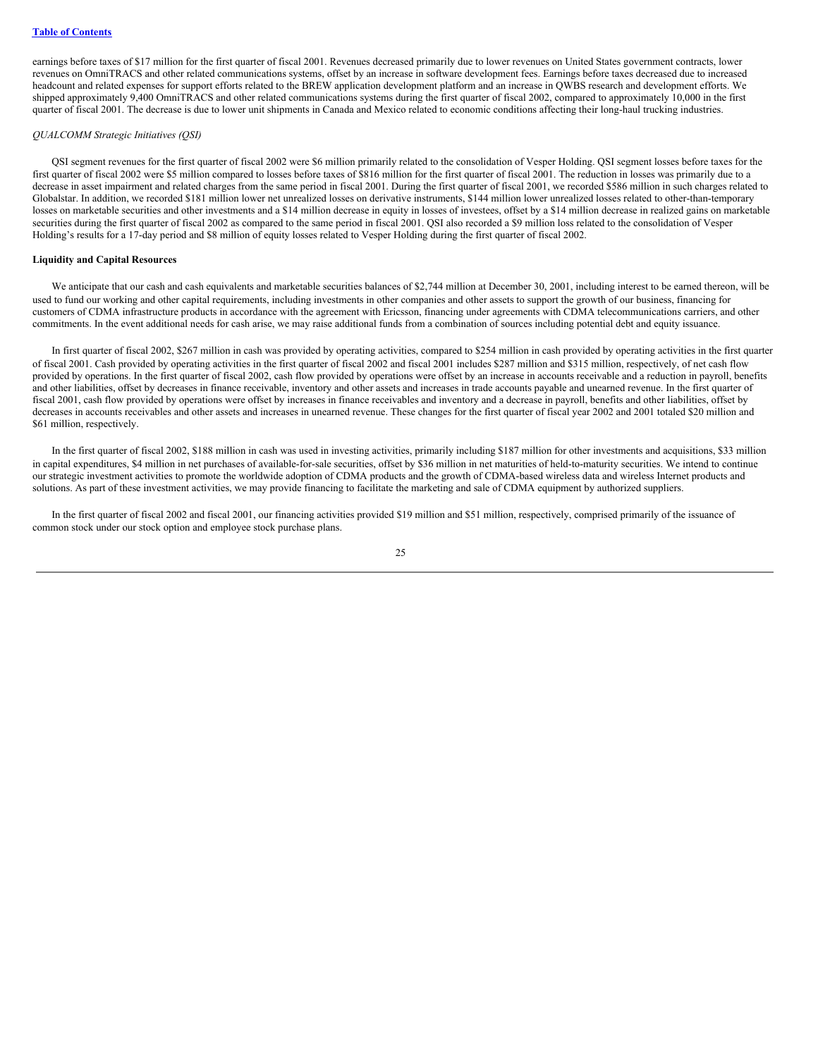earnings before taxes of $17 million for the first quarter of fiscal 2001. Revenues decreased primarily due to lower revenues on United States government contracts, lower revenues on OmniTRACS and other related communications systems, offset by an increase in software development fees. Earnings before taxes decreased due to increased headcount and related expenses for support efforts related to the BREW application development platform and an increase in QWBS research and development efforts. We shipped approximately 9,400 OmniTRACS and other related communications systems during the first quarter of fiscal 2002, compared to approximately 10,000 in the first quarter of fiscal 2001. The decrease is due to lower unit shipments in Canada and Mexico related to economic conditions affecting their long-haul trucking industries.

*QUALCOMM Strategic Initiatives (QSI)*

QSI segment revenues for the first quarter of fiscal 2002 were $6 million primarily related to the consolidation of Vesper Holding. QSI segment losses before taxes for the first quarter of fiscal 2002 were $5 million compared to losses before taxes of $816 million for the first quarter of fiscal 2001. The reduction in losses was primarily due to a decrease in asset impairment and related charges from the same period in fiscal 2001. During the first quarter of fiscal 2001, we recorded $586 million in such charges related to Globalstar. In addition, we recorded $181 million lower net unrealized losses on derivative instruments, $144 million lower unrealized losses related to other-than-temporary losses on marketable securities and other investments and a $14 million decrease in equity in losses of investees, offset by a $14 million decrease in realized gains on marketable securities during the first quarter of fiscal 2002 as compared to the same period in fiscal 2001. QSI also recorded a $9 million loss related to the consolidation of Vesper Holding's results for a 17-day period and $8 million of equity losses related to Vesper Holding during the first quarter of fiscal 2002.

**Liquidity and Capital Resources**

We anticipate that our cash and cash equivalents and marketable securities balances of $2,744 million at December 30, 2001, including interest to be earned thereon, will be used to fund our working and other capital requirements, including investments in other companies and other assets to support the growth of our business, financing for customers of CDMA infrastructure products in accordance with the agreement with Ericsson, financing under agreements with CDMA telecommunications carriers, and other commitments. In the event additional needs for cash arise, we may raise additional funds from a combination of sources including potential debt and equity issuance.

In first quarter of fiscal 2002, $267 million in cash was provided by operating activities, compared to $254 million in cash provided by operating activities in the first quarter of fiscal 2001. Cash provided by operating activities in the first quarter of fiscal 2002 and fiscal 2001 includes $287 million and $315 million, respectively, of net cash flow provided by operations. In the first quarter of fiscal 2002, cash flow provided by operations were offset by an increase in accounts receivable and a reduction in payroll, benefits and other liabilities, offset by decreases in finance receivable, inventory and other assets and increases in trade accounts payable and unearned revenue. In the first quarter of fiscal 2001, cash flow provided by operations were offset by increases in finance receivables and inventory and a decrease in payroll, benefits and other liabilities, offset by decreases in accounts receivables and other assets and increases in unearned revenue. These changes for the first quarter of fiscal year 2002 and 2001 totaled $20 million and $61 million, respectively.

In the first quarter of fiscal 2002, $188 million in cash was used in investing activities, primarily including $187 million for other investments and acquisitions, $33 million in capital expenditures, $4 million in net purchases of available-for-sale securities, offset by $36 million in net maturities of held-to-maturity securities. We intend to continue our strategic investment activities to promote the worldwide adoption of CDMA products and the growth of CDMA-based wireless data and wireless Internet products and solutions. As part of these investment activities, we may provide financing to facilitate the marketing and sale of CDMA equipment by authorized suppliers.

In the first quarter of fiscal 2002 and fiscal 2001, our financing activities provided $19 million and $51 million, respectively, comprised primarily of the issuance of common stock under our stock option and employee stock purchase plans.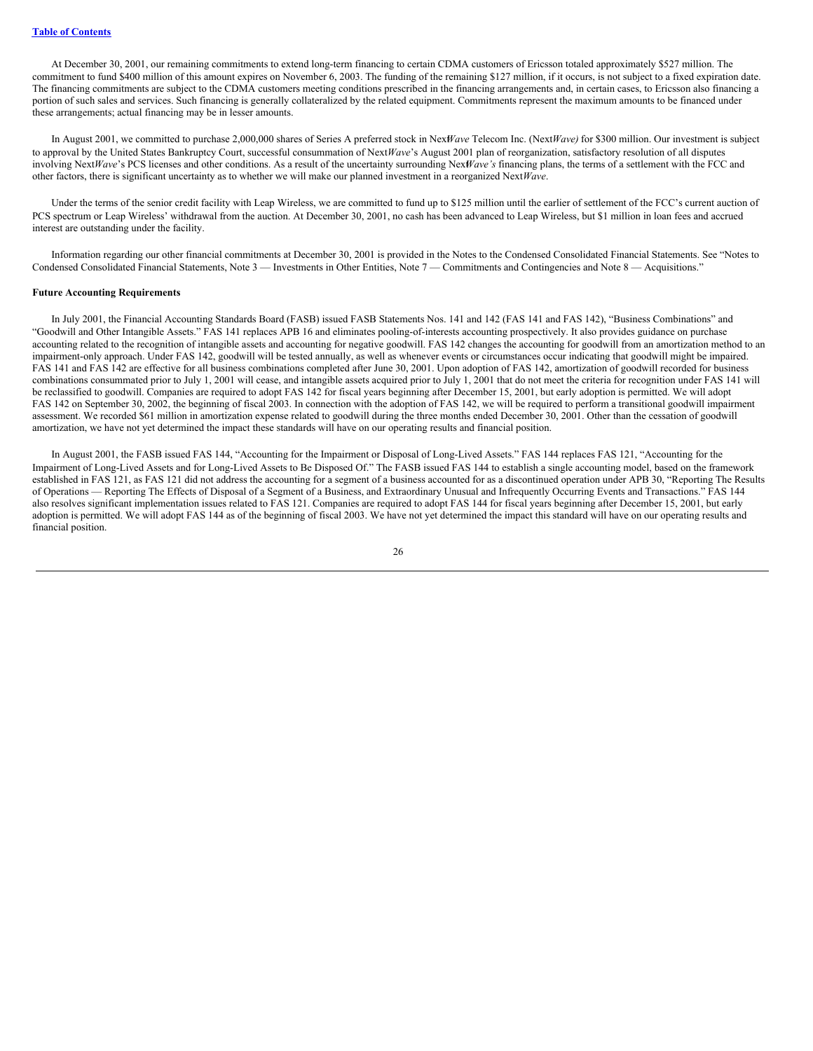At December 30, 2001, our remaining commitments to extend long-term financing to certain CDMA customers of Ericsson totaled approximately $527 million. The commitment to fund $400 million of this amount expires on November 6, 2003. The funding of the remaining $127 million, if it occurs, is not subject to a fixed expiration date. The financing commitments are subject to the CDMA customers meeting conditions prescribed in the financing arrangements and, in certain cases, to Ericsson also financing a portion of such sales and services. Such financing is generally collateralized by the related equipment. Commitments represent the maximum amounts to be financed under these arrangements; actual financing may be in lesser amounts.

In August 2001, we committed to purchase 2,000,000 shares of Series A preferred stock in Next*Wave* Telecom Inc. (Next*Wave)* for $300 million. Our investment is subject to approval by the United States Bankruptcy Court, successful consummation of Next*Wave*'s August 2001 plan of reorganization, satisfactory resolution of all disputes involving Next*Wave*'s PCS licenses and other conditions. As a result of the uncertainty surrounding Next*Wave's* financing plans, the terms of a settlement with the FCC and other factors, there is significant uncertainty as to whether we will make our planned investment in a reorganized Next*Wave*.

Under the terms of the senior credit facility with Leap Wireless, we are committed to fund up to $125 million until the earlier of settlement of the FCC's current auction of PCS spectrum or Leap Wireless' withdrawal from the auction. At December 30, 2001, no cash has been advanced to Leap Wireless, but $1 million in loan fees and accrued interest are outstanding under the facility.

Information regarding our other financial commitments at December 30, 2001 is provided in the Notes to the Condensed Consolidated Financial Statements. See "Notes to Condensed Consolidated Financial Statements, Note 3 — Investments in Other Entities, Note 7 — Commitments and Contingencies and Note 8 — Acquisitions."

**Future Accounting Requirements**

In July 2001, the Financial Accounting Standards Board (FASB) issued FASB Statements Nos. 141 and 142 (FAS 141 and FAS 142), "Business Combinations" and "Goodwill and Other Intangible Assets." FAS 141 replaces APB 16 and eliminates pooling-of-interests accounting prospectively. It also provides guidance on purchase accounting related to the recognition of intangible assets and accounting for negative goodwill. FAS 142 changes the accounting for goodwill from an amortization method to an impairment-only approach. Under FAS 142, goodwill will be tested annually, as well as whenever events or circumstances occur indicating that goodwill might be impaired. FAS 141 and FAS 142 are effective for all business combinations completed after June 30, 2001. Upon adoption of FAS 142, amortization of goodwill recorded for business combinations consummated prior to July 1, 2001 will cease, and intangible assets acquired prior to July 1, 2001 that do not meet the criteria for recognition under FAS 141 will be reclassified to goodwill. Companies are required to adopt FAS 142 for fiscal years beginning after December 15, 2001, but early adoption is permitted. We will adopt FAS 142 on September 30, 2002, the beginning of fiscal 2003. In connection with the adoption of FAS 142, we will be required to perform a transitional goodwill impairment assessment. We recorded $61 million in amortization expense related to goodwill during the three months ended December 30, 2001. Other than the cessation of goodwill amortization, we have not yet determined the impact these standards will have on our operating results and financial position.

In August 2001, the FASB issued FAS 144, "Accounting for the Impairment or Disposal of Long-Lived Assets." FAS 144 replaces FAS 121, "Accounting for the Impairment of Long-Lived Assets and for Long-Lived Assets to Be Disposed Of." The FASB issued FAS 144 to establish a single accounting model, based on the framework established in FAS 121, as FAS 121 did not address the accounting for a segment of a business accounted for as a discontinued operation under APB 30, "Reporting The Results of Operations — Reporting The Effects of Disposal of a Segment of a Business, and Extraordinary Unusual and Infrequently Occurring Events and Transactions." FAS 144 also resolves significant implementation issues related to FAS 121. Companies are required to adopt FAS 144 for fiscal years beginning after December 15, 2001, but early adoption is permitted. We will adopt FAS 144 as of the beginning of fiscal 2003. We have not yet determined the impact this standard will have on our operating results and financial position.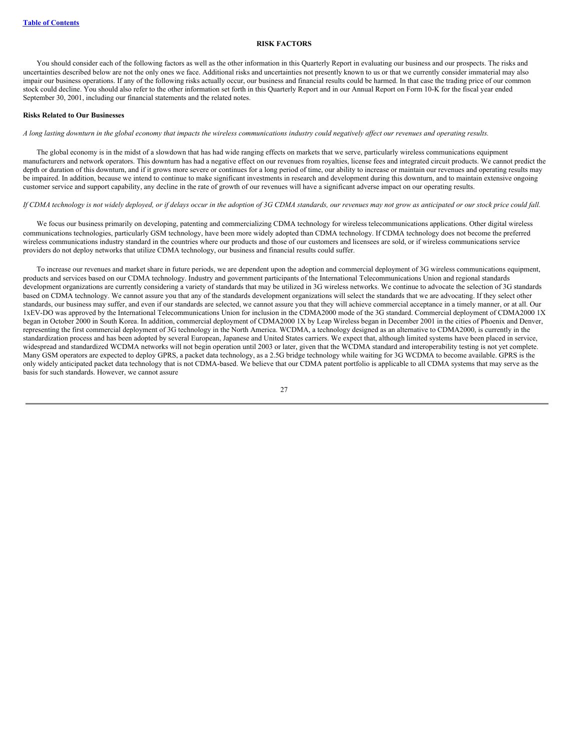## RISK FACTORS

You should consider each of the following factors as well as the other information in this Quarterly Report in evaluating our business and our prospects. The risks and uncertainties described below are not the only ones we face. Additional risks and uncertainties not presently known to us or that we currently consider immaterial may also impair our business operations. If any of the following risks actually occur, our business and financial results could be harmed. In that case the trading price of our common stock could decline. You should also refer to the other information set forth in this Quarterly Report and in our Annual Report on Form 10-K for the fiscal year ended September 30, 2001, including our financial statements and the related notes.

### Risks Related to Our Businesses

*A long lasting downturn in the global economy that impacts the wireless communications industry could negatively affect our revenues and operating results.*

The global economy is in the midst of a slowdown that has had wide ranging effects on markets that we serve, particularly wireless communications equipment manufacturers and network operators. This downturn has had a negative effect on our revenues from royalties, license fees and integrated circuit products. We cannot predict the depth or duration of this downturn, and if it grows more severe or continues for a long period of time, our ability to increase or maintain our revenues and operating results may be impaired. In addition, because we intend to continue to make significant investments in research and development during this downturn, and to maintain extensive ongoing customer service and support capability, any decline in the rate of growth of our revenues will have a significant adverse impact on our operating results.

*If CDMA technology is not widely deployed, or if delays occur in the adoption of 3G CDMA standards, our revenues may not grow as anticipated or our stock price could fall.*

We focus our business primarily on developing, patenting and commercializing CDMA technology for wireless telecommunications applications. Other digital wireless communications technologies, particularly GSM technology, have been more widely adopted than CDMA technology. If CDMA technology does not become the preferred wireless communications industry standard in the countries where our products and those of our customers and licensees are sold, or if wireless communications service providers do not deploy networks that utilize CDMA technology, our business and financial results could suffer.

To increase our revenues and market share in future periods, we are dependent upon the adoption and commercial deployment of 3G wireless communications equipment, products and services based on our CDMA technology. Industry and government participants of the International Telecommunications Union and regional standards development organizations are currently considering a variety of standards that may be utilized in 3G wireless networks. We continue to advocate the selection of 3G standards based on CDMA technology. We cannot assure you that any of the standards development organizations will select the standards that we are advocating. If they select other standards, our business may suffer, and even if our standards are selected, we cannot assure you that they will achieve commercial acceptance in a timely manner, or at all. Our 1xEV-DO was approved by the International Telecommunications Union for inclusion in the CDMA2000 mode of the 3G standard. Commercial deployment of CDMA2000 1X began in October 2000 in South Korea. In addition, commercial deployment of CDMA2000 1X by Leap Wireless began in December 2001 in the cities of Phoenix and Denver, representing the first commercial deployment of 3G technology in the North America. WCDMA, a technology designed as an alternative to CDMA2000, is currently in the standardization process and has been adopted by several European, Japanese and United States carriers. We expect that, although limited systems have been placed in service, widespread and standardized WCDMA networks will not begin operation until 2003 or later, given that the WCDMA standard and interoperability testing is not yet complete. Many GSM operators are expected to deploy GPRS, a packet data technology, as a 2.5G bridge technology while waiting for 3G WCDMA to become available. GPRS is the only widely anticipated packet data technology that is not CDMA-based. We believe that our CDMA patent portfolio is applicable to all CDMA systems that may serve as the basis for such standards. However, we cannot assure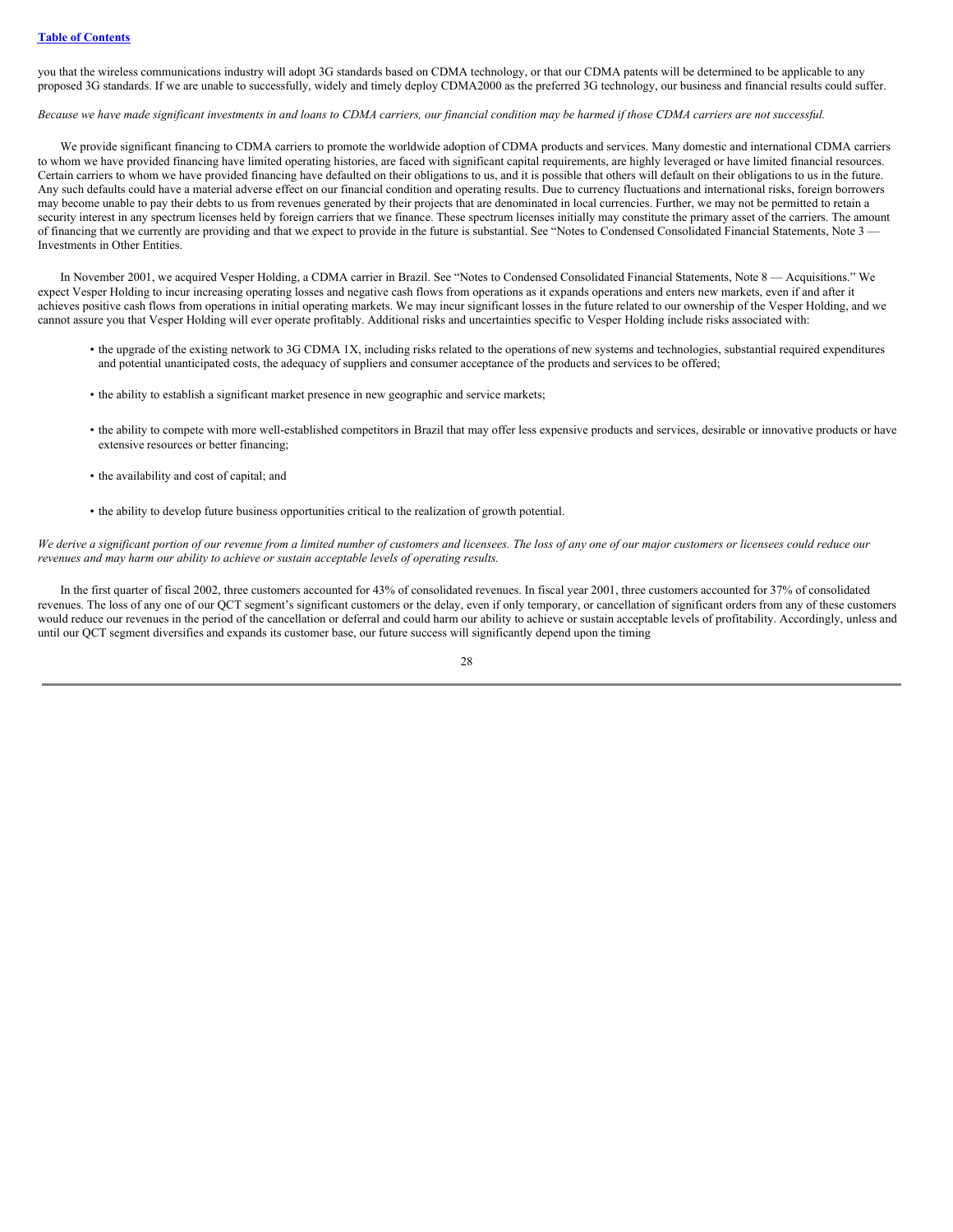you that the wireless communications industry will adopt 3G standards based on CDMA technology, or that our CDMA patents will be determined to be applicable to any proposed 3G standards. If we are unable to successfully, widely and timely deploy CDMA2000 as the preferred 3G technology, our business and financial results could suffer.

*Because we have made significant investments in and loans to CDMA carriers, our financial condition may be harmed if those CDMA carriers are not successful.*

We provide significant financing to CDMA carriers to promote the worldwide adoption of CDMA products and services. Many domestic and international CDMA carriers to whom we have provided financing have limited operating histories, are faced with significant capital requirements, are highly leveraged or have limited financial resources. Certain carriers to whom we have provided financing have defaulted on their obligations to us, and it is possible that others will default on their obligations to us in the future. Any such defaults could have a material adverse effect on our financial condition and operating results. Due to currency fluctuations and international risks, foreign borrowers may become unable to pay their debts to us from revenues generated by their projects that are denominated in local currencies. Further, we may not be permitted to retain a security interest in any spectrum licenses held by foreign carriers that we finance. These spectrum licenses initially may constitute the primary asset of the carriers. The amount of financing that we currently are providing and that we expect to provide in the future is substantial. See "Notes to Condensed Consolidated Financial Statements, Note 3 — Investments in Other Entities.

In November 2001, we acquired Vesper Holding, a CDMA carrier in Brazil. See "Notes to Condensed Consolidated Financial Statements, Note 8 — Acquisitions." We expect Vesper Holding to incur increasing operating losses and negative cash flows from operations as it expands operations and enters new markets, even if and after it achieves positive cash flows from operations in initial operating markets. We may incur significant losses in the future related to our ownership of the Vesper Holding, and we cannot assure you that Vesper Holding will ever operate profitably. Additional risks and uncertainties specific to Vesper Holding include risks associated with:

- the upgrade of the existing network to 3G CDMA 1X, including risks related to the operations of new systems and technologies, substantial required expenditures and potential unanticipated costs, the adequacy of suppliers and consumer acceptance of the products and services to be offered;
- the ability to establish a significant market presence in new geographic and service markets;
- the ability to compete with more well-established competitors in Brazil that may offer less expensive products and services, desirable or innovative products or have extensive resources or better financing;
- the availability and cost of capital; and
- the ability to develop future business opportunities critical to the realization of growth potential.

*We derive a significant portion of our revenue from a limited number of customers and licensees. The loss of any one of our major customers or licensees could reduce our revenues and may harm our ability to achieve or sustain acceptable levels of operating results.*

In the first quarter of fiscal 2002, three customers accounted for 43% of consolidated revenues. In fiscal year 2001, three customers accounted for 37% of consolidated revenues. The loss of any one of our QCT segment's significant customers or the delay, even if only temporary, or cancellation of significant orders from any of these customers would reduce our revenues in the period of the cancellation or deferral and could harm our ability to achieve or sustain acceptable levels of profitability. Accordingly, unless and until our QCT segment diversifies and expands its customer base, our future success will significantly depend upon the timing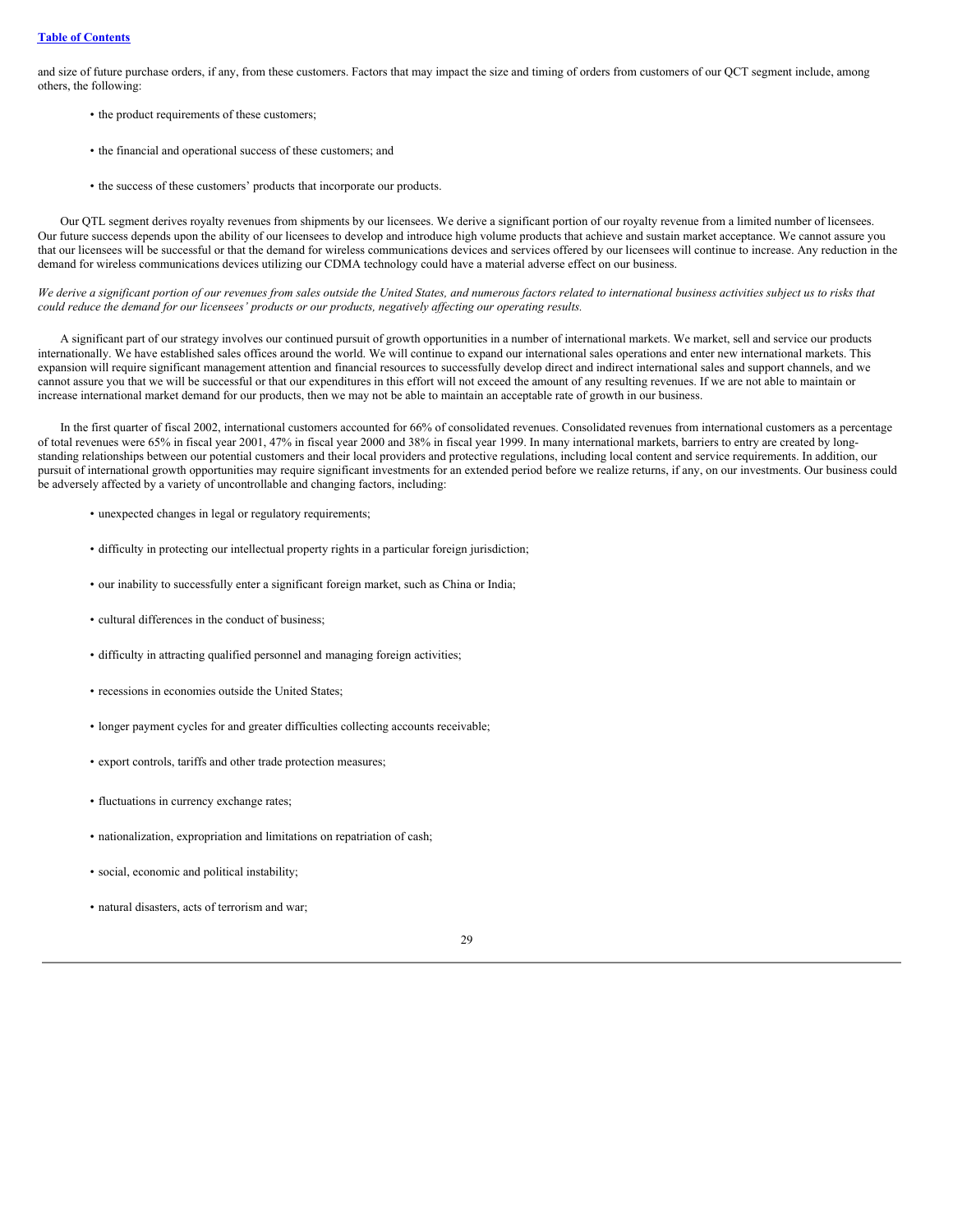and size of future purchase orders, if any, from these customers. Factors that may impact the size and timing of orders from customers of our QCT segment include, among others, the following:

- the product requirements of these customers;
- the financial and operational success of these customers; and
- the success of these customers' products that incorporate our products.

Our QTL segment derives royalty revenues from shipments by our licensees. We derive a significant portion of our royalty revenue from a limited number of licensees. Our future success depends upon the ability of our licensees to develop and introduce high volume products that achieve and sustain market acceptance. We cannot assure you that our licensees will be successful or that the demand for wireless communications devices and services offered by our licensees will continue to increase. Any reduction in the demand for wireless communications devices utilizing our CDMA technology could have a material adverse effect on our business.

*We derive a significant portion of our revenues from sales outside the United States, and numerous factors related to international business activities subject us to risks that could reduce the demand for our licensees' products or our products, negatively affecting our operating results.*

A significant part of our strategy involves our continued pursuit of growth opportunities in a number of international markets. We market, sell and service our products internationally. We have established sales offices around the world. We will continue to expand our international sales operations and enter new international markets. This expansion will require significant management attention and financial resources to successfully develop direct and indirect international sales and support channels, and we cannot assure you that we will be successful or that our expenditures in this effort will not exceed the amount of any resulting revenues. If we are not able to maintain or increase international market demand for our products, then we may not be able to maintain an acceptable rate of growth in our business.

In the first quarter of fiscal 2002, international customers accounted for 66% of consolidated revenues. Consolidated revenues from international customers as a percentage of total revenues were 65% in fiscal year 2001, 47% in fiscal year 2000 and 38% in fiscal year 1999. In many international markets, barriers to entry are created by long-standing relationships between our potential customers and their local providers and protective regulations, including local content and service requirements. In addition, our pursuit of international growth opportunities may require significant investments for an extended period before we realize returns, if any, on our investments. Our business could be adversely affected by a variety of uncontrollable and changing factors, including:

- unexpected changes in legal or regulatory requirements;
- difficulty in protecting our intellectual property rights in a particular foreign jurisdiction;
- our inability to successfully enter a significant foreign market, such as China or India;
- cultural differences in the conduct of business;
- difficulty in attracting qualified personnel and managing foreign activities;
- recessions in economies outside the United States;
- longer payment cycles for and greater difficulties collecting accounts receivable;
- export controls, tariffs and other trade protection measures;
- fluctuations in currency exchange rates;
- nationalization, expropriation and limitations on repatriation of cash;
- social, economic and political instability;
- natural disasters, acts of terrorism and war;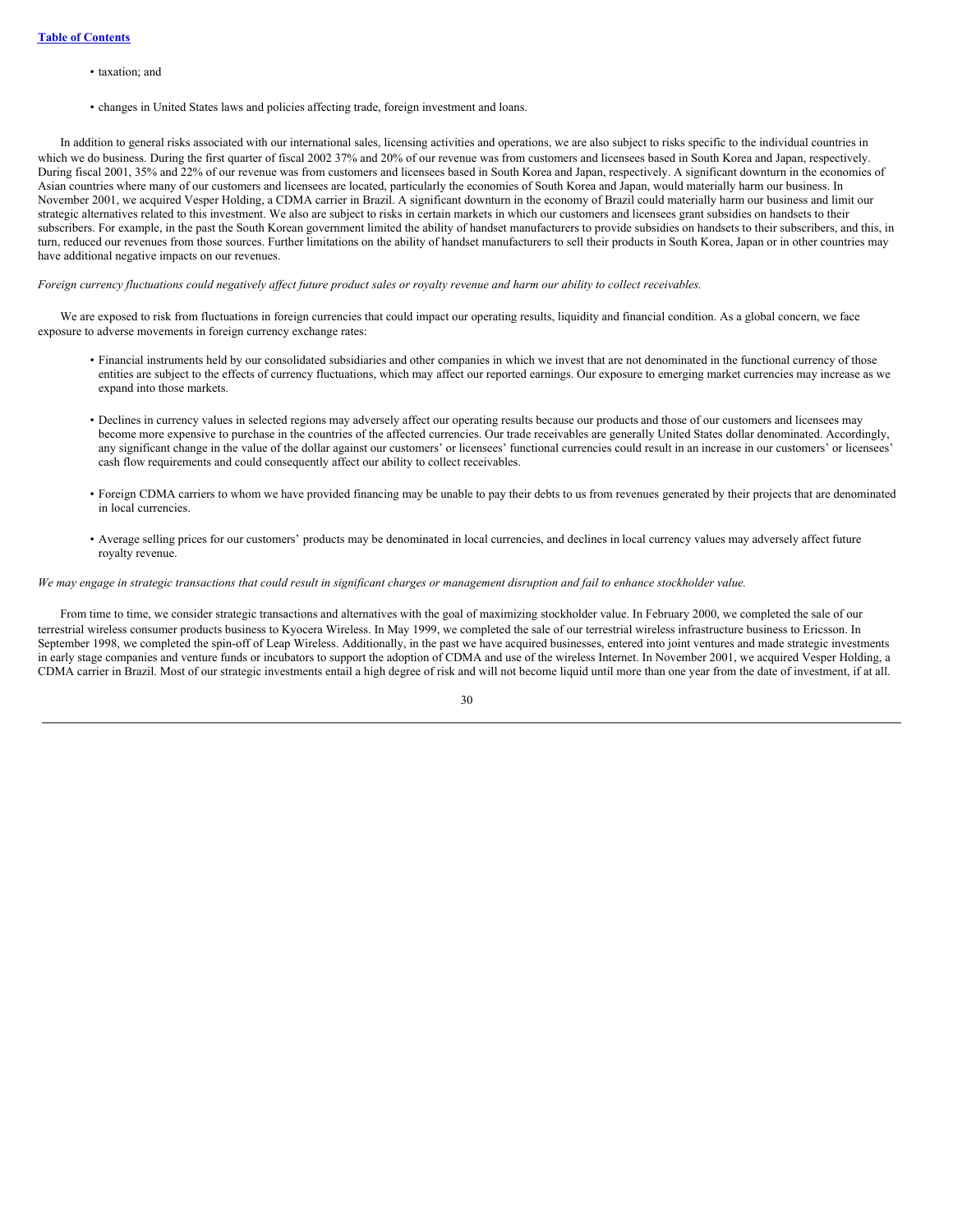- taxation; and
- changes in United States laws and policies affecting trade, foreign investment and loans.

In addition to general risks associated with our international sales, licensing activities and operations, we are also subject to risks specific to the individual countries in which we do business. During the first quarter of fiscal 2002 37% and 20% of our revenue was from customers and licensees based in South Korea and Japan, respectively. During fiscal 2001, 35% and 22% of our revenue was from customers and licensees based in South Korea and Japan, respectively. A significant downturn in the economies of Asian countries where many of our customers and licensees are located, particularly the economies of South Korea and Japan, would materially harm our business. In November 2001, we acquired Vesper Holding, a CDMA carrier in Brazil. A significant downturn in the economy of Brazil could materially harm our business and limit our strategic alternatives related to this investment. We also are subject to risks in certain markets in which our customers and licensees grant subsidies on handsets to their subscribers. For example, in the past the South Korean government limited the ability of handset manufacturers to provide subsidies on handsets to their subscribers, and this, in turn, reduced our revenues from those sources. Further limitations on the ability of handset manufacturers to sell their products in South Korea, Japan or in other countries may have additional negative impacts on our revenues.

*Foreign currency fluctuations could negatively affect future product sales or royalty revenue and harm our ability to collect receivables.*

We are exposed to risk from fluctuations in foreign currencies that could impact our operating results, liquidity and financial condition. As a global concern, we face exposure to adverse movements in foreign currency exchange rates:

- Financial instruments held by our consolidated subsidiaries and other companies in which we invest that are not denominated in the functional currency of those entities are subject to the effects of currency fluctuations, which may affect our reported earnings. Our exposure to emerging market currencies may increase as we expand into those markets.
- Declines in currency values in selected regions may adversely affect our operating results because our products and those of our customers and licensees may become more expensive to purchase in the countries of the affected currencies. Our trade receivables are generally United States dollar denominated. Accordingly, any significant change in the value of the dollar against our customers' or licensees' functional currencies could result in an increase in our customers' or licensees' cash flow requirements and could consequently affect our ability to collect receivables.
- Foreign CDMA carriers to whom we have provided financing may be unable to pay their debts to us from revenues generated by their projects that are denominated in local currencies.
- Average selling prices for our customers' products may be denominated in local currencies, and declines in local currency values may adversely affect future royalty revenue.

*We may engage in strategic transactions that could result in significant charges or management disruption and fail to enhance stockholder value.*

From time to time, we consider strategic transactions and alternatives with the goal of maximizing stockholder value. In February 2000, we completed the sale of our terrestrial wireless consumer products business to Kyocera Wireless. In May 1999, we completed the sale of our terrestrial wireless infrastructure business to Ericsson. In September 1998, we completed the spin-off of Leap Wireless. Additionally, in the past we have acquired businesses, entered into joint ventures and made strategic investments in early stage companies and venture funds or incubators to support the adoption of CDMA and use of the wireless Internet. In November 2001, we acquired Vesper Holding, a CDMA carrier in Brazil. Most of our strategic investments entail a high degree of risk and will not become liquid until more than one year from the date of investment, if at all.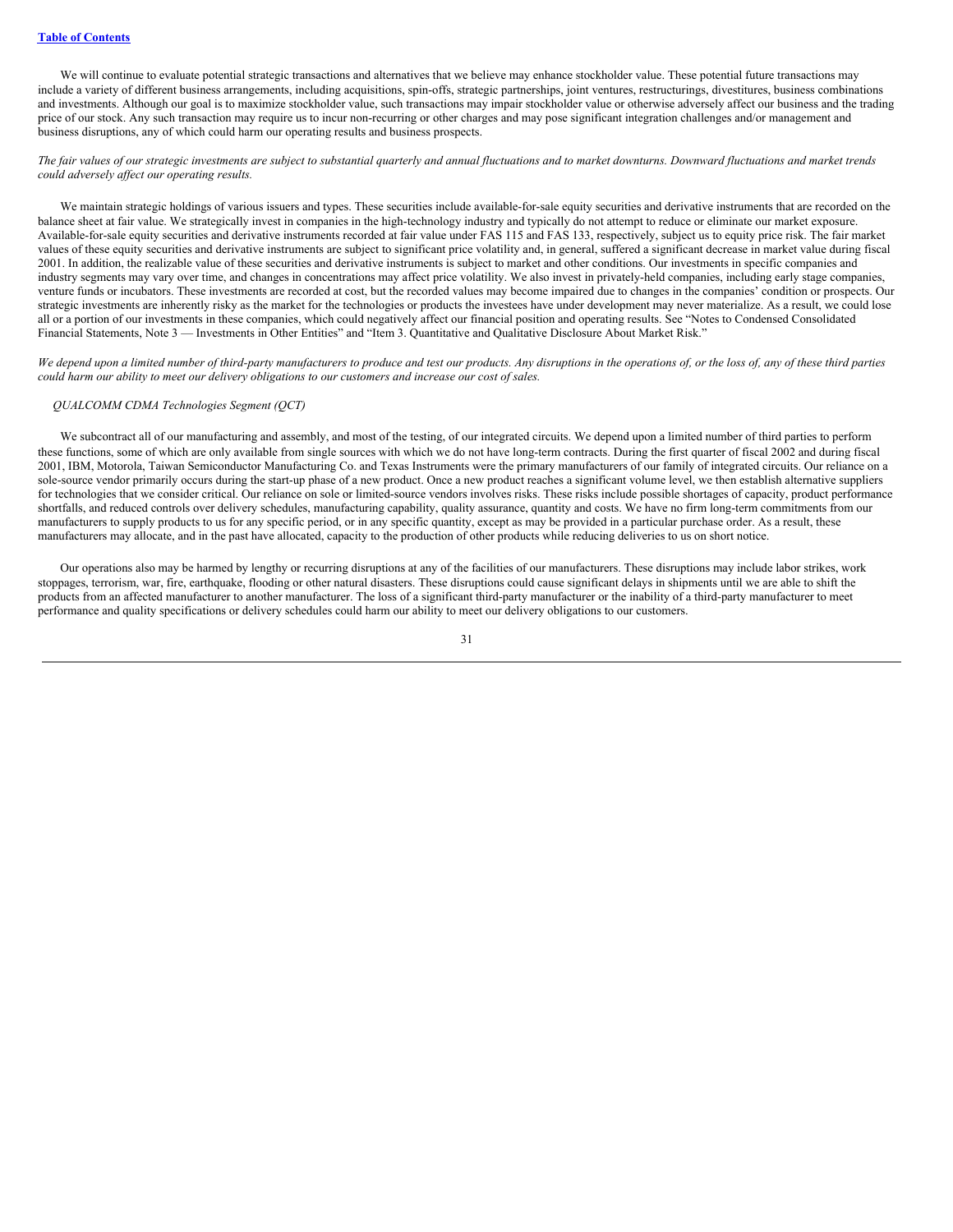We will continue to evaluate potential strategic transactions and alternatives that we believe may enhance stockholder value. These potential future transactions may include a variety of different business arrangements, including acquisitions, spin-offs, strategic partnerships, joint ventures, restructurings, divestitures, business combinations and investments. Although our goal is to maximize stockholder value, such transactions may impair stockholder value or otherwise adversely affect our business and the trading price of our stock. Any such transaction may require us to incur non-recurring or other charges and may pose significant integration challenges and/or management and business disruptions, any of which could harm our operating results and business prospects.

*The fair values of our strategic investments are subject to substantial quarterly and annual fluctuations and to market downturns. Downward fluctuations and market trends could adversely affect our operating results.*

We maintain strategic holdings of various issuers and types. These securities include available-for-sale equity securities and derivative instruments that are recorded on the balance sheet at fair value. We strategically invest in companies in the high-technology industry and typically do not attempt to reduce or eliminate our market exposure. Available-for-sale equity securities and derivative instruments recorded at fair value under FAS 115 and FAS 133, respectively, subject us to equity price risk. The fair market values of these equity securities and derivative instruments are subject to significant price volatility and, in general, suffered a significant decrease in market value during fiscal 2001. In addition, the realizable value of these securities and derivative instruments is subject to market and other conditions. Our investments in specific companies and industry segments may vary over time, and changes in concentrations may affect price volatility. We also invest in privately-held companies, including early stage companies, venture funds or incubators. These investments are recorded at cost, but the recorded values may become impaired due to changes in the companies' condition or prospects. Our strategic investments are inherently risky as the market for the technologies or products the investees have under development may never materialize. As a result, we could lose all or a portion of our investments in these companies, which could negatively affect our financial position and operating results. See "Notes to Condensed Consolidated Financial Statements, Note 3 — Investments in Other Entities" and "Item 3. Quantitative and Qualitative Disclosure About Market Risk."

*We depend upon a limited number of third-party manufacturers to produce and test our products. Any disruptions in the operations of, or the loss of, any of these third parties could harm our ability to meet our delivery obligations to our customers and increase our cost of sales.*

*QUALCOMM CDMA Technologies Segment (QCT)*

We subcontract all of our manufacturing and assembly, and most of the testing, of our integrated circuits. We depend upon a limited number of third parties to perform these functions, some of which are only available from single sources with which we do not have long-term contracts. During the first quarter of fiscal 2002 and during fiscal 2001, IBM, Motorola, Taiwan Semiconductor Manufacturing Co. and Texas Instruments were the primary manufacturers of our family of integrated circuits. Our reliance on a sole-source vendor primarily occurs during the start-up phase of a new product. Once a new product reaches a significant volume level, we then establish alternative suppliers for technologies that we consider critical. Our reliance on sole or limited-source vendors involves risks. These risks include possible shortages of capacity, product performance shortfalls, and reduced controls over delivery schedules, manufacturing capability, quality assurance, quantity and costs. We have no firm long-term commitments from our manufacturers to supply products to us for any specific period, or in any specific quantity, except as may be provided in a particular purchase order. As a result, these manufacturers may allocate, and in the past have allocated, capacity to the production of other products while reducing deliveries to us on short notice.

Our operations also may be harmed by lengthy or recurring disruptions at any of the facilities of our manufacturers. These disruptions may include labor strikes, work stoppages, terrorism, war, fire, earthquake, flooding or other natural disasters. These disruptions could cause significant delays in shipments until we are able to shift the products from an affected manufacturer to another manufacturer. The loss of a significant third-party manufacturer or the inability of a third-party manufacturer to meet performance and quality specifications or delivery schedules could harm our ability to meet our delivery obligations to our customers.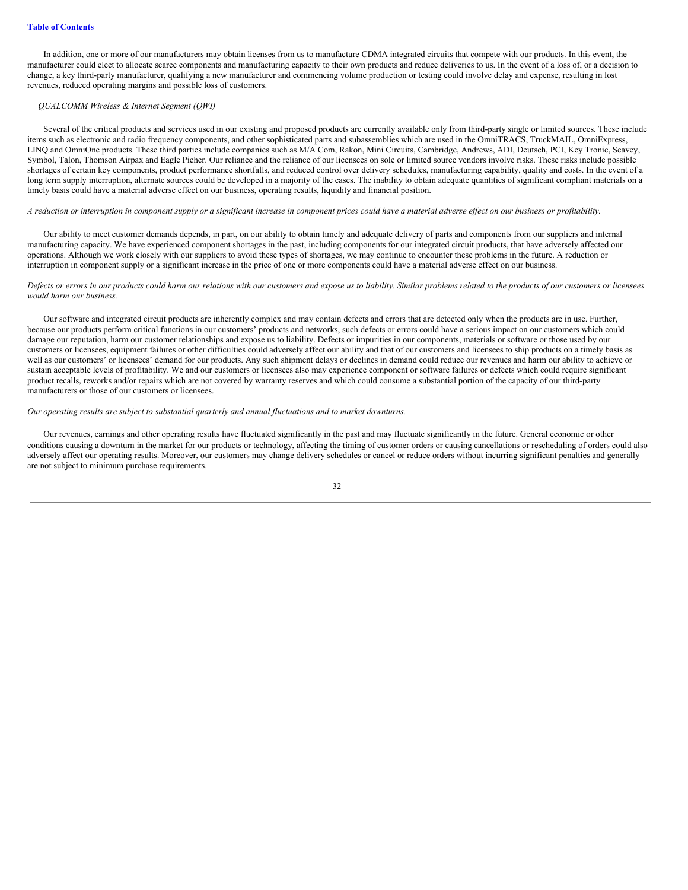In addition, one or more of our manufacturers may obtain licenses from us to manufacture CDMA integrated circuits that compete with our products. In this event, the manufacturer could elect to allocate scarce components and manufacturing capacity to their own products and reduce deliveries to us. In the event of a loss of, or a decision to change, a key third-party manufacturer, qualifying a new manufacturer and commencing volume production or testing could involve delay and expense, resulting in lost revenues, reduced operating margins and possible loss of customers.

*QUALCOMM Wireless & Internet Segment (QWI)*

Several of the critical products and services used in our existing and proposed products are currently available only from third-party single or limited sources. These include items such as electronic and radio frequency components, and other sophisticated parts and subassemblies which are used in the OmniTRACS, TruckMAIL, OmniExpress, LINQ and OmniOne products. These third parties include companies such as M/A Com, Rakon, Mini Circuits, Cambridge, Andrews, ADI, Deutsch, PCI, Key Tronic, Seavey, Symbol, Talon, Thomson Airpax and Eagle Picher. Our reliance and the reliance of our licensees on sole or limited source vendors involve risks. These risks include possible shortages of certain key components, product performance shortfalls, and reduced control over delivery schedules, manufacturing capability, quality and costs. In the event of a long term supply interruption, alternate sources could be developed in a majority of the cases. The inability to obtain adequate quantities of significant compliant materials on a timely basis could have a material adverse effect on our business, operating results, liquidity and financial position.

*A reduction or interruption in component supply or a significant increase in component prices could have a material adverse effect on our business or profitability.*

Our ability to meet customer demands depends, in part, on our ability to obtain timely and adequate delivery of parts and components from our suppliers and internal manufacturing capacity. We have experienced component shortages in the past, including components for our integrated circuit products, that have adversely affected our operations. Although we work closely with our suppliers to avoid these types of shortages, we may continue to encounter these problems in the future. A reduction or interruption in component supply or a significant increase in the price of one or more components could have a material adverse effect on our business.

*Defects or errors in our products could harm our relations with our customers and expose us to liability. Similar problems related to the products of our customers or licensees would harm our business.*

Our software and integrated circuit products are inherently complex and may contain defects and errors that are detected only when the products are in use. Further, because our products perform critical functions in our customers' products and networks, such defects or errors could have a serious impact on our customers which could damage our reputation, harm our customer relationships and expose us to liability. Defects or impurities in our components, materials or software or those used by our customers or licensees, equipment failures or other difficulties could adversely affect our ability and that of our customers and licensees to ship products on a timely basis as well as our customers' or licensees' demand for our products. Any such shipment delays or declines in demand could reduce our revenues and harm our ability to achieve or sustain acceptable levels of profitability. We and our customers or licensees also may experience component or software failures or defects which could require significant product recalls, reworks and/or repairs which are not covered by warranty reserves and which could consume a substantial portion of the capacity of our third-party manufacturers or those of our customers or licensees.

*Our operating results are subject to substantial quarterly and annual fluctuations and to market downturns.*

Our revenues, earnings and other operating results have fluctuated significantly in the past and may fluctuate significantly in the future. General economic or other conditions causing a downturn in the market for our products or technology, affecting the timing of customer orders or causing cancellations or rescheduling of orders could also adversely affect our operating results. Moreover, our customers may change delivery schedules or cancel or reduce orders without incurring significant penalties and generally are not subject to minimum purchase requirements.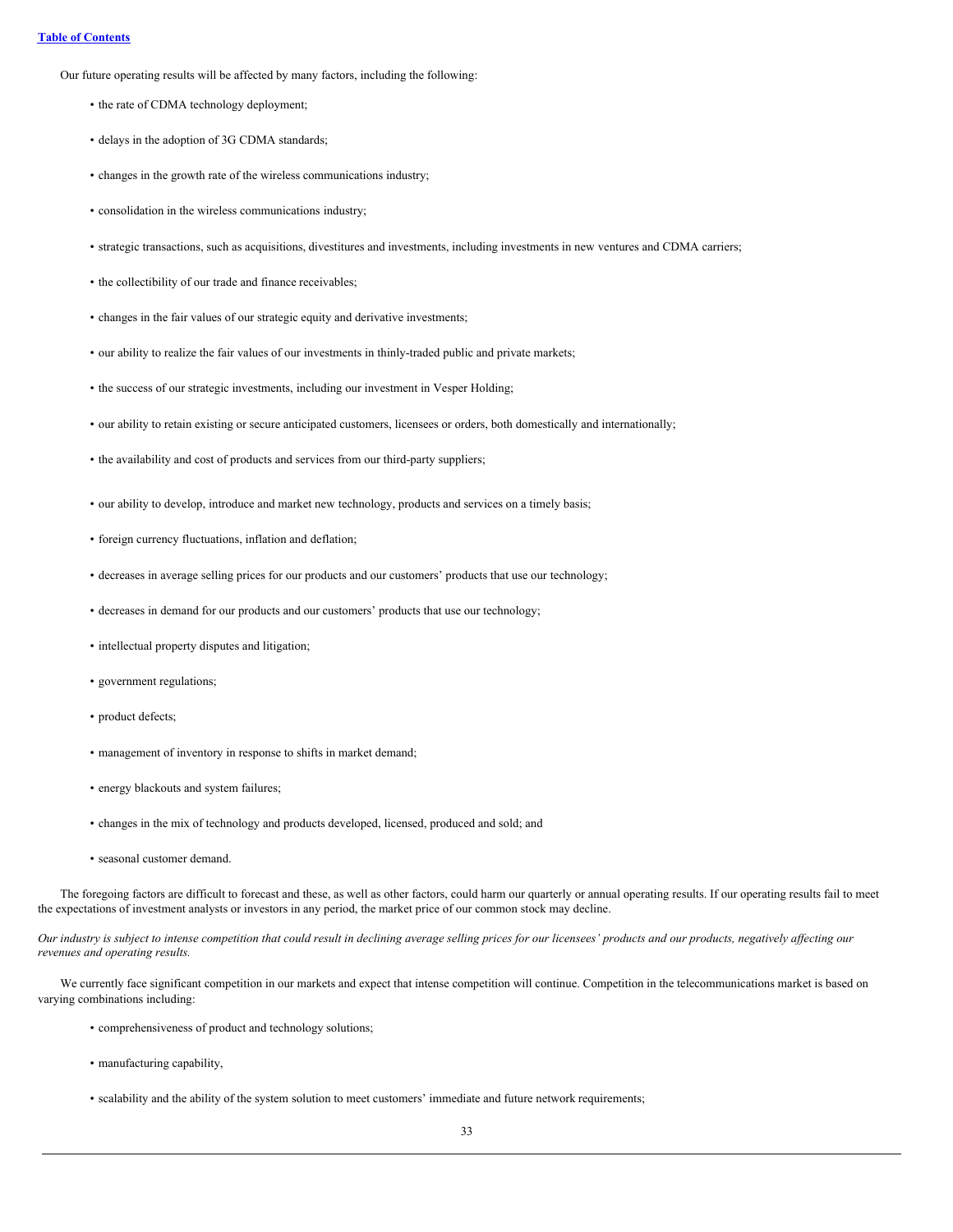Our future operating results will be affected by many factors, including the following:

- the rate of CDMA technology deployment;
- delays in the adoption of 3G CDMA standards;
- changes in the growth rate of the wireless communications industry;
- consolidation in the wireless communications industry;
- strategic transactions, such as acquisitions, divestitures and investments, including investments in new ventures and CDMA carriers;
- the collectibility of our trade and finance receivables;
- changes in the fair values of our strategic equity and derivative investments;
- our ability to realize the fair values of our investments in thinly-traded public and private markets;
- the success of our strategic investments, including our investment in Vesper Holding;
- our ability to retain existing or secure anticipated customers, licensees or orders, both domestically and internationally;
- the availability and cost of products and services from our third-party suppliers;
- our ability to develop, introduce and market new technology, products and services on a timely basis;
- foreign currency fluctuations, inflation and deflation;
- decreases in average selling prices for our products and our customers' products that use our technology;
- decreases in demand for our products and our customers' products that use our technology;
- intellectual property disputes and litigation;
- government regulations;
- product defects;
- management of inventory in response to shifts in market demand;
- energy blackouts and system failures;
- changes in the mix of technology and products developed, licensed, produced and sold; and
- seasonal customer demand.

The foregoing factors are difficult to forecast and these, as well as other factors, could harm our quarterly or annual operating results. If our operating results fail to meet the expectations of investment analysts or investors in any period, the market price of our common stock may decline.

*Our industry is subject to intense competition that could result in declining average selling prices for our licensees' products and our products, negatively affecting our revenues and operating results.*

We currently face significant competition in our markets and expect that intense competition will continue. Competition in the telecommunications market is based on varying combinations including:

- comprehensiveness of product and technology solutions;
- manufacturing capability,
- scalability and the ability of the system solution to meet customers' immediate and future network requirements;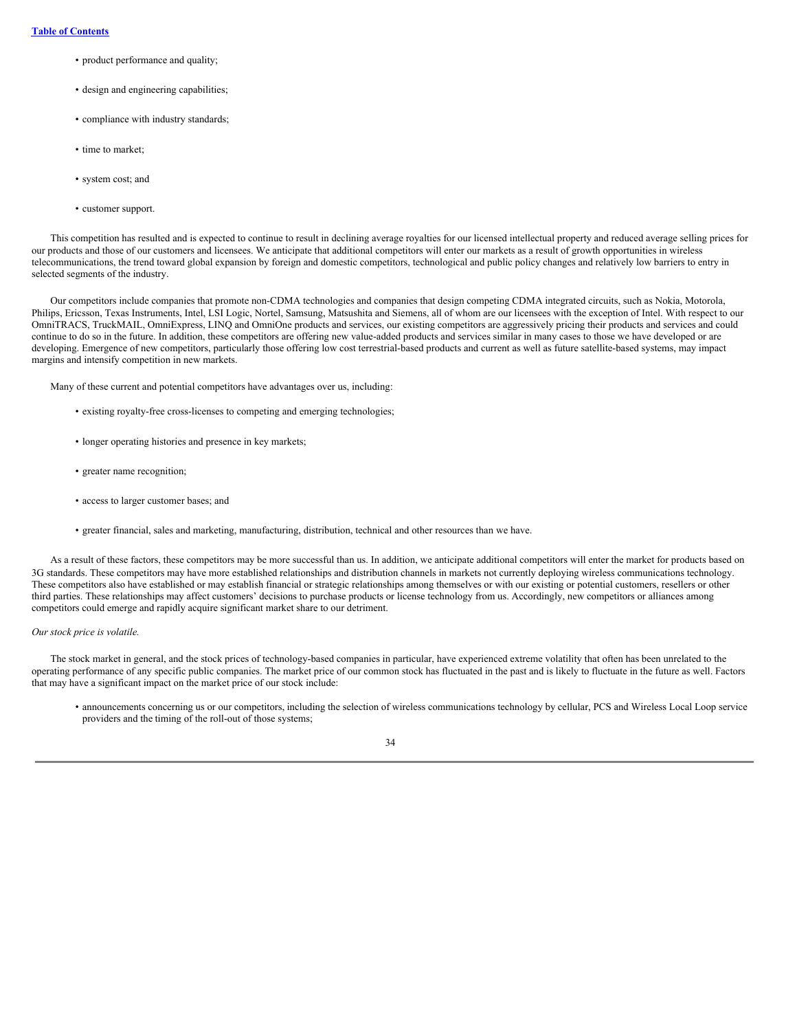- product performance and quality;
- design and engineering capabilities;
- compliance with industry standards;
- time to market;
- system cost; and
- customer support.

This competition has resulted and is expected to continue to result in declining average royalties for our licensed intellectual property and reduced average selling prices for our products and those of our customers and licensees. We anticipate that additional competitors will enter our markets as a result of growth opportunities in wireless telecommunications, the trend toward global expansion by foreign and domestic competitors, technological and public policy changes and relatively low barriers to entry in selected segments of the industry.

Our competitors include companies that promote non-CDMA technologies and companies that design competing CDMA integrated circuits, such as Nokia, Motorola, Philips, Ericsson, Texas Instruments, Intel, LSI Logic, Nortel, Samsung, Matsushita and Siemens, all of whom are our licensees with the exception of Intel. With respect to our OmniTRACS, TruckMAIL, OmniExpress, LINQ and OmniOne products and services, our existing competitors are aggressively pricing their products and services and could continue to do so in the future. In addition, these competitors are offering new value-added products and services similar in many cases to those we have developed or are developing. Emergence of new competitors, particularly those offering low cost terrestrial-based products and current as well as future satellite-based systems, may impact margins and intensify competition in new markets.

Many of these current and potential competitors have advantages over us, including:

- existing royalty-free cross-licenses to competing and emerging technologies;
- longer operating histories and presence in key markets;
- greater name recognition;
- access to larger customer bases; and
- greater financial, sales and marketing, manufacturing, distribution, technical and other resources than we have.

As a result of these factors, these competitors may be more successful than us. In addition, we anticipate additional competitors will enter the market for products based on 3G standards. These competitors may have more established relationships and distribution channels in markets not currently deploying wireless communications technology. These competitors also have established or may establish financial or strategic relationships among themselves or with our existing or potential customers, resellers or other third parties. These relationships may affect customers' decisions to purchase products or license technology from us. Accordingly, new competitors or alliances among competitors could emerge and rapidly acquire significant market share to our detriment.

*Our stock price is volatile.*

The stock market in general, and the stock prices of technology-based companies in particular, have experienced extreme volatility that often has been unrelated to the operating performance of any specific public companies. The market price of our common stock has fluctuated in the past and is likely to fluctuate in the future as well. Factors that may have a significant impact on the market price of our stock include:

- announcements concerning us or our competitors, including the selection of wireless communications technology by cellular, PCS and Wireless Local Loop service providers and the timing of the roll-out of those systems;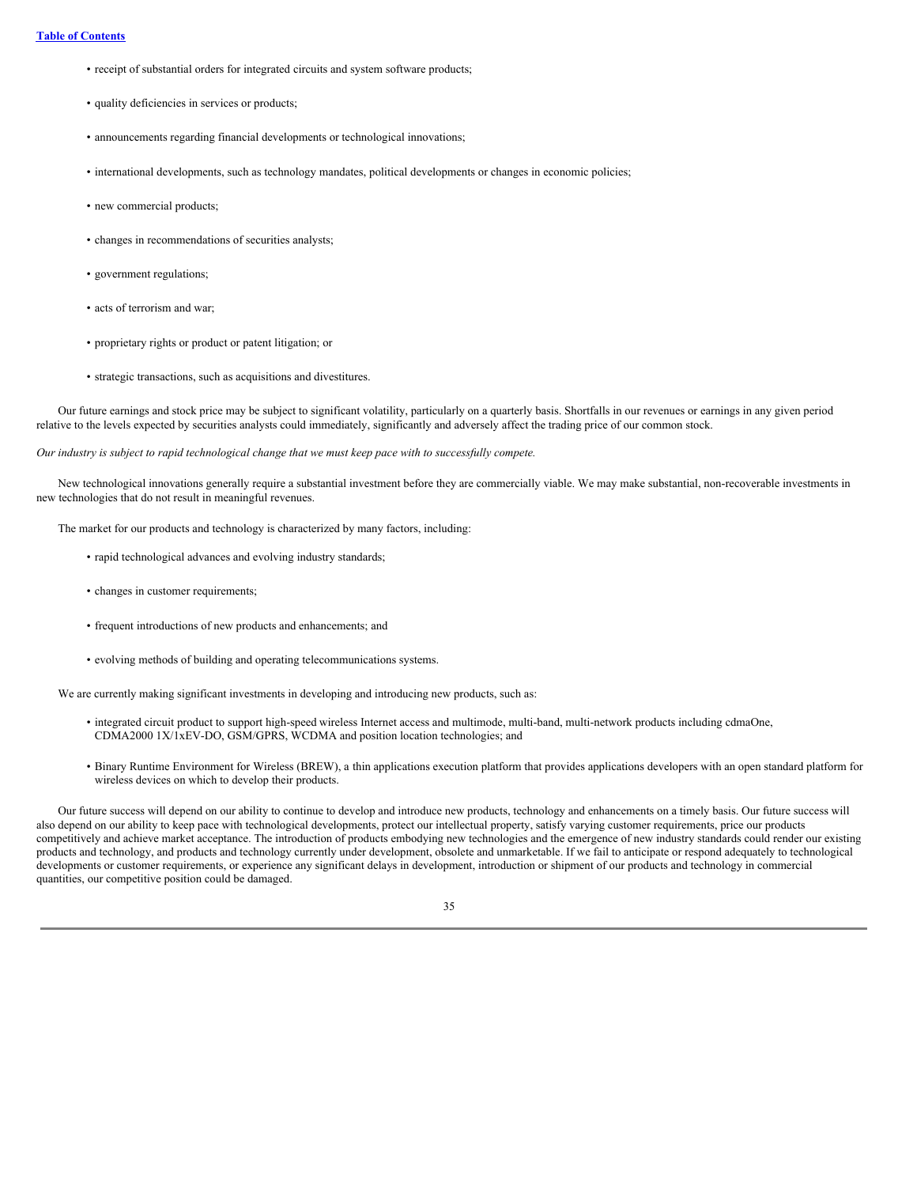- receipt of substantial orders for integrated circuits and system software products;
- quality deficiencies in services or products;
- announcements regarding financial developments or technological innovations;
- international developments, such as technology mandates, political developments or changes in economic policies;
- new commercial products;
- changes in recommendations of securities analysts;
- government regulations;
- acts of terrorism and war;
- proprietary rights or product or patent litigation; or
- strategic transactions, such as acquisitions and divestitures.

Our future earnings and stock price may be subject to significant volatility, particularly on a quarterly basis. Shortfalls in our revenues or earnings in any given period relative to the levels expected by securities analysts could immediately, significantly and adversely affect the trading price of our common stock.

*Our industry is subject to rapid technological change that we must keep pace with to successfully compete.*

New technological innovations generally require a substantial investment before they are commercially viable. We may make substantial, non-recoverable investments in new technologies that do not result in meaningful revenues.

The market for our products and technology is characterized by many factors, including:

- rapid technological advances and evolving industry standards;
- changes in customer requirements;
- frequent introductions of new products and enhancements; and
- evolving methods of building and operating telecommunications systems.

We are currently making significant investments in developing and introducing new products, such as:

- integrated circuit product to support high-speed wireless Internet access and multimode, multi-band, multi-network products including cdmaOne, CDMA2000 1X/1xEV-DO, GSM/GPRS, WCDMA and position location technologies; and
- Binary Runtime Environment for Wireless (BREW), a thin applications execution platform that provides applications developers with an open standard platform for wireless devices on which to develop their products.

Our future success will depend on our ability to continue to develop and introduce new products, technology and enhancements on a timely basis. Our future success will also depend on our ability to keep pace with technological developments, protect our intellectual property, satisfy varying customer requirements, price our products competitively and achieve market acceptance. The introduction of products embodying new technologies and the emergence of new industry standards could render our existing products and technology, and products and technology currently under development, obsolete and unmarketable. If we fail to anticipate or respond adequately to technological developments or customer requirements, or experience any significant delays in development, introduction or shipment of our products and technology in commercial quantities, our competitive position could be damaged.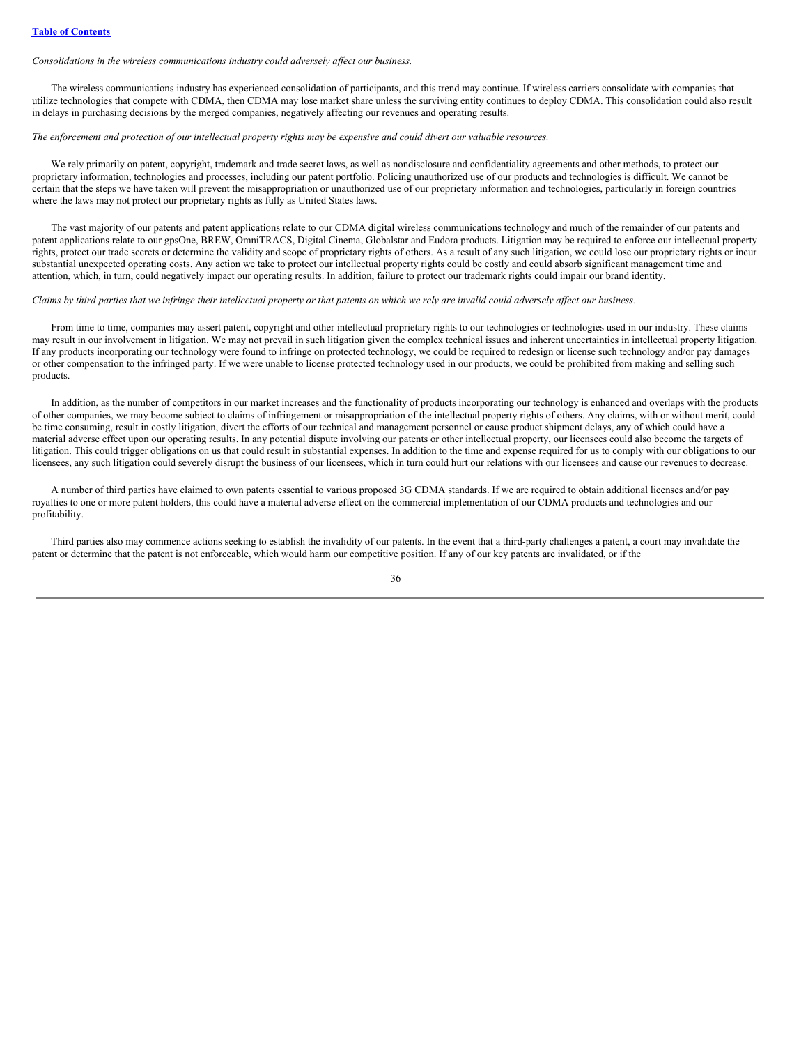*Consolidations in the wireless communications industry could adversely affect our business.*

The wireless communications industry has experienced consolidation of participants, and this trend may continue. If wireless carriers consolidate with companies that utilize technologies that compete with CDMA, then CDMA may lose market share unless the surviving entity continues to deploy CDMA. This consolidation could also result in delays in purchasing decisions by the merged companies, negatively affecting our revenues and operating results.

*The enforcement and protection of our intellectual property rights may be expensive and could divert our valuable resources.*

We rely primarily on patent, copyright, trademark and trade secret laws, as well as nondisclosure and confidentiality agreements and other methods, to protect our proprietary information, technologies and processes, including our patent portfolio. Policing unauthorized use of our products and technologies is difficult. We cannot be certain that the steps we have taken will prevent the misappropriation or unauthorized use of our proprietary information and technologies, particularly in foreign countries where the laws may not protect our proprietary rights as fully as United States laws.

The vast majority of our patents and patent applications relate to our CDMA digital wireless communications technology and much of the remainder of our patents and patent applications relate to our gpsOne, BREW, OmniTRACS, Digital Cinema, Globalstar and Eudora products. Litigation may be required to enforce our intellectual property rights, protect our trade secrets or determine the validity and scope of proprietary rights of others. As a result of any such litigation, we could lose our proprietary rights or incur substantial unexpected operating costs. Any action we take to protect our intellectual property rights could be costly and could absorb significant management time and attention, which, in turn, could negatively impact our operating results. In addition, failure to protect our trademark rights could impair our brand identity.

*Claims by third parties that we infringe their intellectual property or that patents on which we rely are invalid could adversely affect our business.*

From time to time, companies may assert patent, copyright and other intellectual proprietary rights to our technologies or technologies used in our industry. These claims may result in our involvement in litigation. We may not prevail in such litigation given the complex technical issues and inherent uncertainties in intellectual property litigation. If any products incorporating our technology were found to infringe on protected technology, we could be required to redesign or license such technology and/or pay damages or other compensation to the infringed party. If we were unable to license protected technology used in our products, we could be prohibited from making and selling such products.

In addition, as the number of competitors in our market increases and the functionality of products incorporating our technology is enhanced and overlaps with the products of other companies, we may become subject to claims of infringement or misappropriation of the intellectual property rights of others. Any claims, with or without merit, could be time consuming, result in costly litigation, divert the efforts of our technical and management personnel or cause product shipment delays, any of which could have a material adverse effect upon our operating results. In any potential dispute involving our patents or other intellectual property, our licensees could also become the targets of litigation. This could trigger obligations on us that could result in substantial expenses. In addition to the time and expense required for us to comply with our obligations to our licensees, any such litigation could severely disrupt the business of our licensees, which in turn could hurt our relations with our licensees and cause our revenues to decrease.

A number of third parties have claimed to own patents essential to various proposed 3G CDMA standards. If we are required to obtain additional licenses and/or pay royalties to one or more patent holders, this could have a material adverse effect on the commercial implementation of our CDMA products and technologies and our profitability.

Third parties also may commence actions seeking to establish the invalidity of our patents. In the event that a third-party challenges a patent, a court may invalidate the patent or determine that the patent is not enforceable, which would harm our competitive position. If any of our key patents are invalidated, or if the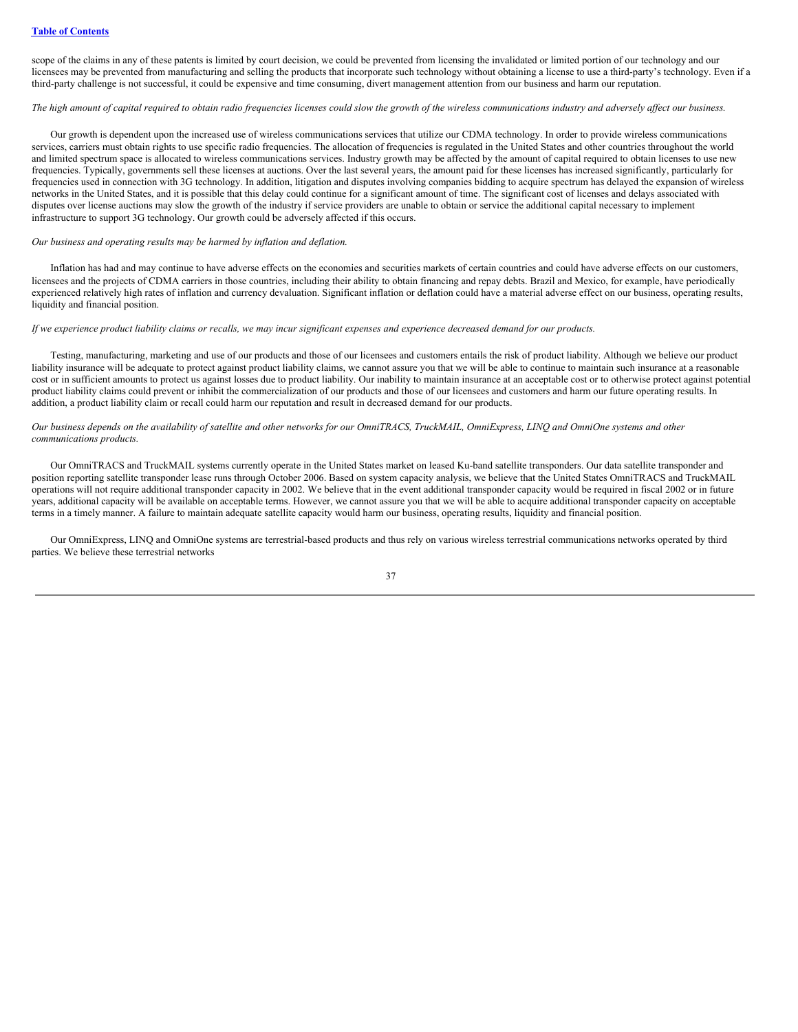scope of the claims in any of these patents is limited by court decision, we could be prevented from licensing the invalidated or limited portion of our technology and our licensees may be prevented from manufacturing and selling the products that incorporate such technology without obtaining a license to use a third-party's technology. Even if a third-party challenge is not successful, it could be expensive and time consuming, divert management attention from our business and harm our reputation.

*The high amount of capital required to obtain radio frequencies licenses could slow the growth of the wireless communications industry and adversely affect our business.*

Our growth is dependent upon the increased use of wireless communications services that utilize our CDMA technology. In order to provide wireless communications services, carriers must obtain rights to use specific radio frequencies. The allocation of frequencies is regulated in the United States and other countries throughout the world and limited spectrum space is allocated to wireless communications services. Industry growth may be affected by the amount of capital required to obtain licenses to use new frequencies. Typically, governments sell these licenses at auctions. Over the last several years, the amount paid for these licenses has increased significantly, particularly for frequencies used in connection with 3G technology. In addition, litigation and disputes involving companies bidding to acquire spectrum has delayed the expansion of wireless networks in the United States, and it is possible that this delay could continue for a significant amount of time. The significant cost of licenses and delays associated with disputes over license auctions may slow the growth of the industry if service providers are unable to obtain or service the additional capital necessary to implement infrastructure to support 3G technology. Our growth could be adversely affected if this occurs.

*Our business and operating results may be harmed by inflation and deflation.*

Inflation has had and may continue to have adverse effects on the economies and securities markets of certain countries and could have adverse effects on our customers, licensees and the projects of CDMA carriers in those countries, including their ability to obtain financing and repay debts. Brazil and Mexico, for example, have periodically experienced relatively high rates of inflation and currency devaluation. Significant inflation or deflation could have a material adverse effect on our business, operating results, liquidity and financial position.

*If we experience product liability claims or recalls, we may incur significant expenses and experience decreased demand for our products.*

Testing, manufacturing, marketing and use of our products and those of our licensees and customers entails the risk of product liability. Although we believe our product liability insurance will be adequate to protect against product liability claims, we cannot assure you that we will be able to continue to maintain such insurance at a reasonable cost or in sufficient amounts to protect us against losses due to product liability. Our inability to maintain insurance at an acceptable cost or to otherwise protect against potential product liability claims could prevent or inhibit the commercialization of our products and those of our licensees and customers and harm our future operating results. In addition, a product liability claim or recall could harm our reputation and result in decreased demand for our products.

*Our business depends on the availability of satellite and other networks for our OmniTRACS, TruckMAIL, OmniExpress, LINQ and OmniOne systems and other communications products.*

Our OmniTRACS and TruckMAIL systems currently operate in the United States market on leased Ku-band satellite transponders. Our data satellite transponder and position reporting satellite transponder lease runs through October 2006. Based on system capacity analysis, we believe that the United States OmniTRACS and TruckMAIL operations will not require additional transponder capacity in 2002. We believe that in the event additional transponder capacity would be required in fiscal 2002 or in future years, additional capacity will be available on acceptable terms. However, we cannot assure you that we will be able to acquire additional transponder capacity on acceptable terms in a timely manner. A failure to maintain adequate satellite capacity would harm our business, operating results, liquidity and financial position.

Our OmniExpress, LINQ and OmniOne systems are terrestrial-based products and thus rely on various wireless terrestrial communications networks operated by third parties. We believe these terrestrial networks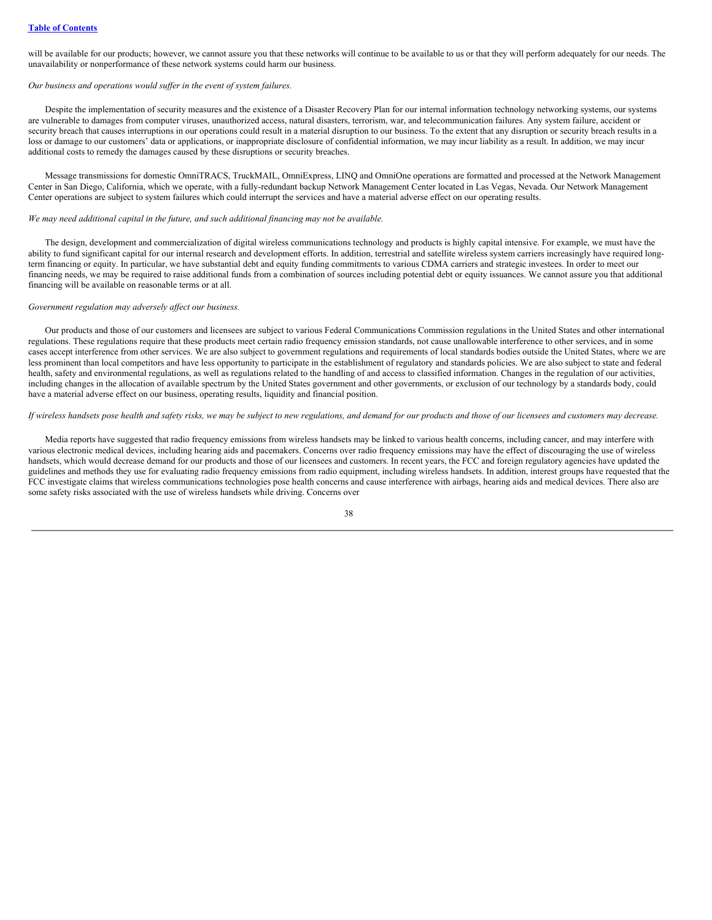will be available for our products; however, we cannot assure you that these networks will continue to be available to us or that they will perform adequately for our needs. The unavailability or nonperformance of these network systems could harm our business.

*Our business and operations would suffer in the event of system failures.*

Despite the implementation of security measures and the existence of a Disaster Recovery Plan for our internal information technology networking systems, our systems are vulnerable to damages from computer viruses, unauthorized access, natural disasters, terrorism, war, and telecommunication failures. Any system failure, accident or security breach that causes interruptions in our operations could result in a material disruption to our business. To the extent that any disruption or security breach results in a loss or damage to our customers' data or applications, or inappropriate disclosure of confidential information, we may incur liability as a result. In addition, we may incur additional costs to remedy the damages caused by these disruptions or security breaches.

Message transmissions for domestic OmniTRACS, TruckMAIL, OmniExpress, LINQ and OmniOne operations are formatted and processed at the Network Management Center in San Diego, California, which we operate, with a fully-redundant backup Network Management Center located in Las Vegas, Nevada. Our Network Management Center operations are subject to system failures which could interrupt the services and have a material adverse effect on our operating results.

*We may need additional capital in the future, and such additional financing may not be available.*

The design, development and commercialization of digital wireless communications technology and products is highly capital intensive. For example, we must have the ability to fund significant capital for our internal research and development efforts. In addition, terrestrial and satellite wireless system carriers increasingly have required long-term financing or equity. In particular, we have substantial debt and equity funding commitments to various CDMA carriers and strategic investees. In order to meet our financing needs, we may be required to raise additional funds from a combination of sources including potential debt or equity issuances. We cannot assure you that additional financing will be available on reasonable terms or at all.

*Government regulation may adversely affect our business.*

Our products and those of our customers and licensees are subject to various Federal Communications Commission regulations in the United States and other international regulations. These regulations require that these products meet certain radio frequency emission standards, not cause unallowable interference to other services, and in some cases accept interference from other services. We are also subject to government regulations and requirements of local standards bodies outside the United States, where we are less prominent than local competitors and have less opportunity to participate in the establishment of regulatory and standards policies. We are also subject to state and federal health, safety and environmental regulations, as well as regulations related to the handling of and access to classified information. Changes in the regulation of our activities, including changes in the allocation of available spectrum by the United States government and other governments, or exclusion of our technology by a standards body, could have a material adverse effect on our business, operating results, liquidity and financial position.

*If wireless handsets pose health and safety risks, we may be subject to new regulations, and demand for our products and those of our licensees and customers may decrease.*

Media reports have suggested that radio frequency emissions from wireless handsets may be linked to various health concerns, including cancer, and may interfere with various electronic medical devices, including hearing aids and pacemakers. Concerns over radio frequency emissions may have the effect of discouraging the use of wireless handsets, which would decrease demand for our products and those of our licensees and customers. In recent years, the FCC and foreign regulatory agencies have updated the guidelines and methods they use for evaluating radio frequency emissions from radio equipment, including wireless handsets. In addition, interest groups have requested that the FCC investigate claims that wireless communications technologies pose health concerns and cause interference with airbags, hearing aids and medical devices. There also are some safety risks associated with the use of wireless handsets while driving. Concerns over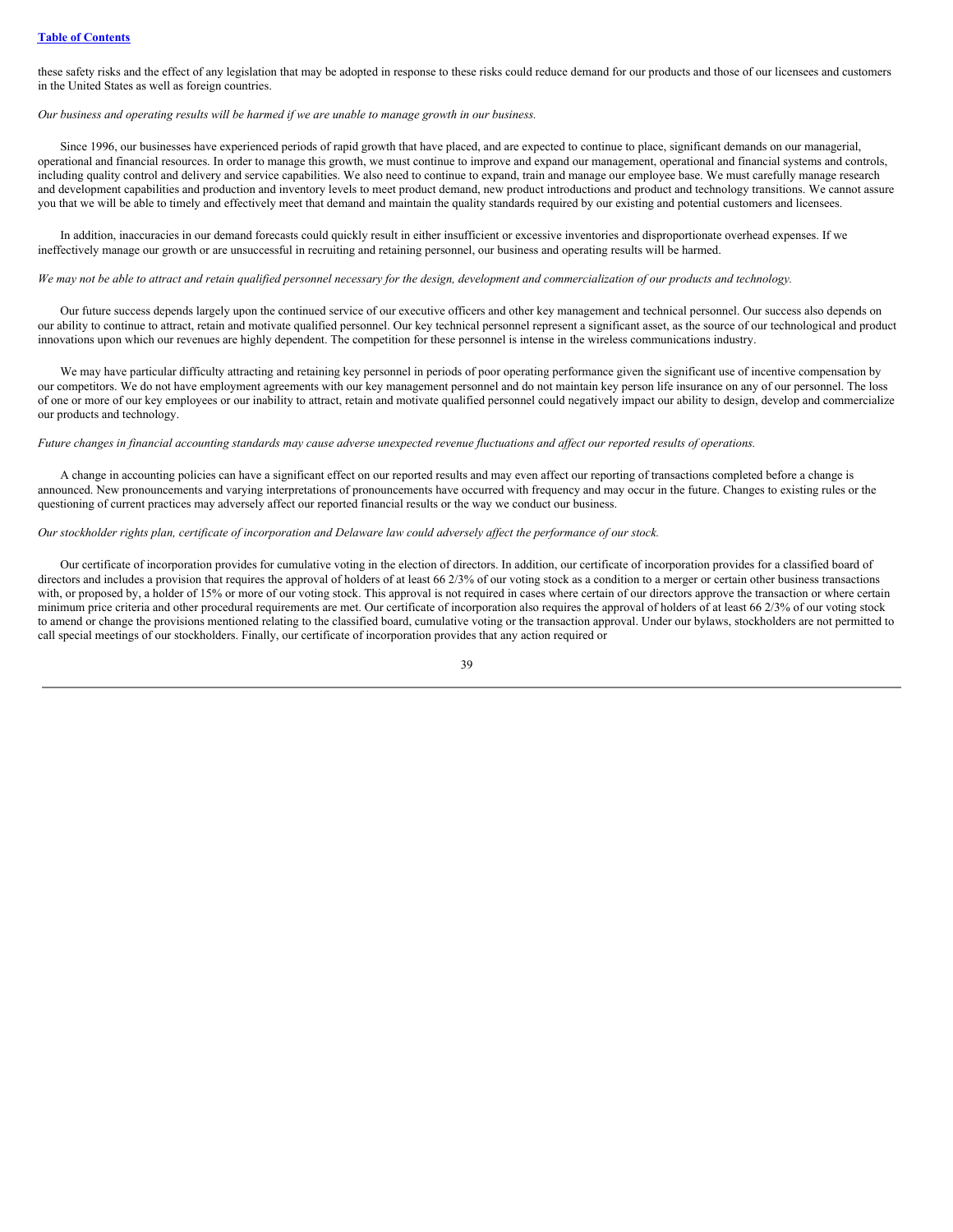these safety risks and the effect of any legislation that may be adopted in response to these risks could reduce demand for our products and those of our licensees and customers in the United States as well as foreign countries.

*Our business and operating results will be harmed if we are unable to manage growth in our business.*

Since 1996, our businesses have experienced periods of rapid growth that have placed, and are expected to continue to place, significant demands on our managerial, operational and financial resources. In order to manage this growth, we must continue to improve and expand our management, operational and financial systems and controls, including quality control and delivery and service capabilities. We also need to continue to expand, train and manage our employee base. We must carefully manage research and development capabilities and production and inventory levels to meet product demand, new product introductions and product and technology transitions. We cannot assure you that we will be able to timely and effectively meet that demand and maintain the quality standards required by our existing and potential customers and licensees.

In addition, inaccuracies in our demand forecasts could quickly result in either insufficient or excessive inventories and disproportionate overhead expenses. If we ineffectively manage our growth or are unsuccessful in recruiting and retaining personnel, our business and operating results will be harmed.

*We may not be able to attract and retain qualified personnel necessary for the design, development and commercialization of our products and technology.*

Our future success depends largely upon the continued service of our executive officers and other key management and technical personnel. Our success also depends on our ability to continue to attract, retain and motivate qualified personnel. Our key technical personnel represent a significant asset, as the source of our technological and product innovations upon which our revenues are highly dependent. The competition for these personnel is intense in the wireless communications industry.

We may have particular difficulty attracting and retaining key personnel in periods of poor operating performance given the significant use of incentive compensation by our competitors. We do not have employment agreements with our key management personnel and do not maintain key person life insurance on any of our personnel. The loss of one or more of our key employees or our inability to attract, retain and motivate qualified personnel could negatively impact our ability to design, develop and commercialize our products and technology.

*Future changes in financial accounting standards may cause adverse unexpected revenue fluctuations and affect our reported results of operations.*

A change in accounting policies can have a significant effect on our reported results and may even affect our reporting of transactions completed before a change is announced. New pronouncements and varying interpretations of pronouncements have occurred with frequency and may occur in the future. Changes to existing rules or the questioning of current practices may adversely affect our reported financial results or the way we conduct our business.

*Our stockholder rights plan, certificate of incorporation and Delaware law could adversely affect the performance of our stock.*

Our certificate of incorporation provides for cumulative voting in the election of directors. In addition, our certificate of incorporation provides for a classified board of directors and includes a provision that requires the approval of holders of at least 66 2/3% of our voting stock as a condition to a merger or certain other business transactions with, or proposed by, a holder of 15% or more of our voting stock. This approval is not required in cases where certain of our directors approve the transaction or where certain minimum price criteria and other procedural requirements are met. Our certificate of incorporation also requires the approval of holders of at least 66 2/3% of our voting stock to amend or change the provisions mentioned relating to the classified board, cumulative voting or the transaction approval. Under our bylaws, stockholders are not permitted to call special meetings of our stockholders. Finally, our certificate of incorporation provides that any action required or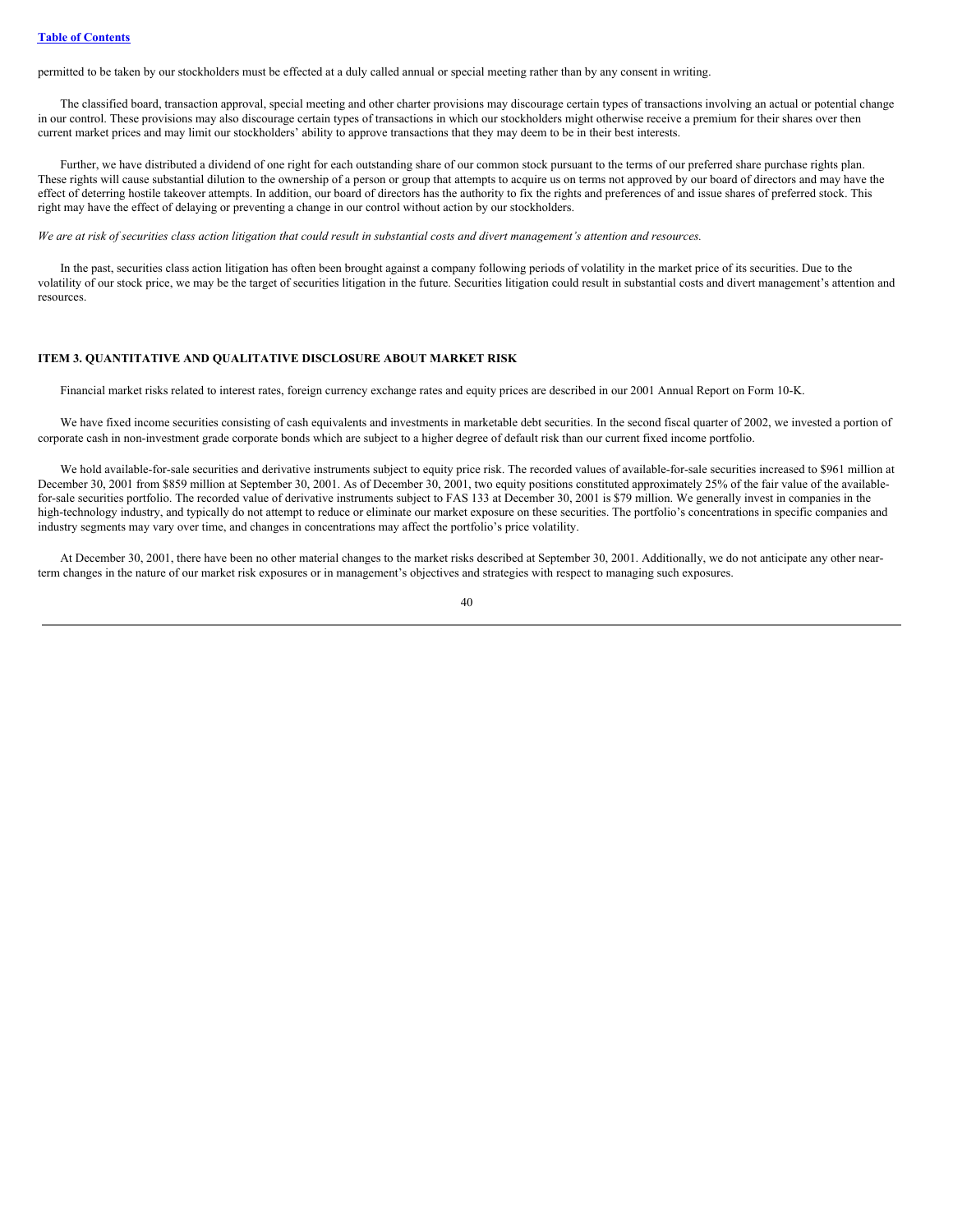permitted to be taken by our stockholders must be effected at a duly called annual or special meeting rather than by any consent in writing.

The classified board, transaction approval, special meeting and other charter provisions may discourage certain types of transactions involving an actual or potential change in our control. These provisions may also discourage certain types of transactions in which our stockholders might otherwise receive a premium for their shares over then current market prices and may limit our stockholders' ability to approve transactions that they may deem to be in their best interests.

Further, we have distributed a dividend of one right for each outstanding share of our common stock pursuant to the terms of our preferred share purchase rights plan. These rights will cause substantial dilution to the ownership of a person or group that attempts to acquire us on terms not approved by our board of directors and may have the effect of deterring hostile takeover attempts. In addition, our board of directors has the authority to fix the rights and preferences of and issue shares of preferred stock. This right may have the effect of delaying or preventing a change in our control without action by our stockholders.

*We are at risk of securities class action litigation that could result in substantial costs and divert management's attention and resources.*

In the past, securities class action litigation has often been brought against a company following periods of volatility in the market price of its securities. Due to the volatility of our stock price, we may be the target of securities litigation in the future. Securities litigation could result in substantial costs and divert management's attention and resources.

## ITEM 3. QUANTITATIVE AND QUALITATIVE DISCLOSURE ABOUT MARKET RISK

Financial market risks related to interest rates, foreign currency exchange rates and equity prices are described in our 2001 Annual Report on Form 10-K.

We have fixed income securities consisting of cash equivalents and investments in marketable debt securities. In the second fiscal quarter of 2002, we invested a portion of corporate cash in non-investment grade corporate bonds which are subject to a higher degree of default risk than our current fixed income portfolio.

We hold available-for-sale securities and derivative instruments subject to equity price risk. The recorded values of available-for-sale securities increased to $961 million at December 30, 2001 from $859 million at September 30, 2001. As of December 30, 2001, two equity positions constituted approximately 25% of the fair value of the available-for-sale securities portfolio. The recorded value of derivative instruments subject to FAS 133 at December 30, 2001 is $79 million. We generally invest in companies in the high-technology industry, and typically do not attempt to reduce or eliminate our market exposure on these securities. The portfolio's concentrations in specific companies and industry segments may vary over time, and changes in concentrations may affect the portfolio's price volatility.

At December 30, 2001, there have been no other material changes to the market risks described at September 30, 2001. Additionally, we do not anticipate any other near-term changes in the nature of our market risk exposures or in management's objectives and strategies with respect to managing such exposures.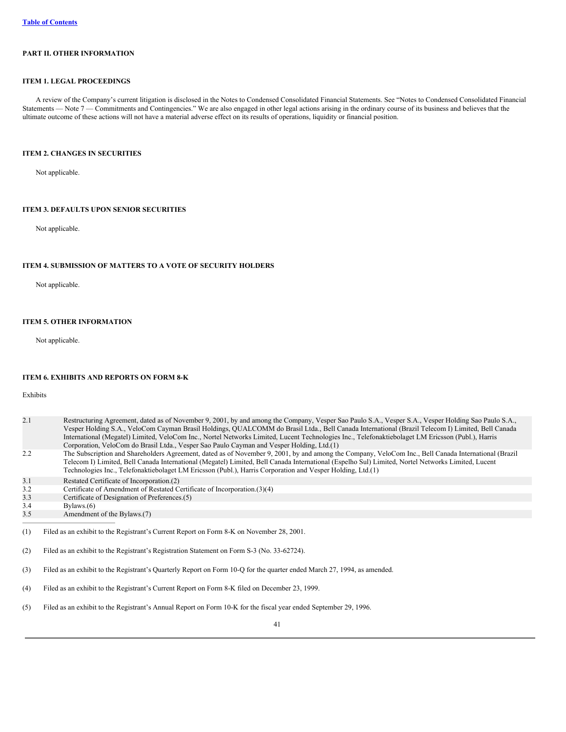[Table of Contents](#)

## PART II. OTHER INFORMATION

### ITEM 1. LEGAL PROCEEDINGS

A review of the Company's current litigation is disclosed in the Notes to Condensed Consolidated Financial Statements. See "Notes to Condensed Consolidated Financial Statements — Note 7 — Commitments and Contingencies." We are also engaged in other legal actions arising in the ordinary course of its business and believes that the ultimate outcome of these actions will not have a material adverse effect on its results of operations, liquidity or financial position.

### ITEM 2. CHANGES IN SECURITIES

Not applicable.

### ITEM 3. DEFAULTS UPON SENIOR SECURITIES

Not applicable.

### ITEM 4. SUBMISSION OF MATTERS TO A VOTE OF SECURITY HOLDERS

Not applicable.

### ITEM 5. OTHER INFORMATION

Not applicable.

### ITEM 6. EXHIBITS AND REPORTS ON FORM 8-K

Exhibits

| | |
|---|---|
| 2.1 | Restructuring Agreement, dated as of November 9, 2001, by and among the Company, Vesper Sao Paulo S.A., Vesper S.A., Vesper Holding Sao Paulo S.A., Vesper Holding S.A., VeloCom Cayman Brasil Holdings, QUALCOMM do Brasil Ltda., Bell Canada International (Brazil Telecom I) Limited, Bell Canada International (Megatel) Limited, VeloCom Inc., Nortel Networks Limited, Lucent Technologies Inc., Telefonaktiebolaget LM Ericsson (Publ.), Harris Corporation, VeloCom do Brasil Ltda., Vesper Sao Paulo Cayman and Vesper Holding, Ltd.(1) |
| 2.2 | The Subscription and Shareholders Agreement, dated as of November 9, 2001, by and among the Company, VeloCom Inc., Bell Canada International (Brazil Telecom I) Limited, Bell Canada International (Megatel) Limited, Bell Canada International (Espelho Sul) Limited, Nortel Networks Limited, Lucent Technologies Inc., Telefonaktiebolaget LM Ericsson (Publ.), Harris Corporation and Vesper Holding, Ltd.(1) |
| 3.1 | Restated Certificate of Incorporation.(2) |
| 3.2 | Certificate of Amendment of Restated Certificate of Incorporation.(3)(4) |
| 3.3 | Certificate of Designation of Preferences.(5) |
| 3.4 | Bylaws.(6) |
| 3.5 | Amendment of the Bylaws.(7) |

(1) Filed as an exhibit to the Registrant's Current Report on Form 8-K on November 28, 2001.

(2) Filed as an exhibit to the Registrant's Registration Statement on Form S-3 (No. 33-62724).

(3) Filed as an exhibit to the Registrant's Quarterly Report on Form 10-Q for the quarter ended March 27, 1994, as amended.

(4) Filed as an exhibit to the Registrant's Current Report on Form 8-K filed on December 23, 1999.

(5) Filed as an exhibit to the Registrant's Annual Report on Form 10-K for the fiscal year ended September 29, 1996.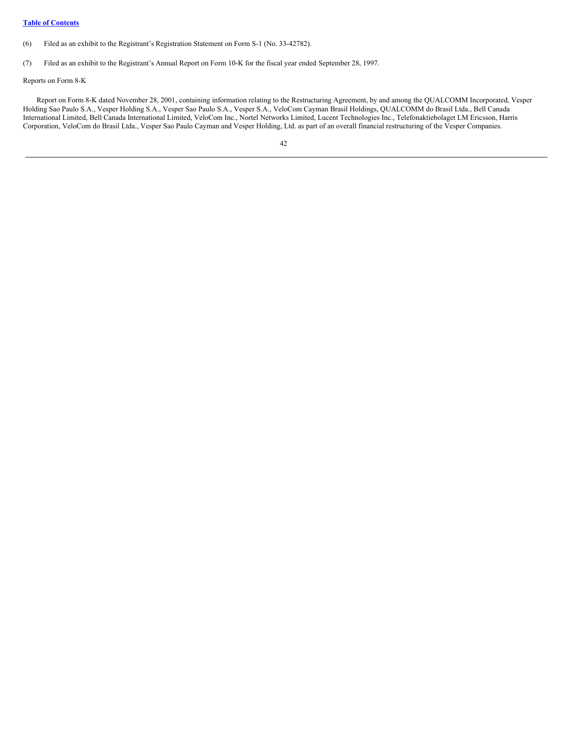(6) Filed as an exhibit to the Registrant's Registration Statement on Form S-1 (No. 33-42782).

(7) Filed as an exhibit to the Registrant's Annual Report on Form 10-K for the fiscal year ended September 28, 1997.

Reports on Form 8-K

Report on Form 8-K dated November 28, 2001, containing information relating to the Restructuring Agreement, by and among the QUALCOMM Incorporated, Vesper Holding Sao Paulo S.A., Vesper Holding S.A., Vesper Sao Paulo S.A., Vesper S.A., VeloCom Cayman Brasil Holdings, QUALCOMM do Brasil Ltda., Bell Canada International Limited, Bell Canada International Limited, VeloCom Inc., Nortel Networks Limited, Lucent Technologies Inc., Telefonaktiebolaget LM Ericsson, Harris Corporation, VeloCom do Brasil Ltda., Vesper Sao Paulo Cayman and Vesper Holding, Ltd. as part of an overall financial restructuring of the Vesper Companies.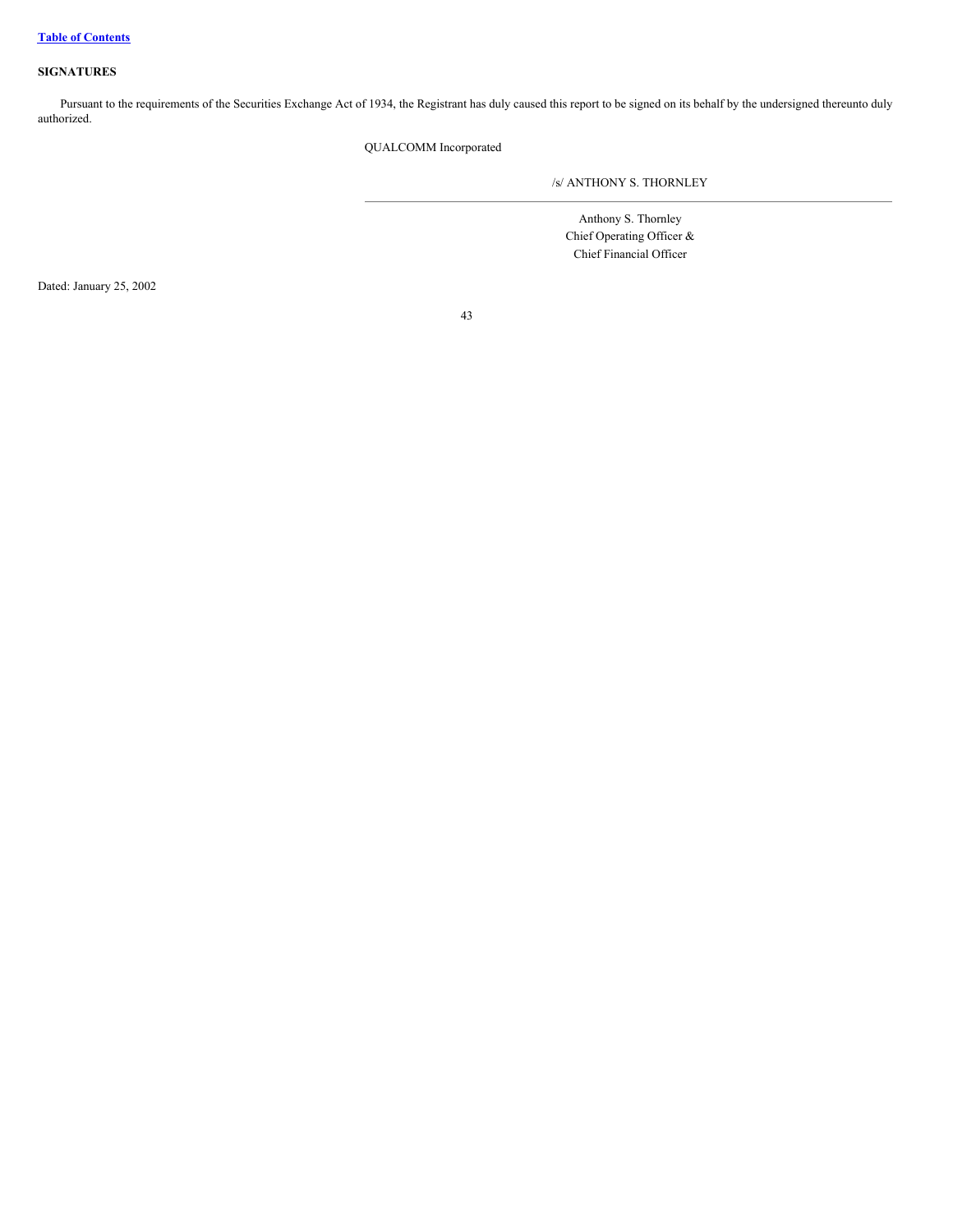[Table of Contents](#)

**SIGNATURES**

Pursuant to the requirements of the Securities Exchange Act of 1934, the Registrant has duly caused this report to be signed on its behalf by the undersigned thereunto duly authorized.

QUALCOMM Incorporated

/s/ ANTHONY S. THORNLEY

Anthony S. Thornley
Chief Operating Officer &
Chief Financial Officer

Dated: January 25, 2002